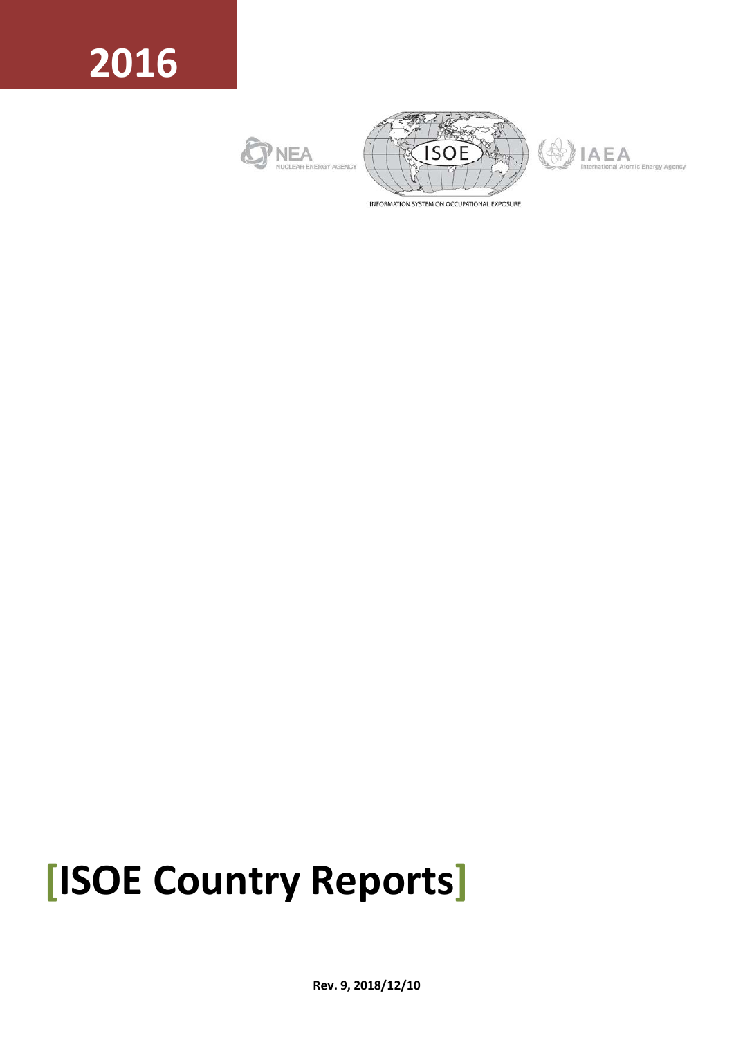# 2016

NEA NUCLEAR ENERGY AGENCY

ISOE

INFORMATION SYSTEM ON OCCUPATIONAL EXPOSURE

IAEA International Atomic Energy Agency

# [ISOE Country Reports]

**Rev. 9, 2018/12/10**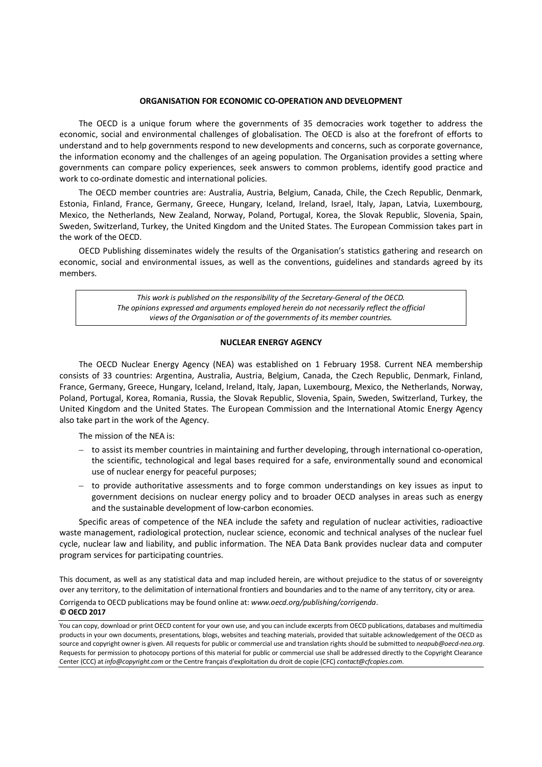**ORGANISATION FOR ECONOMIC CO-OPERATION AND DEVELOPMENT**

The OECD is a unique forum where the governments of 35 democracies work together to address the economic, social and environmental challenges of globalisation. The OECD is also at the forefront of efforts to understand and to help governments respond to new developments and concerns, such as corporate governance, the information economy and the challenges of an ageing population. The Organisation provides a setting where governments can compare policy experiences, seek answers to common problems, identify good practice and work to co-ordinate domestic and international policies.

The OECD member countries are: Australia, Austria, Belgium, Canada, Chile, the Czech Republic, Denmark, Estonia, Finland, France, Germany, Greece, Hungary, Iceland, Ireland, Israel, Italy, Japan, Latvia, Luxembourg, Mexico, the Netherlands, New Zealand, Norway, Poland, Portugal, Korea, the Slovak Republic, Slovenia, Spain, Sweden, Switzerland, Turkey, the United Kingdom and the United States. The European Commission takes part in the work of the OECD.

OECD Publishing disseminates widely the results of the Organisation's statistics gathering and research on economic, social and environmental issues, as well as the conventions, guidelines and standards agreed by its members.

*This work is published on the responsibility of the Secretary-General of the OECD. The opinions expressed and arguments employed herein do not necessarily reflect the official views of the Organisation or of the governments of its member countries.*

**NUCLEAR ENERGY AGENCY**

The OECD Nuclear Energy Agency (NEA) was established on 1 February 1958. Current NEA membership consists of 33 countries: Argentina, Australia, Austria, Belgium, Canada, the Czech Republic, Denmark, Finland, France, Germany, Greece, Hungary, Iceland, Ireland, Italy, Japan, Luxembourg, Mexico, the Netherlands, Norway, Poland, Portugal, Korea, Romania, Russia, the Slovak Republic, Slovenia, Spain, Sweden, Switzerland, Turkey, the United Kingdom and the United States. The European Commission and the International Atomic Energy Agency also take part in the work of the Agency.

The mission of the NEA is:

- to assist its member countries in maintaining and further developing, through international co-operation, the scientific, technological and legal bases required for a safe, environmentally sound and economical use of nuclear energy for peaceful purposes;
- to provide authoritative assessments and to forge common understandings on key issues as input to government decisions on nuclear energy policy and to broader OECD analyses in areas such as energy and the sustainable development of low-carbon economies.

Specific areas of competence of the NEA include the safety and regulation of nuclear activities, radioactive waste management, radiological protection, nuclear science, economic and technical analyses of the nuclear fuel cycle, nuclear law and liability, and public information. The NEA Data Bank provides nuclear data and computer program services for participating countries.

This document, as well as any statistical data and map included herein, are without prejudice to the status of or sovereignty over any territory, to the delimitation of international frontiers and boundaries and to the name of any territory, city or area.

Corrigenda to OECD publications may be found online at: *www.oecd.org/publishing/corrigenda*.

**© OECD 2017**

You can copy, download or print OECD content for your own use, and you can include excerpts from OECD publications, databases and multimedia products in your own documents, presentations, blogs, websites and teaching materials, provided that suitable acknowledgement of the OECD as source and copyright owner is given. All requests for public or commercial use and translation rights should be submitted to *neapub@oecd-nea.org*. Requests for permission to photocopy portions of this material for public or commercial use shall be addressed directly to the Copyright Clearance Center (CCC) at *info@copyright.com* or the Centre français d'exploitation du droit de copie (CFC) *contact@cfcopies.com*.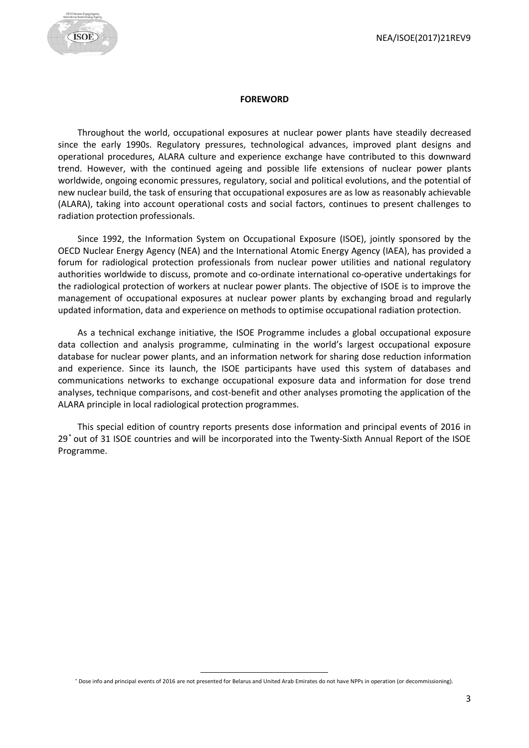## FOREWORD

Throughout the world, occupational exposures at nuclear power plants have steadily decreased since the early 1990s. Regulatory pressures, technological advances, improved plant designs and operational procedures, ALARA culture and experience exchange have contributed to this downward trend. However, with the continued ageing and possible life extensions of nuclear power plants worldwide, ongoing economic pressures, regulatory, social and political evolutions, and the potential of new nuclear build, the task of ensuring that occupational exposures are as low as reasonably achievable (ALARA), taking into account operational costs and social factors, continues to present challenges to radiation protection professionals.

Since 1992, the Information System on Occupational Exposure (ISOE), jointly sponsored by the OECD Nuclear Energy Agency (NEA) and the International Atomic Energy Agency (IAEA), has provided a forum for radiological protection professionals from nuclear power utilities and national regulatory authorities worldwide to discuss, promote and co-ordinate international co-operative undertakings for the radiological protection of workers at nuclear power plants. The objective of ISOE is to improve the management of occupational exposures at nuclear power plants by exchanging broad and regularly updated information, data and experience on methods to optimise occupational radiation protection.

As a technical exchange initiative, the ISOE Programme includes a global occupational exposure data collection and analysis programme, culminating in the world's largest occupational exposure database for nuclear power plants, and an information network for sharing dose reduction information and experience. Since its launch, the ISOE participants have used this system of databases and communications networks to exchange occupational exposure data and information for dose trend analyses, technique comparisons, and cost-benefit and other analyses promoting the application of the ALARA principle in local radiological protection programmes.

This special edition of country reports presents dose information and principal events of 2016 in 29[*] out of 31 ISOE countries and will be incorporated into the Twenty-Sixth Annual Report of the ISOE Programme.

[*] Dose info and principal events of 2016 are not presented for Belarus and United Arab Emirates do not have NPPs in operation (or decommissioning).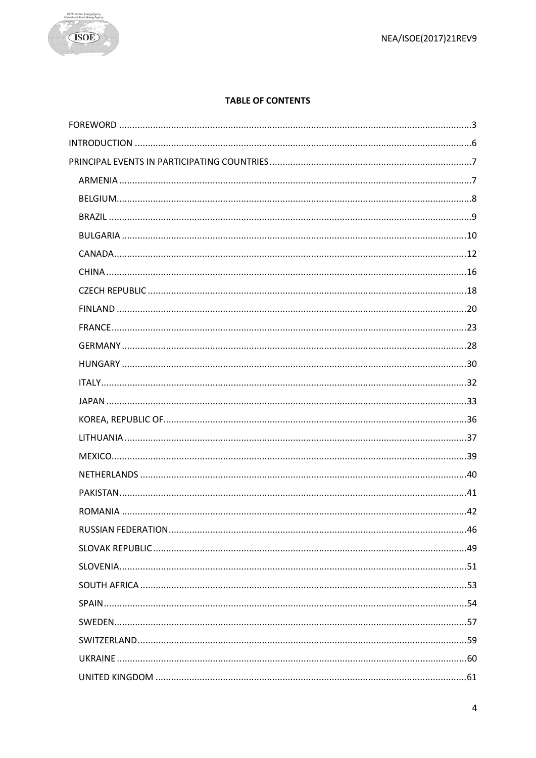**TABLE OF CONTENTS**

FOREWORD ....................................................................................................................................3

INTRODUCTION ............................................................................................................................6

PRINCIPAL EVENTS IN PARTICIPATING COUNTRIES ....................................................................7

- ARMENIA ....................................................................................................................................7
- BELGIUM.....................................................................................................................................8
- BRAZIL ........................................................................................................................................9
- BULGARIA .................................................................................................................................10
- CANADA.....................................................................................................................................12
- CHINA ........................................................................................................................................16
- CZECH REPUBLIC .......................................................................................................................18
- FINLAND ....................................................................................................................................20
- FRANCE......................................................................................................................................23
- GERMANY ..................................................................................................................................28
- HUNGARY ..................................................................................................................................30
- ITALY..........................................................................................................................................32
- JAPAN ........................................................................................................................................33
- KOREA, REPUBLIC OF..................................................................................................................36
- LITHUANIA .................................................................................................................................37
- MEXICO......................................................................................................................................39
- NETHERLANDS ...........................................................................................................................40
- PAKISTAN...................................................................................................................................41
- ROMANIA ..................................................................................................................................42
- RUSSIAN FEDERATION ................................................................................................................46
- SLOVAK REPUBLIC ......................................................................................................................49
- SLOVENIA...................................................................................................................................51
- SOUTH AFRICA ...........................................................................................................................53
- SPAIN.........................................................................................................................................54
- SWEDEN.....................................................................................................................................57
- SWITZERLAND.............................................................................................................................59
- UKRAINE ....................................................................................................................................60
- UNITED KINGDOM .....................................................................................................................61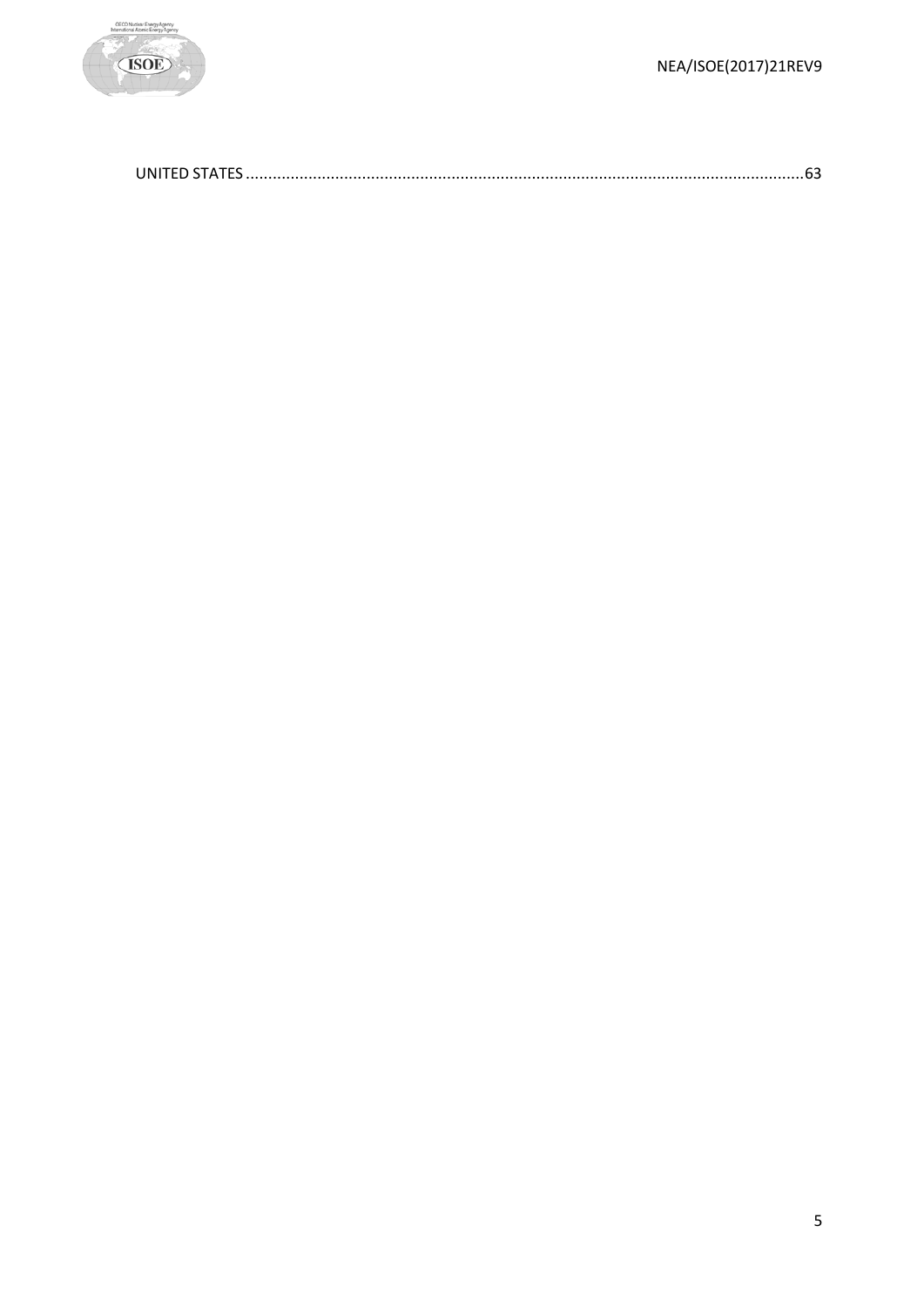UNITED STATES ............................................................................................................................63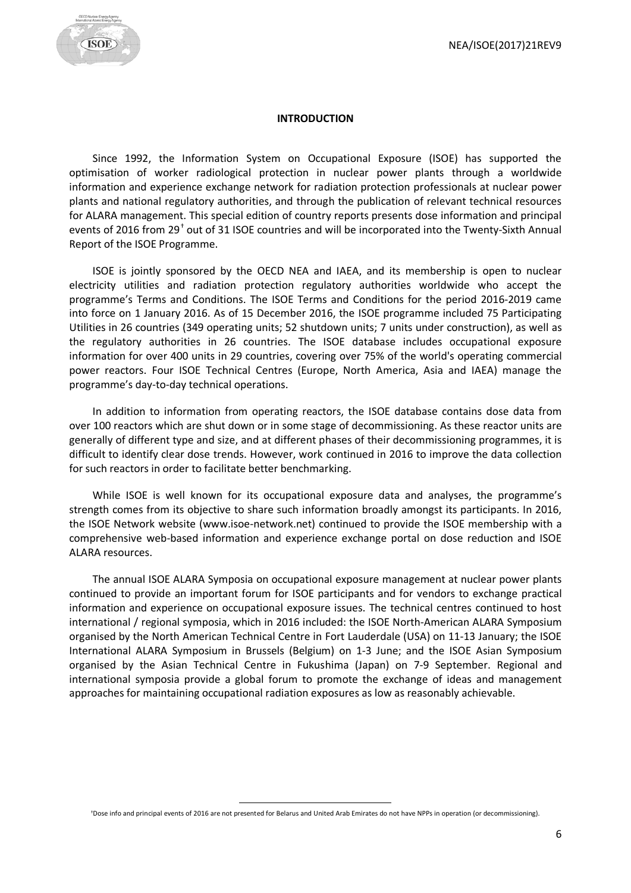## INTRODUCTION

Since 1992, the Information System on Occupational Exposure (ISOE) has supported the optimisation of worker radiological protection in nuclear power plants through a worldwide information and experience exchange network for radiation protection professionals at nuclear power plants and national regulatory authorities, and through the publication of relevant technical resources for ALARA management. This special edition of country reports presents dose information and principal events of 2016 from 29[†] out of 31 ISOE countries and will be incorporated into the Twenty-Sixth Annual Report of the ISOE Programme.

ISOE is jointly sponsored by the OECD NEA and IAEA, and its membership is open to nuclear electricity utilities and radiation protection regulatory authorities worldwide who accept the programme's Terms and Conditions. The ISOE Terms and Conditions for the period 2016-2019 came into force on 1 January 2016. As of 15 December 2016, the ISOE programme included 75 Participating Utilities in 26 countries (349 operating units; 52 shutdown units; 7 units under construction), as well as the regulatory authorities in 26 countries. The ISOE database includes occupational exposure information for over 400 units in 29 countries, covering over 75% of the world's operating commercial power reactors. Four ISOE Technical Centres (Europe, North America, Asia and IAEA) manage the programme's day-to-day technical operations.

In addition to information from operating reactors, the ISOE database contains dose data from over 100 reactors which are shut down or in some stage of decommissioning. As these reactor units are generally of different type and size, and at different phases of their decommissioning programmes, it is difficult to identify clear dose trends. However, work continued in 2016 to improve the data collection for such reactors in order to facilitate better benchmarking.

While ISOE is well known for its occupational exposure data and analyses, the programme's strength comes from its objective to share such information broadly amongst its participants. In 2016, the ISOE Network website (www.isoe-network.net) continued to provide the ISOE membership with a comprehensive web-based information and experience exchange portal on dose reduction and ISOE ALARA resources.

The annual ISOE ALARA Symposia on occupational exposure management at nuclear power plants continued to provide an important forum for ISOE participants and for vendors to exchange practical information and experience on occupational exposure issues. The technical centres continued to host international / regional symposia, which in 2016 included: the ISOE North-American ALARA Symposium organised by the North American Technical Centre in Fort Lauderdale (USA) on 11-13 January; the ISOE International ALARA Symposium in Brussels (Belgium) on 1-3 June; and the ISOE Asian Symposium organised by the Asian Technical Centre in Fukushima (Japan) on 7-9 September. Regional and international symposia provide a global forum to promote the exchange of ideas and management approaches for maintaining occupational radiation exposures as low as reasonably achievable.

---

[†] Dose info and principal events of 2016 are not presented for Belarus and United Arab Emirates do not have NPPs in operation (or decommissioning).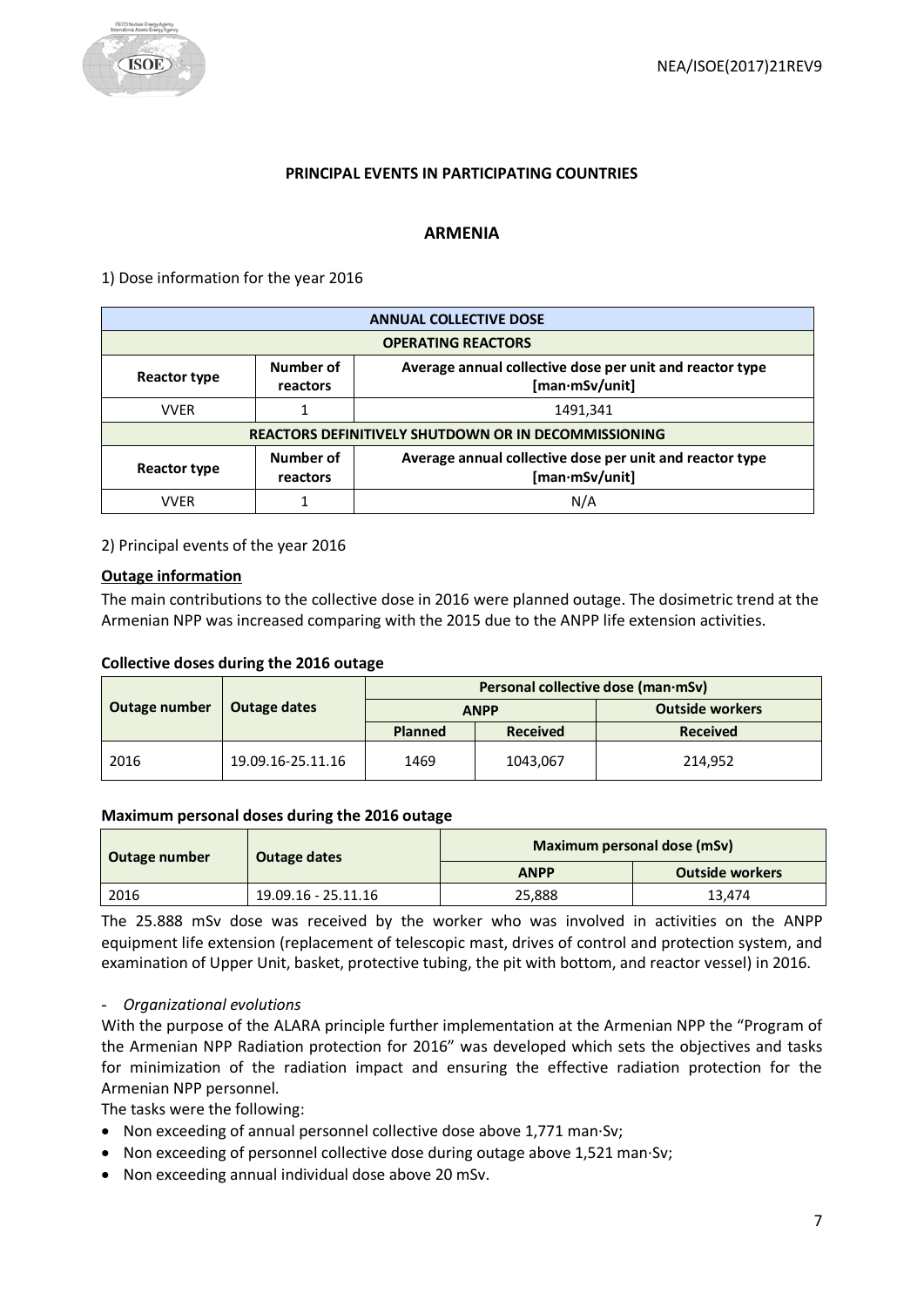## PRINCIPAL EVENTS IN PARTICIPATING COUNTRIES

### ARMENIA

1) Dose information for the year 2016

| ANNUAL COLLECTIVE DOSE | | |
|---|---|---|
| **OPERATING REACTORS** | | |
| **Reactor type** | **Number of reactors** | **Average annual collective dose per unit and reactor type [man·mSv/unit]** |
| VVER | 1 | 1491,341 |
| **REACTORS DEFINITIVELY SHUTDOWN OR IN DECOMMISSIONING** | | |
| **Reactor type** | **Number of reactors** | **Average annual collective dose per unit and reactor type [man·mSv/unit]** |
| VVER | 1 | N/A |

2) Principal events of the year 2016

**Outage information**

The main contributions to the collective dose in 2016 were planned outage. The dosimetric trend at the Armenian NPP was increased comparing with the 2015 due to the ANPP life extension activities.

**Collective doses during the 2016 outage**

| Outage number | Outage dates | Personal collective dose (man·mSv) | | |
|---|---|---|---|---|
| | | ANPP | | Outside workers |
| | | Planned | Received | Received |
| 2016 | 19.09.16-25.11.16 | 1469 | 1043,067 | 214,952 |

**Maximum personal doses during the 2016 outage**

| Outage number | Outage dates | Maximum personal dose (mSv) | |
|---|---|---|---|
| | | ANPP | Outside workers |
| 2016 | 19.09.16 - 25.11.16 | 25,888 | 13,474 |

The 25.888 mSv dose was received by the worker who was involved in activities on the ANPP equipment life extension (replacement of telescopic mast, drives of control and protection system, and examination of Upper Unit, basket, protective tubing, the pit with bottom, and reactor vessel) in 2016.

- *Organizational evolutions*

With the purpose of the ALARA principle further implementation at the Armenian NPP the "Program of the Armenian NPP Radiation protection for 2016" was developed which sets the objectives and tasks for minimization of the radiation impact and ensuring the effective radiation protection for the Armenian NPP personnel.

The tasks were the following:

- Non exceeding of annual personnel collective dose above 1,771 man·Sv;
- Non exceeding of personnel collective dose during outage above 1,521 man·Sv;
- Non exceeding annual individual dose above 20 mSv.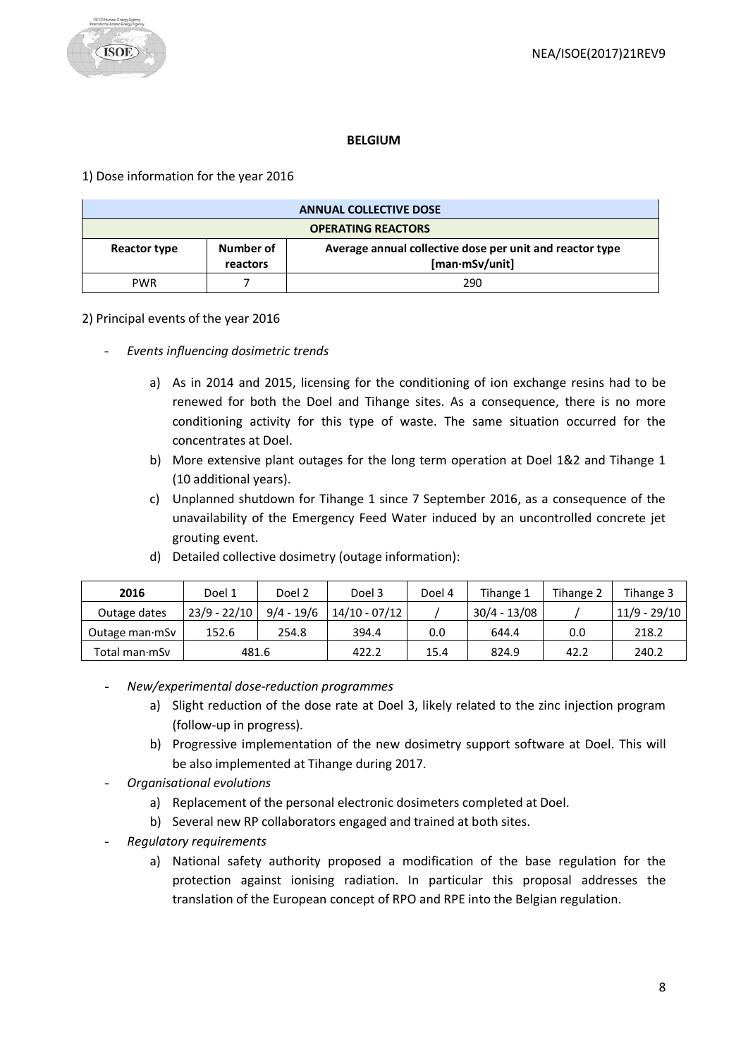## BELGIUM

1) Dose information for the year 2016

| ANNUAL COLLECTIVE DOSE | | |
|---|---|---|
| **OPERATING REACTORS** | | |
| **Reactor type** | **Number of reactors** | **Average annual collective dose per unit and reactor type [man·mSv/unit]** |
| PWR | 7 | 290 |

2) Principal events of the year 2016

- *Events influencing dosimetric trends*
  a) As in 2014 and 2015, licensing for the conditioning of ion exchange resins had to be renewed for both the Doel and Tihange sites. As a consequence, there is no more conditioning activity for this type of waste. The same situation occurred for the concentrates at Doel.
  b) More extensive plant outages for the long term operation at Doel 1&2 and Tihange 1 (10 additional years).
  c) Unplanned shutdown for Tihange 1 since 7 September 2016, as a consequence of the unavailability of the Emergency Feed Water induced by an uncontrolled concrete jet grouting event.
  d) Detailed collective dosimetry (outage information):

| **2016** | Doel 1 | Doel 2 | Doel 3 | Doel 4 | Tihange 1 | Tihange 2 | Tihange 3 |
|---|---|---|---|---|---|---|---|
| Outage dates | 23/9 - 22/10 | 9/4 - 19/6 | 14/10 - 07/12 | / | 30/4 - 13/08 | / | 11/9 - 29/10 |
| Outage man·mSv | 152.6 | 254.8 | 394.4 | 0.0 | 644.4 | 0.0 | 218.2 |
| Total man·mSv | 481.6 | | 422.2 | 15.4 | 824.9 | 42.2 | 240.2 |

- *New/experimental dose-reduction programmes*
  a) Slight reduction of the dose rate at Doel 3, likely related to the zinc injection program (follow-up in progress).
  b) Progressive implementation of the new dosimetry support software at Doel. This will be also implemented at Tihange during 2017.
- *Organisational evolutions*
  a) Replacement of the personal electronic dosimeters completed at Doel.
  b) Several new RP collaborators engaged and trained at both sites.
- *Regulatory requirements*
  a) National safety authority proposed a modification of the base regulation for the protection against ionising radiation. In particular this proposal addresses the translation of the European concept of RPO and RPE into the Belgian regulation.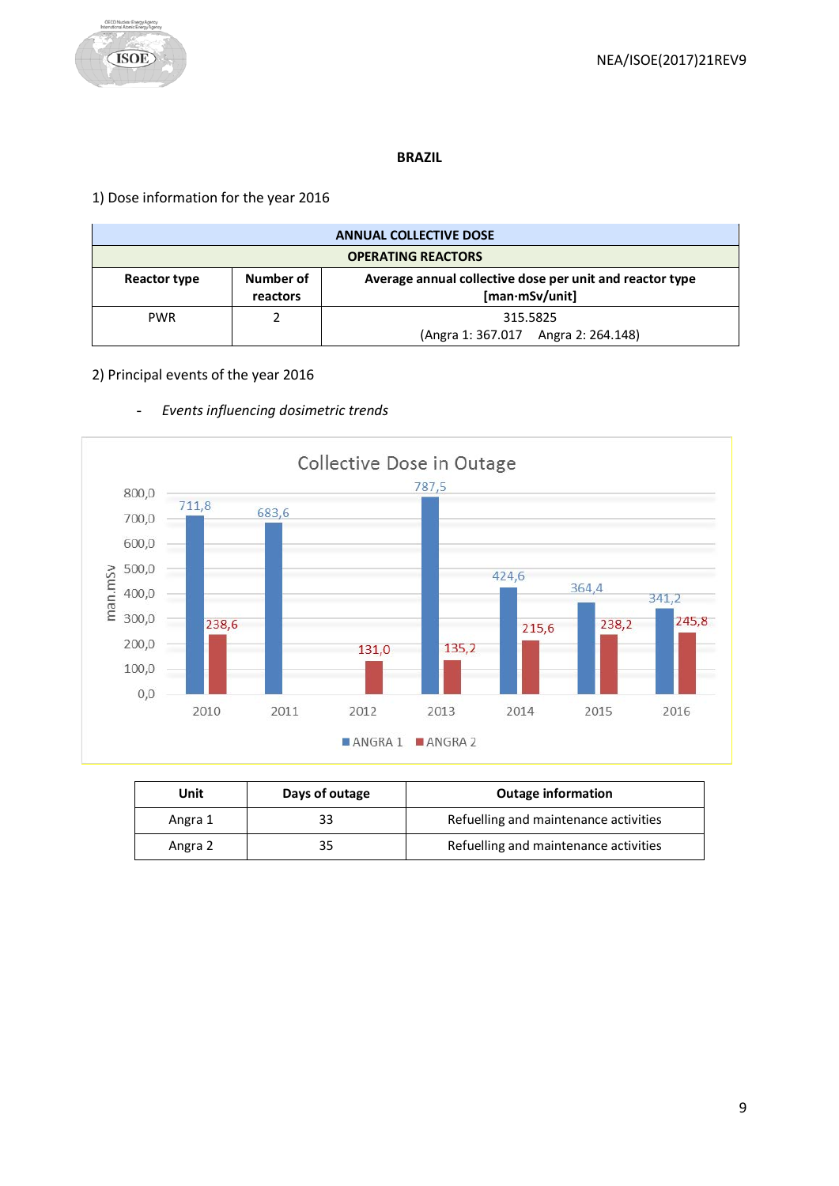# BRAZIL

1) Dose information for the year 2016

| ANNUAL COLLECTIVE DOSE | | |
|---|---|---|
| **OPERATING REACTORS** | | |
| **Reactor type** | **Number of reactors** | **Average annual collective dose per unit and reactor type [man·mSv/unit]** |
| PWR | 2 | 315.5825 (Angra 1: 367.017 Angra 2: 264.148) |

2) Principal events of the year 2016

- *Events influencing dosimetric trends*

Collective Dose in Outage

| Year | ANGRA 1 (man.mSv) | ANGRA 2 (man.mSv) |
|---|---|---|
| 2010 | 711,8 | 238,6 |
| 2011 | 683,6 | |
| 2012 | | 131,0 |
| 2013 | 787,5 | 135,2 |
| 2014 | 424,6 | 215,6 |
| 2015 | 364,4 | 238,2 |
| 2016 | 341,2 | 245,8 |

| Unit | Days of outage | Outage information |
|---|---|---|
| Angra 1 | 33 | Refuelling and maintenance activities |
| Angra 2 | 35 | Refuelling and maintenance activities |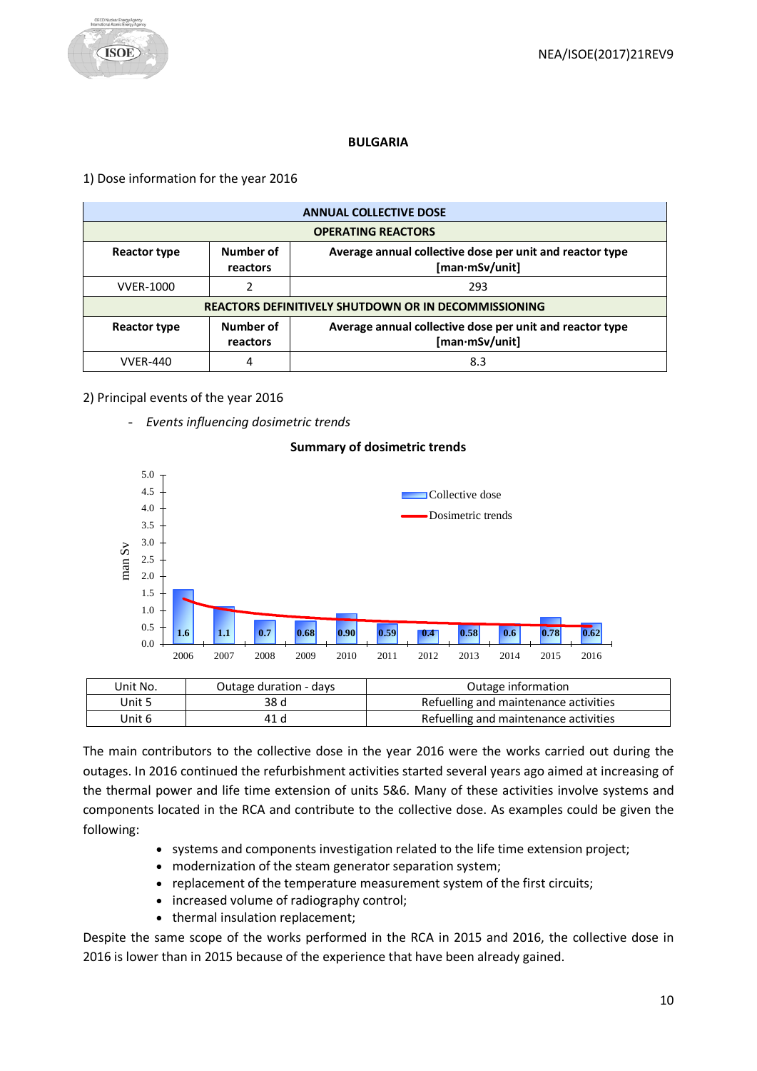# BULGARIA

1) Dose information for the year 2016

| ANNUAL COLLECTIVE DOSE | | |
|---|---|---|
| **OPERATING REACTORS** | | |
| **Reactor type** | **Number of reactors** | **Average annual collective dose per unit and reactor type [man·mSv/unit]** |
| VVER-1000 | 2 | 293 |
| **REACTORS DEFINITIVELY SHUTDOWN OR IN DECOMMISSIONING** | | |
| **Reactor type** | **Number of reactors** | **Average annual collective dose per unit and reactor type [man·mSv/unit]** |
| VVER-440 | 4 | 8.3 |

2) Principal events of the year 2016

- *Events influencing dosimetric trends*

**Summary of dosimetric trends**

| Year | 2006 | 2007 | 2008 | 2009 | 2010 | 2011 | 2012 | 2013 | 2014 | 2015 | 2016 |
|---|---|---|---|---|---|---|---|---|---|---|---|
| Collective dose (man Sv) | 1.6 | 1.1 | 0.7 | 0.68 | 0.90 | 0.59 | 0.4 | 0.58 | 0.6 | 0.78 | 0.62 |

| Unit No. | Outage duration - days | Outage information |
|---|---|---|
| Unit 5 | 38 d | Refuelling and maintenance activities |
| Unit 6 | 41 d | Refuelling and maintenance activities |

The main contributors to the collective dose in the year 2016 were the works carried out during the outages. In 2016 continued the refurbishment activities started several years ago aimed at increasing of the thermal power and life time extension of units 5&6. Many of these activities involve systems and components located in the RCA and contribute to the collective dose. As examples could be given the following:

- systems and components investigation related to the life time extension project;
- modernization of the steam generator separation system;
- replacement of the temperature measurement system of the first circuits;
- increased volume of radiography control;
- thermal insulation replacement;

Despite the same scope of the works performed in the RCA in 2015 and 2016, the collective dose in 2016 is lower than in 2015 because of the experience that have been already gained.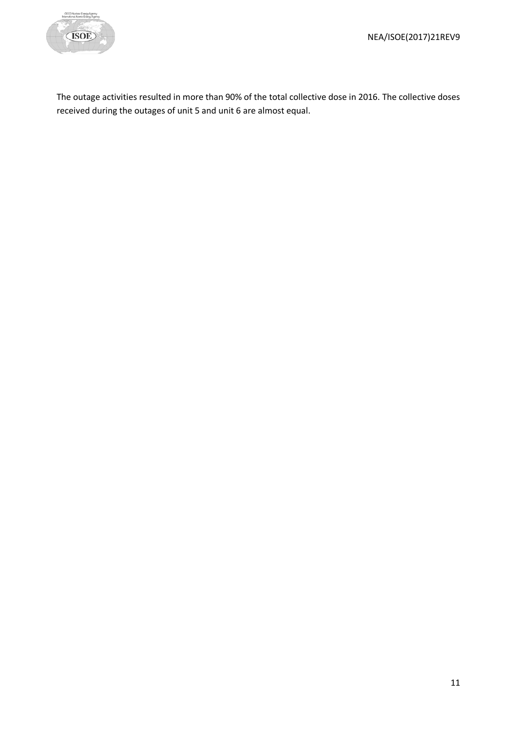The outage activities resulted in more than 90% of the total collective dose in 2016. The collective doses received during the outages of unit 5 and unit 6 are almost equal.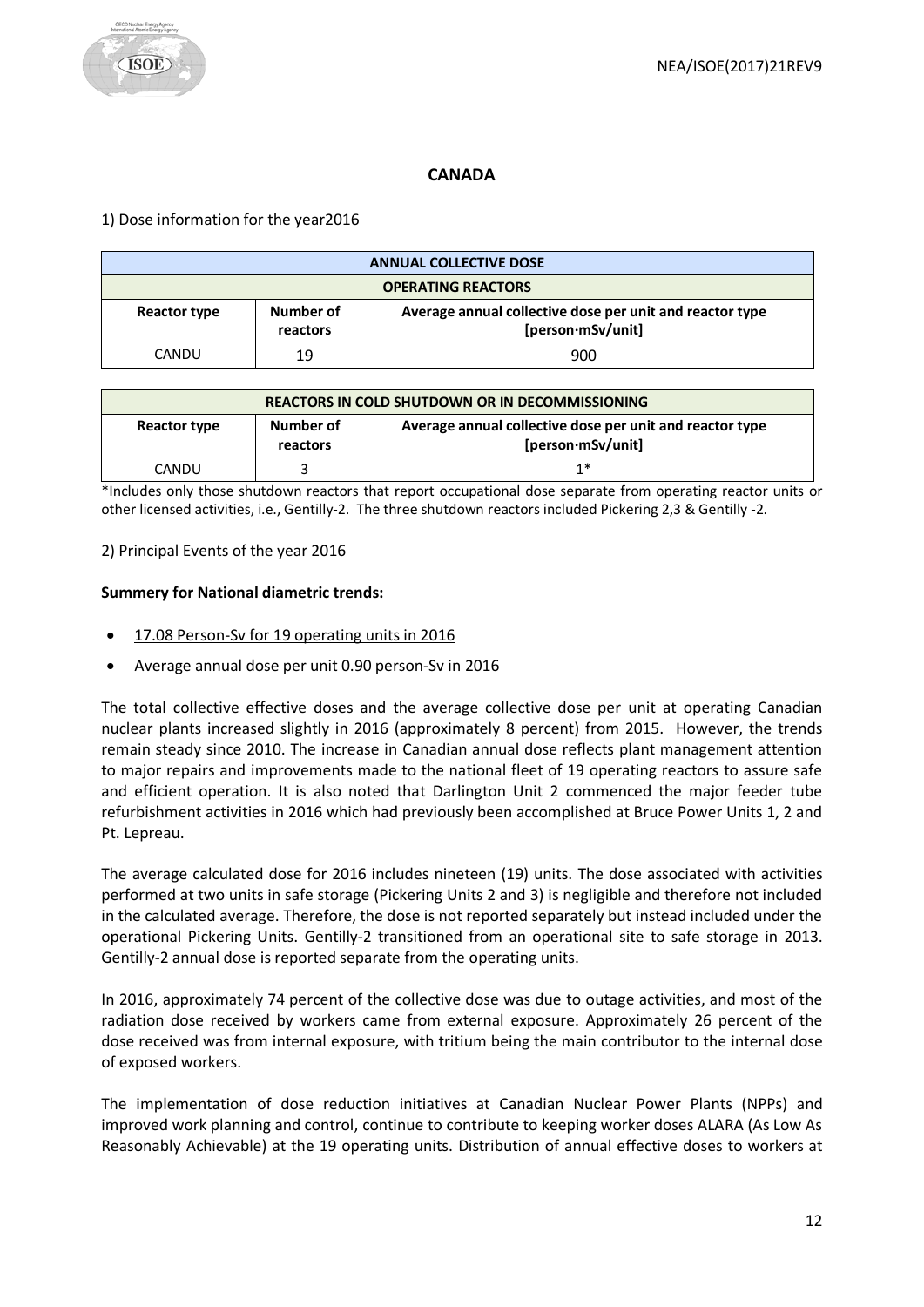## CANADA

1) Dose information for the year2016

| ANNUAL COLLECTIVE DOSE | | |
|---|---|---|
| **OPERATING REACTORS** | | |
| **Reactor type** | **Number of reactors** | **Average annual collective dose per unit and reactor type [person·mSv/unit]** |
| CANDU | 19 | 900 |

| REACTORS IN COLD SHUTDOWN OR IN DECOMMISSIONING | | |
|---|---|---|
| **Reactor type** | **Number of reactors** | **Average annual collective dose per unit and reactor type [person·mSv/unit]** |
| CANDU | 3 | 1* |

*Includes only those shutdown reactors that report occupational dose separate from operating reactor units or other licensed activities, i.e., Gentilly-2. The three shutdown reactors included Pickering 2,3 & Gentilly -2.

2) Principal Events of the year 2016

**Summery for National diametric trends:**

- 17.08 Person-Sv for 19 operating units in 2016
- Average annual dose per unit 0.90 person-Sv in 2016

The total collective effective doses and the average collective dose per unit at operating Canadian nuclear plants increased slightly in 2016 (approximately 8 percent) from 2015. However, the trends remain steady since 2010. The increase in Canadian annual dose reflects plant management attention to major repairs and improvements made to the national fleet of 19 operating reactors to assure safe and efficient operation. It is also noted that Darlington Unit 2 commenced the major feeder tube refurbishment activities in 2016 which had previously been accomplished at Bruce Power Units 1, 2 and Pt. Lepreau.

The average calculated dose for 2016 includes nineteen (19) units. The dose associated with activities performed at two units in safe storage (Pickering Units 2 and 3) is negligible and therefore not included in the calculated average. Therefore, the dose is not reported separately but instead included under the operational Pickering Units. Gentilly-2 transitioned from an operational site to safe storage in 2013. Gentilly-2 annual dose is reported separate from the operating units.

In 2016, approximately 74 percent of the collective dose was due to outage activities, and most of the radiation dose received by workers came from external exposure. Approximately 26 percent of the dose received was from internal exposure, with tritium being the main contributor to the internal dose of exposed workers.

The implementation of dose reduction initiatives at Canadian Nuclear Power Plants (NPPs) and improved work planning and control, continue to contribute to keeping worker doses ALARA (As Low As Reasonably Achievable) at the 19 operating units. Distribution of annual effective doses to workers at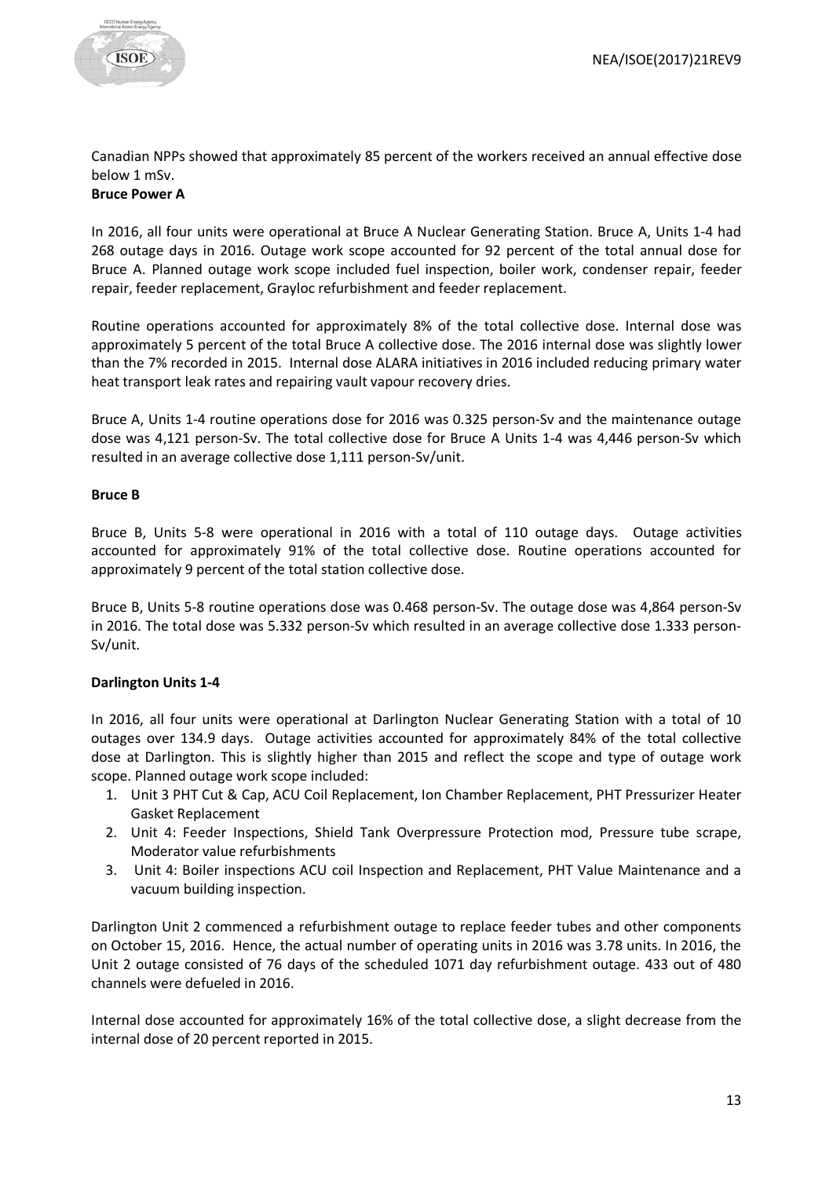Canadian NPPs showed that approximately 85 percent of the workers received an annual effective dose below 1 mSv.

**Bruce Power A**

In 2016, all four units were operational at Bruce A Nuclear Generating Station. Bruce A, Units 1-4 had 268 outage days in 2016. Outage work scope accounted for 92 percent of the total annual dose for Bruce A. Planned outage work scope included fuel inspection, boiler work, condenser repair, feeder repair, feeder replacement, Grayloc refurbishment and feeder replacement.

Routine operations accounted for approximately 8% of the total collective dose. Internal dose was approximately 5 percent of the total Bruce A collective dose. The 2016 internal dose was slightly lower than the 7% recorded in 2015. Internal dose ALARA initiatives in 2016 included reducing primary water heat transport leak rates and repairing vault vapour recovery dries.

Bruce A, Units 1-4 routine operations dose for 2016 was 0.325 person-Sv and the maintenance outage dose was 4,121 person-Sv. The total collective dose for Bruce A Units 1-4 was 4,446 person-Sv which resulted in an average collective dose 1,111 person-Sv/unit.

**Bruce B**

Bruce B, Units 5-8 were operational in 2016 with a total of 110 outage days. Outage activities accounted for approximately 91% of the total collective dose. Routine operations accounted for approximately 9 percent of the total station collective dose.

Bruce B, Units 5-8 routine operations dose was 0.468 person-Sv. The outage dose was 4,864 person-Sv in 2016. The total dose was 5.332 person-Sv which resulted in an average collective dose 1.333 person-Sv/unit.

**Darlington Units 1-4**

In 2016, all four units were operational at Darlington Nuclear Generating Station with a total of 10 outages over 134.9 days. Outage activities accounted for approximately 84% of the total collective dose at Darlington. This is slightly higher than 2015 and reflect the scope and type of outage work scope. Planned outage work scope included:

1. Unit 3 PHT Cut & Cap, ACU Coil Replacement, Ion Chamber Replacement, PHT Pressurizer Heater Gasket Replacement
2. Unit 4: Feeder Inspections, Shield Tank Overpressure Protection mod, Pressure tube scrape, Moderator value refurbishments
3. Unit 4: Boiler inspections ACU coil Inspection and Replacement, PHT Value Maintenance and a vacuum building inspection.

Darlington Unit 2 commenced a refurbishment outage to replace feeder tubes and other components on October 15, 2016. Hence, the actual number of operating units in 2016 was 3.78 units. In 2016, the Unit 2 outage consisted of 76 days of the scheduled 1071 day refurbishment outage. 433 out of 480 channels were defueled in 2016.

Internal dose accounted for approximately 16% of the total collective dose, a slight decrease from the internal dose of 20 percent reported in 2015.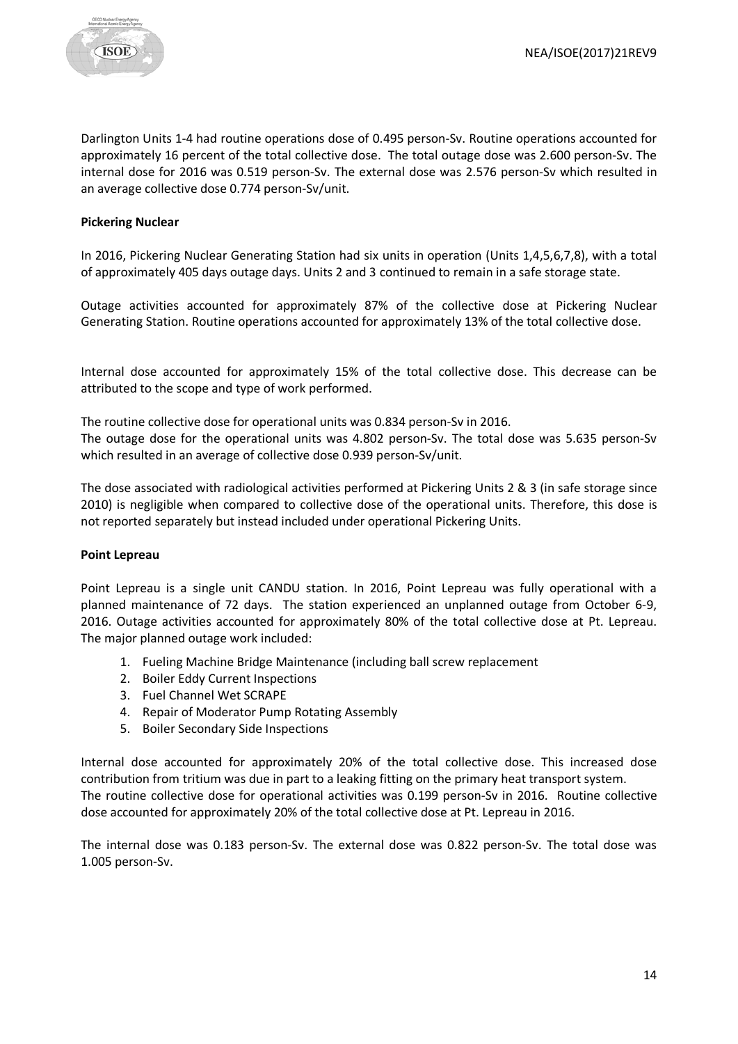Darlington Units 1-4 had routine operations dose of 0.495 person-Sv. Routine operations accounted for approximately 16 percent of the total collective dose. The total outage dose was 2.600 person-Sv. The internal dose for 2016 was 0.519 person-Sv. The external dose was 2.576 person-Sv which resulted in an average collective dose 0.774 person-Sv/unit.

**Pickering Nuclear**

In 2016, Pickering Nuclear Generating Station had six units in operation (Units 1,4,5,6,7,8), with a total of approximately 405 days outage days. Units 2 and 3 continued to remain in a safe storage state.

Outage activities accounted for approximately 87% of the collective dose at Pickering Nuclear Generating Station. Routine operations accounted for approximately 13% of the total collective dose.

Internal dose accounted for approximately 15% of the total collective dose. This decrease can be attributed to the scope and type of work performed.

The routine collective dose for operational units was 0.834 person-Sv in 2016.
The outage dose for the operational units was 4.802 person-Sv. The total dose was 5.635 person-Sv which resulted in an average of collective dose 0.939 person-Sv/unit.

The dose associated with radiological activities performed at Pickering Units 2 & 3 (in safe storage since 2010) is negligible when compared to collective dose of the operational units. Therefore, this dose is not reported separately but instead included under operational Pickering Units.

**Point Lepreau**

Point Lepreau is a single unit CANDU station. In 2016, Point Lepreau was fully operational with a planned maintenance of 72 days. The station experienced an unplanned outage from October 6-9, 2016. Outage activities accounted for approximately 80% of the total collective dose at Pt. Lepreau. The major planned outage work included:

1. Fueling Machine Bridge Maintenance (including ball screw replacement
2. Boiler Eddy Current Inspections
3. Fuel Channel Wet SCRAPE
4. Repair of Moderator Pump Rotating Assembly
5. Boiler Secondary Side Inspections

Internal dose accounted for approximately 20% of the total collective dose. This increased dose contribution from tritium was due in part to a leaking fitting on the primary heat transport system.
The routine collective dose for operational activities was 0.199 person-Sv in 2016. Routine collective dose accounted for approximately 20% of the total collective dose at Pt. Lepreau in 2016.

The internal dose was 0.183 person-Sv. The external dose was 0.822 person-Sv. The total dose was 1.005 person-Sv.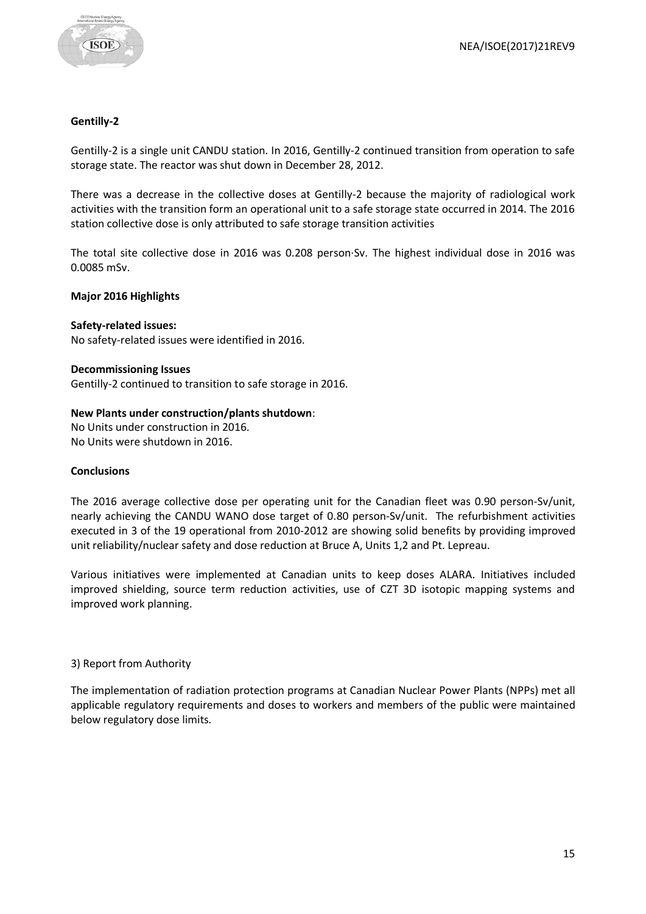**Gentilly-2**

Gentilly-2 is a single unit CANDU station. In 2016, Gentilly-2 continued transition from operation to safe storage state. The reactor was shut down in December 28, 2012.

There was a decrease in the collective doses at Gentilly-2 because the majority of radiological work activities with the transition form an operational unit to a safe storage state occurred in 2014. The 2016 station collective dose is only attributed to safe storage transition activities

The total site collective dose in 2016 was 0.208 person·Sv. The highest individual dose in 2016 was 0.0085 mSv.

**Major 2016 Highlights**

**Safety-related issues:**
No safety-related issues were identified in 2016.

**Decommissioning Issues**
Gentilly-2 continued to transition to safe storage in 2016.

**New Plants under construction/plants shutdown**:
No Units under construction in 2016.
No Units were shutdown in 2016.

**Conclusions**

The 2016 average collective dose per operating unit for the Canadian fleet was 0.90 person-Sv/unit, nearly achieving the CANDU WANO dose target of 0.80 person-Sv/unit. The refurbishment activities executed in 3 of the 19 operational from 2010-2012 are showing solid benefits by providing improved unit reliability/nuclear safety and dose reduction at Bruce A, Units 1,2 and Pt. Lepreau.

Various initiatives were implemented at Canadian units to keep doses ALARA. Initiatives included improved shielding, source term reduction activities, use of CZT 3D isotopic mapping systems and improved work planning.

3) Report from Authority

The implementation of radiation protection programs at Canadian Nuclear Power Plants (NPPs) met all applicable regulatory requirements and doses to workers and members of the public were maintained below regulatory dose limits.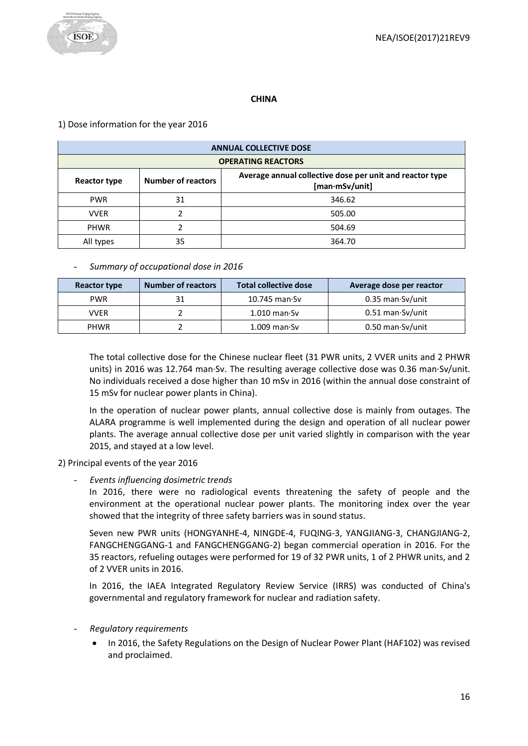**CHINA**

1) Dose information for the year 2016

| ANNUAL COLLECTIVE DOSE | | |
|---|---|---|
| OPERATING REACTORS | | |
| **Reactor type** | **Number of reactors** | **Average annual collective dose per unit and reactor type [man·mSv/unit]** |
| PWR | 31 | 346.62 |
| VVER | 2 | 505.00 |
| PHWR | 2 | 504.69 |
| All types | 35 | 364.70 |

- *Summary of occupational dose in 2016*

| Reactor type | Number of reactors | Total collective dose | Average dose per reactor |
|---|---|---|---|
| PWR | 31 | 10.745 man·Sv | 0.35 man·Sv/unit |
| VVER | 2 | 1.010 man·Sv | 0.51 man·Sv/unit |
| PHWR | 2 | 1.009 man·Sv | 0.50 man·Sv/unit |

The total collective dose for the Chinese nuclear fleet (31 PWR units, 2 VVER units and 2 PHWR units) in 2016 was 12.764 man·Sv. The resulting average collective dose was 0.36 man·Sv/unit. No individuals received a dose higher than 10 mSv in 2016 (within the annual dose constraint of 15 mSv for nuclear power plants in China).

In the operation of nuclear power plants, annual collective dose is mainly from outages. The ALARA programme is well implemented during the design and operation of all nuclear power plants. The average annual collective dose per unit varied slightly in comparison with the year 2015, and stayed at a low level.

2) Principal events of the year 2016

- *Events influencing dosimetric trends*

  In 2016, there were no radiological events threatening the safety of people and the environment at the operational nuclear power plants. The monitoring index over the year showed that the integrity of three safety barriers was in sound status.

  Seven new PWR units (HONGYANHE-4, NINGDE-4, FUQING-3, YANGJIANG-3, CHANGJIANG-2, FANGCHENGGANG-1 and FANGCHENGGANG-2) began commercial operation in 2016. For the 35 reactors, refueling outages were performed for 19 of 32 PWR units, 1 of 2 PHWR units, and 2 of 2 VVER units in 2016.

  In 2016, the IAEA Integrated Regulatory Review Service (IRRS) was conducted of China's governmental and regulatory framework for nuclear and radiation safety.

- *Regulatory requirements*
  - In 2016, the Safety Regulations on the Design of Nuclear Power Plant (HAF102) was revised and proclaimed.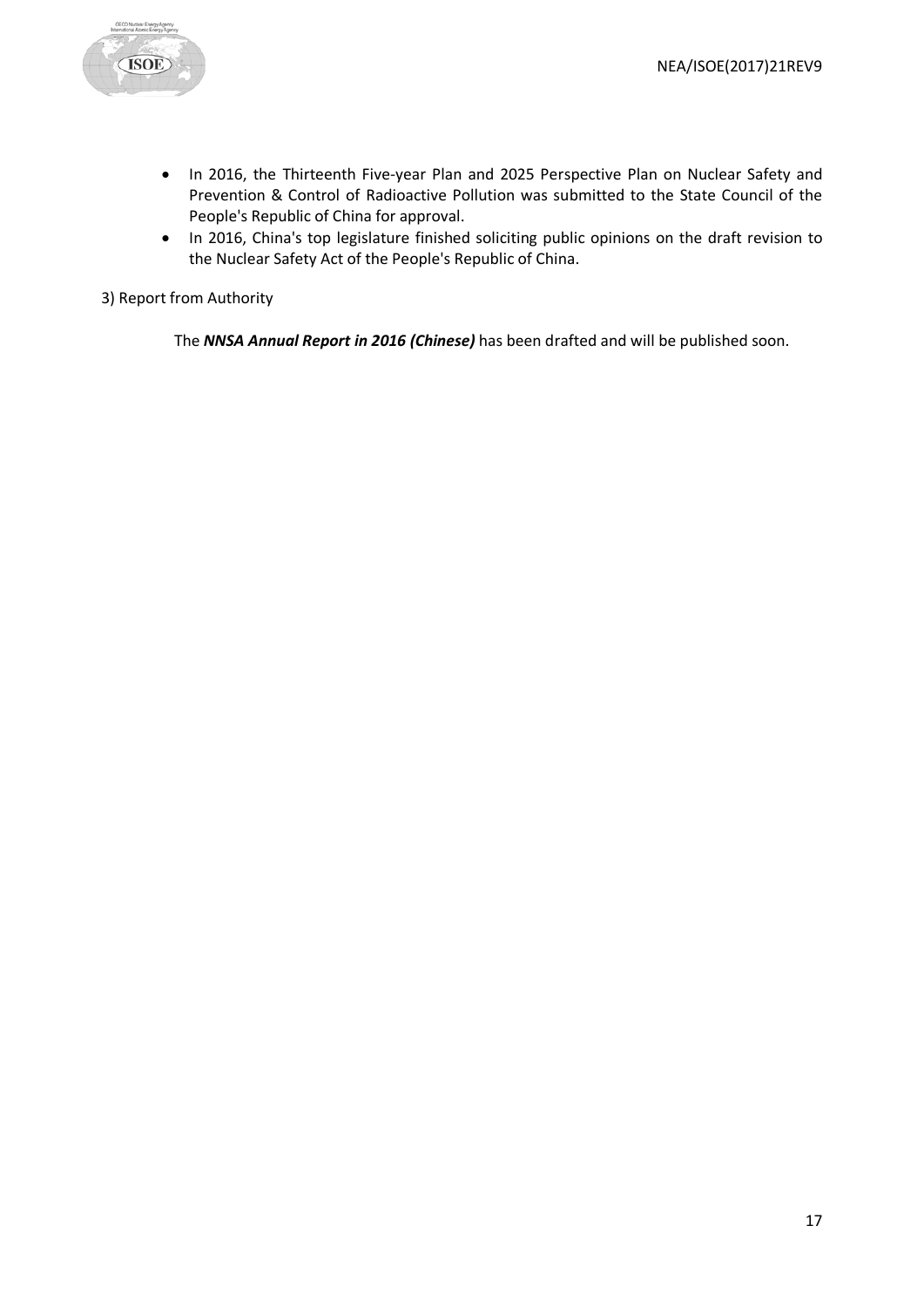- In 2016, the Thirteenth Five-year Plan and 2025 Perspective Plan on Nuclear Safety and Prevention & Control of Radioactive Pollution was submitted to the State Council of the People's Republic of China for approval.
- In 2016, China's top legislature finished soliciting public opinions on the draft revision to the Nuclear Safety Act of the People's Republic of China.

3) Report from Authority

The ***NNSA Annual Report in 2016 (Chinese)*** has been drafted and will be published soon.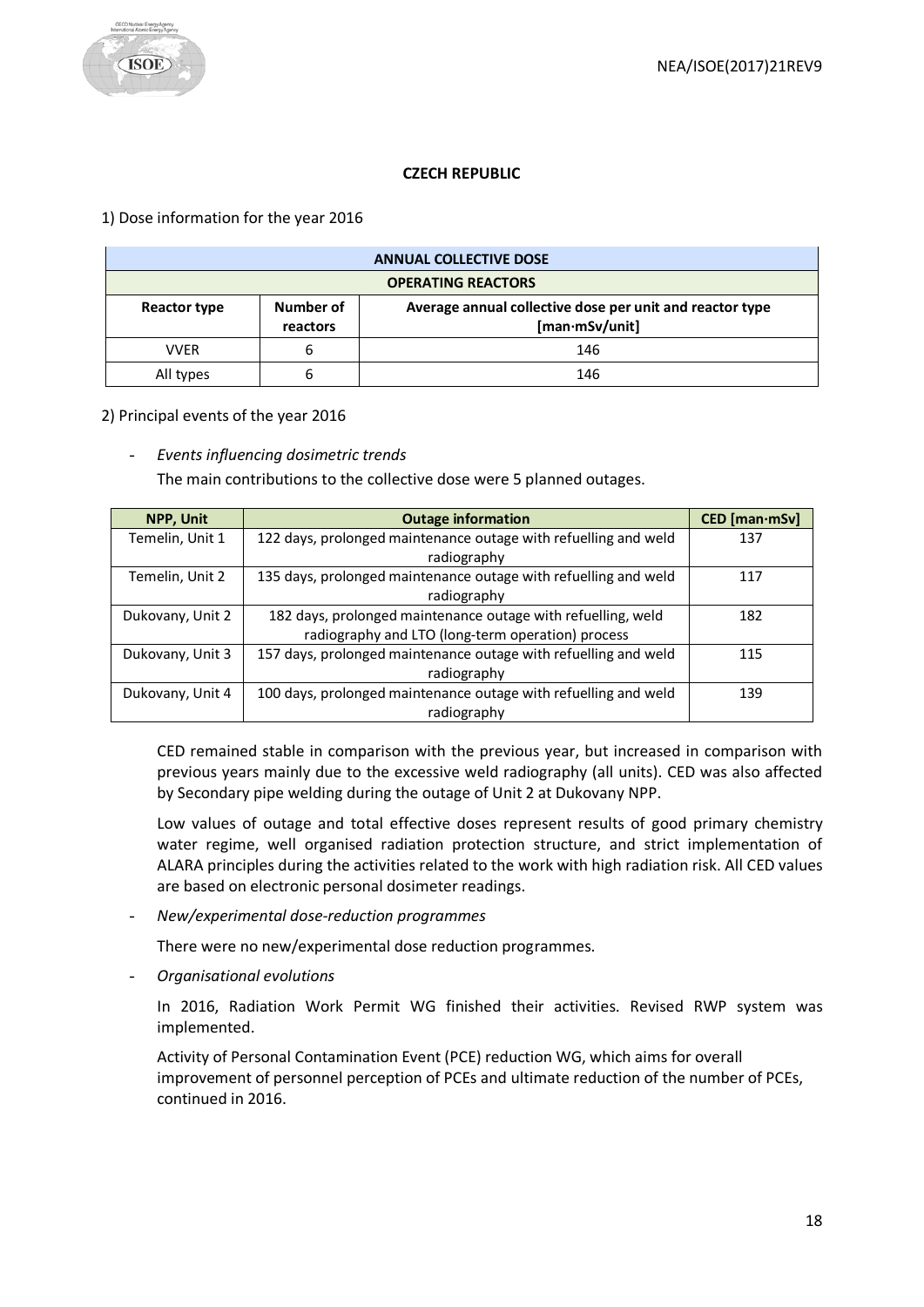**CZECH REPUBLIC**

1) Dose information for the year 2016

| ANNUAL COLLECTIVE DOSE | | |
|---|---|---|
| OPERATING REACTORS | | |
| **Reactor type** | **Number of reactors** | **Average annual collective dose per unit and reactor type [man·mSv/unit]** |
| VVER | 6 | 146 |
| All types | 6 | 146 |

2) Principal events of the year 2016

- *Events influencing dosimetric trends*

  The main contributions to the collective dose were 5 planned outages.

| NPP, Unit | Outage information | CED [man·mSv] |
|---|---|---|
| Temelin, Unit 1 | 122 days, prolonged maintenance outage with refuelling and weld radiography | 137 |
| Temelin, Unit 2 | 135 days, prolonged maintenance outage with refuelling and weld radiography | 117 |
| Dukovany, Unit 2 | 182 days, prolonged maintenance outage with refuelling, weld radiography and LTO (long-term operation) process | 182 |
| Dukovany, Unit 3 | 157 days, prolonged maintenance outage with refuelling and weld radiography | 115 |
| Dukovany, Unit 4 | 100 days, prolonged maintenance outage with refuelling and weld radiography | 139 |

  CED remained stable in comparison with the previous year, but increased in comparison with previous years mainly due to the excessive weld radiography (all units). CED was also affected by Secondary pipe welding during the outage of Unit 2 at Dukovany NPP.

  Low values of outage and total effective doses represent results of good primary chemistry water regime, well organised radiation protection structure, and strict implementation of ALARA principles during the activities related to the work with high radiation risk. All CED values are based on electronic personal dosimeter readings.

- *New/experimental dose-reduction programmes*

  There were no new/experimental dose reduction programmes.

- *Organisational evolutions*

  In 2016, Radiation Work Permit WG finished their activities. Revised RWP system was implemented.

  Activity of Personal Contamination Event (PCE) reduction WG, which aims for overall improvement of personnel perception of PCEs and ultimate reduction of the number of PCEs, continued in 2016.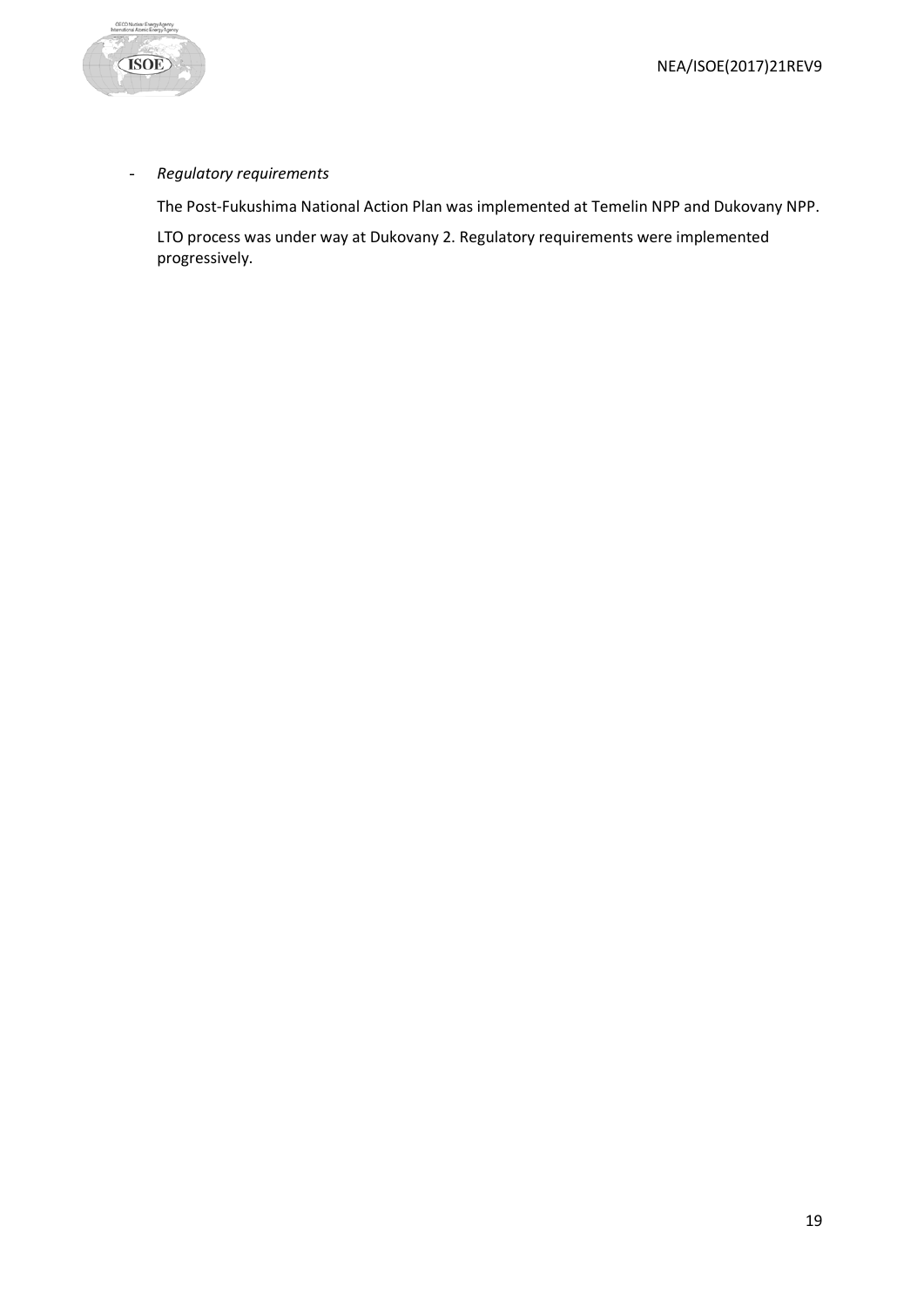- *Regulatory requirements*

  The Post-Fukushima National Action Plan was implemented at Temelin NPP and Dukovany NPP.

  LTO process was under way at Dukovany 2. Regulatory requirements were implemented progressively.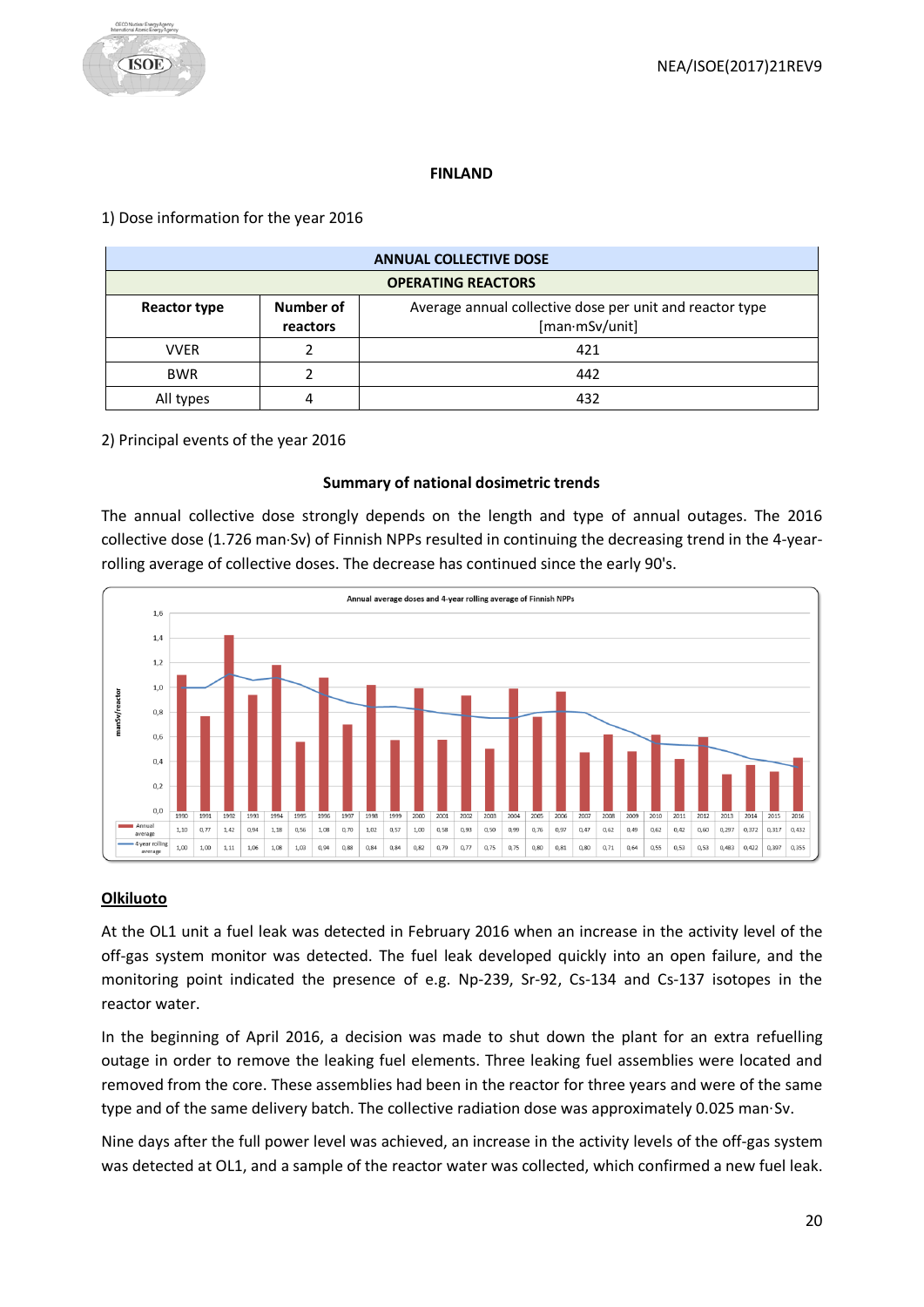# FINLAND

1) Dose information for the year 2016

| ANNUAL COLLECTIVE DOSE | | |
|---|---|---|
| **OPERATING REACTORS** | | |
| **Reactor type** | **Number of reactors** | Average annual collective dose per unit and reactor type [man·mSv/unit] |
| VVER | 2 | 421 |
| BWR | 2 | 442 |
| All types | 4 | 432 |

2) Principal events of the year 2016

**Summary of national dosimetric trends**

The annual collective dose strongly depends on the length and type of annual outages. The 2016 collective dose (1.726 man·Sv) of Finnish NPPs resulted in continuing the decreasing trend in the 4-year-rolling average of collective doses. The decrease has continued since the early 90's.

Annual average doses and 4-year rolling average of Finnish NPPs (manSv/reactor)

| | 1990 | 1991 | 1992 | 1993 | 1994 | 1995 | 1996 | 1997 | 1998 | 1999 | 2000 | 2001 | 2002 | 2003 | 2004 | 2005 | 2006 | 2007 | 2008 | 2009 | 2010 | 2011 | 2012 | 2013 | 2014 | 2015 | 2016 |
|---|---|---|---|---|---|---|---|---|---|---|---|---|---|---|---|---|---|---|---|---|---|---|---|---|---|---|---|
| Annual average | 1,10 | 0,77 | 1,42 | 0,94 | 1,18 | 0,56 | 1,08 | 0,70 | 1,02 | 0,57 | 1,00 | 0,58 | 0,93 | 0,50 | 0,99 | 0,76 | 0,97 | 0,47 | 0,62 | 0,49 | 0,62 | 0,42 | 0,60 | 0,297 | 0,372 | 0,317 | 0,432 |
| 4-year rolling average | 1,00 | 1,00 | 1,11 | 1,06 | 1,08 | 1,03 | 0,94 | 0,88 | 0,84 | 0,84 | 0,82 | 0,79 | 0,77 | 0,75 | 0,75 | 0,80 | 0,81 | 0,80 | 0,71 | 0,64 | 0,55 | 0,53 | 0,53 | 0,483 | 0,422 | 0,397 | 0,355 |

## Olkiluoto

At the OL1 unit a fuel leak was detected in February 2016 when an increase in the activity level of the off-gas system monitor was detected. The fuel leak developed quickly into an open failure, and the monitoring point indicated the presence of e.g. Np-239, Sr-92, Cs-134 and Cs-137 isotopes in the reactor water.

In the beginning of April 2016, a decision was made to shut down the plant for an extra refuelling outage in order to remove the leaking fuel elements. Three leaking fuel assemblies were located and removed from the core. These assemblies had been in the reactor for three years and were of the same type and of the same delivery batch. The collective radiation dose was approximately 0.025 man·Sv.

Nine days after the full power level was achieved, an increase in the activity levels of the off-gas system was detected at OL1, and a sample of the reactor water was collected, which confirmed a new fuel leak.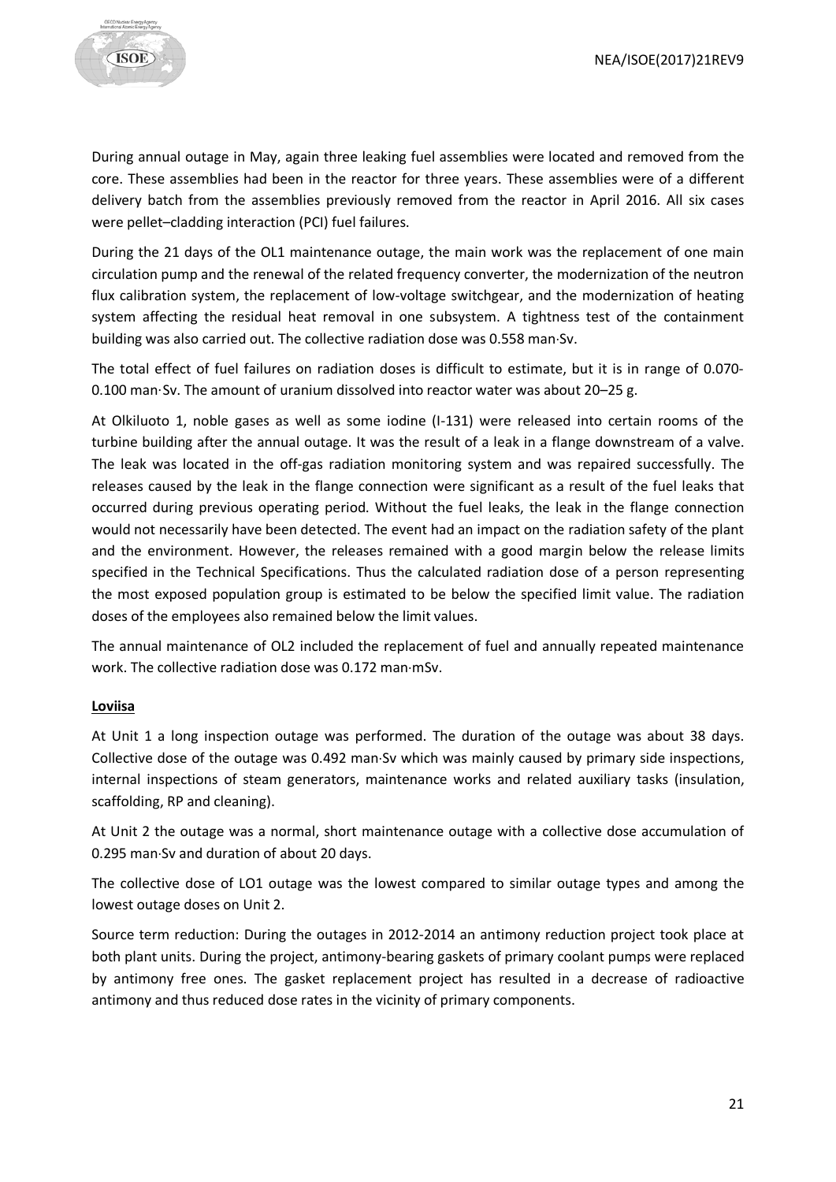During annual outage in May, again three leaking fuel assemblies were located and removed from the core. These assemblies had been in the reactor for three years. These assemblies were of a different delivery batch from the assemblies previously removed from the reactor in April 2016. All six cases were pellet–cladding interaction (PCI) fuel failures.

During the 21 days of the OL1 maintenance outage, the main work was the replacement of one main circulation pump and the renewal of the related frequency converter, the modernization of the neutron flux calibration system, the replacement of low-voltage switchgear, and the modernization of heating system affecting the residual heat removal in one subsystem. A tightness test of the containment building was also carried out. The collective radiation dose was 0.558 man·Sv.

The total effect of fuel failures on radiation doses is difficult to estimate, but it is in range of 0.070-0.100 man·Sv. The amount of uranium dissolved into reactor water was about 20–25 g.

At Olkiluoto 1, noble gases as well as some iodine (I-131) were released into certain rooms of the turbine building after the annual outage. It was the result of a leak in a flange downstream of a valve. The leak was located in the off-gas radiation monitoring system and was repaired successfully. The releases caused by the leak in the flange connection were significant as a result of the fuel leaks that occurred during previous operating period. Without the fuel leaks, the leak in the flange connection would not necessarily have been detected. The event had an impact on the radiation safety of the plant and the environment. However, the releases remained with a good margin below the release limits specified in the Technical Specifications. Thus the calculated radiation dose of a person representing the most exposed population group is estimated to be below the specified limit value. The radiation doses of the employees also remained below the limit values.

The annual maintenance of OL2 included the replacement of fuel and annually repeated maintenance work. The collective radiation dose was 0.172 man·mSv.

**Loviisa**

At Unit 1 a long inspection outage was performed. The duration of the outage was about 38 days. Collective dose of the outage was 0.492 man·Sv which was mainly caused by primary side inspections, internal inspections of steam generators, maintenance works and related auxiliary tasks (insulation, scaffolding, RP and cleaning).

At Unit 2 the outage was a normal, short maintenance outage with a collective dose accumulation of 0.295 man·Sv and duration of about 20 days.

The collective dose of LO1 outage was the lowest compared to similar outage types and among the lowest outage doses on Unit 2.

Source term reduction: During the outages in 2012-2014 an antimony reduction project took place at both plant units. During the project, antimony-bearing gaskets of primary coolant pumps were replaced by antimony free ones. The gasket replacement project has resulted in a decrease of radioactive antimony and thus reduced dose rates in the vicinity of primary components.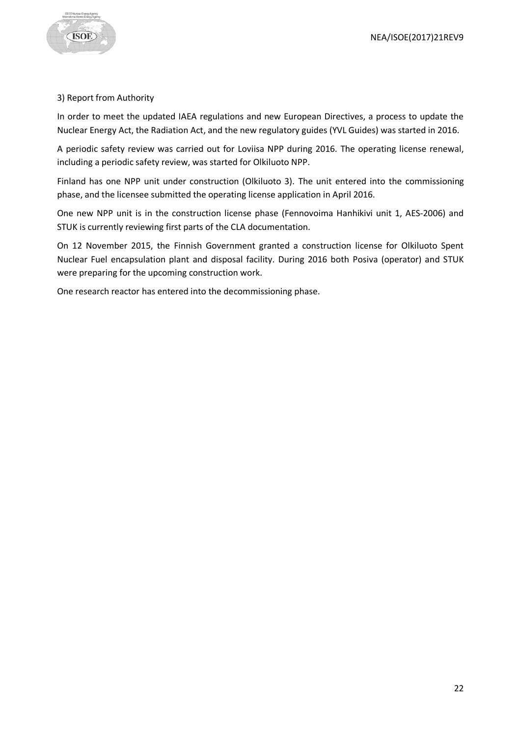3) Report from Authority

In order to meet the updated IAEA regulations and new European Directives, a process to update the Nuclear Energy Act, the Radiation Act, and the new regulatory guides (YVL Guides) was started in 2016.

A periodic safety review was carried out for Loviisa NPP during 2016. The operating license renewal, including a periodic safety review, was started for Olkiluoto NPP.

Finland has one NPP unit under construction (Olkiluoto 3). The unit entered into the commissioning phase, and the licensee submitted the operating license application in April 2016.

One new NPP unit is in the construction license phase (Fennovoima Hanhikivi unit 1, AES-2006) and STUK is currently reviewing first parts of the CLA documentation.

On 12 November 2015, the Finnish Government granted a construction license for Olkiluoto Spent Nuclear Fuel encapsulation plant and disposal facility. During 2016 both Posiva (operator) and STUK were preparing for the upcoming construction work.

One research reactor has entered into the decommissioning phase.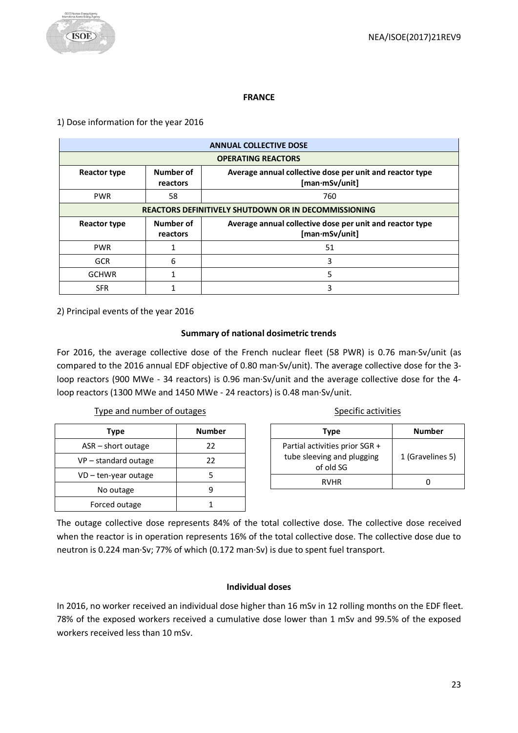## FRANCE

1) Dose information for the year 2016

| ANNUAL COLLECTIVE DOSE | | |
|---|---|---|
| **OPERATING REACTORS** | | |
| **Reactor type** | **Number of reactors** | **Average annual collective dose per unit and reactor type [man·mSv/unit]** |
| PWR | 58 | 760 |
| **REACTORS DEFINITIVELY SHUTDOWN OR IN DECOMMISSIONING** | | |
| **Reactor type** | **Number of reactors** | **Average annual collective dose per unit and reactor type [man·mSv/unit]** |
| PWR | 1 | 51 |
| GCR | 6 | 3 |
| GCHWR | 1 | 5 |
| SFR | 1 | 3 |

2) Principal events of the year 2016

### Summary of national dosimetric trends

For 2016, the average collective dose of the French nuclear fleet (58 PWR) is 0.76 man·Sv/unit (as compared to the 2016 annual EDF objective of 0.80 man·Sv/unit). The average collective dose for the 3-loop reactors (900 MWe - 34 reactors) is 0.96 man·Sv/unit and the average collective dose for the 4-loop reactors (1300 MWe and 1450 MWe - 24 reactors) is 0.48 man·Sv/unit.

Type and number of outages

| Type | Number |
|---|---|
| ASR – short outage | 22 |
| VP – standard outage | 22 |
| VD – ten-year outage | 5 |
| No outage | 9 |
| Forced outage | 1 |

Specific activities

| Type | Number |
|---|---|
| Partial activities prior SGR + tube sleeving and plugging of old SG | 1 (Gravelines 5) |
| RVHR | 0 |

The outage collective dose represents 84% of the total collective dose. The collective dose received when the reactor is in operation represents 16% of the total collective dose. The collective dose due to neutron is 0.224 man·Sv; 77% of which (0.172 man·Sv) is due to spent fuel transport.

### Individual doses

In 2016, no worker received an individual dose higher than 16 mSv in 12 rolling months on the EDF fleet. 78% of the exposed workers received a cumulative dose lower than 1 mSv and 99.5% of the exposed workers received less than 10 mSv.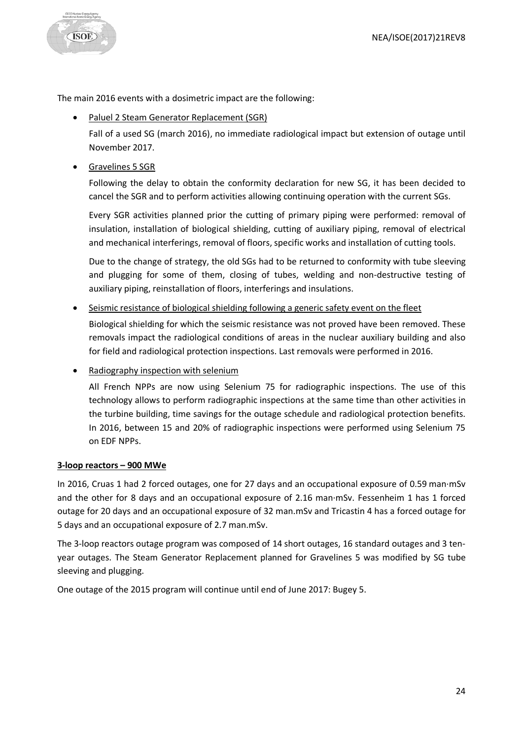The main 2016 events with a dosimetric impact are the following:

- Paluel 2 Steam Generator Replacement (SGR)

  Fall of a used SG (march 2016), no immediate radiological impact but extension of outage until November 2017.

- Gravelines 5 SGR

  Following the delay to obtain the conformity declaration for new SG, it has been decided to cancel the SGR and to perform activities allowing continuing operation with the current SGs.

  Every SGR activities planned prior the cutting of primary piping were performed: removal of insulation, installation of biological shielding, cutting of auxiliary piping, removal of electrical and mechanical interferings, removal of floors, specific works and installation of cutting tools.

  Due to the change of strategy, the old SGs had to be returned to conformity with tube sleeving and plugging for some of them, closing of tubes, welding and non-destructive testing of auxiliary piping, reinstallation of floors, interferings and insulations.

- Seismic resistance of biological shielding following a generic safety event on the fleet

  Biological shielding for which the seismic resistance was not proved have been removed. These removals impact the radiological conditions of areas in the nuclear auxiliary building and also for field and radiological protection inspections. Last removals were performed in 2016.

- Radiography inspection with selenium

  All French NPPs are now using Selenium 75 for radiographic inspections. The use of this technology allows to perform radiographic inspections at the same time than other activities in the turbine building, time savings for the outage schedule and radiological protection benefits. In 2016, between 15 and 20% of radiographic inspections were performed using Selenium 75 on EDF NPPs.

**3-loop reactors – 900 MWe**

In 2016, Cruas 1 had 2 forced outages, one for 27 days and an occupational exposure of 0.59 man·mSv and the other for 8 days and an occupational exposure of 2.16 man·mSv. Fessenheim 1 has 1 forced outage for 20 days and an occupational exposure of 32 man.mSv and Tricastin 4 has a forced outage for 5 days and an occupational exposure of 2.7 man.mSv.

The 3-loop reactors outage program was composed of 14 short outages, 16 standard outages and 3 ten-year outages. The Steam Generator Replacement planned for Gravelines 5 was modified by SG tube sleeving and plugging.

One outage of the 2015 program will continue until end of June 2017: Bugey 5.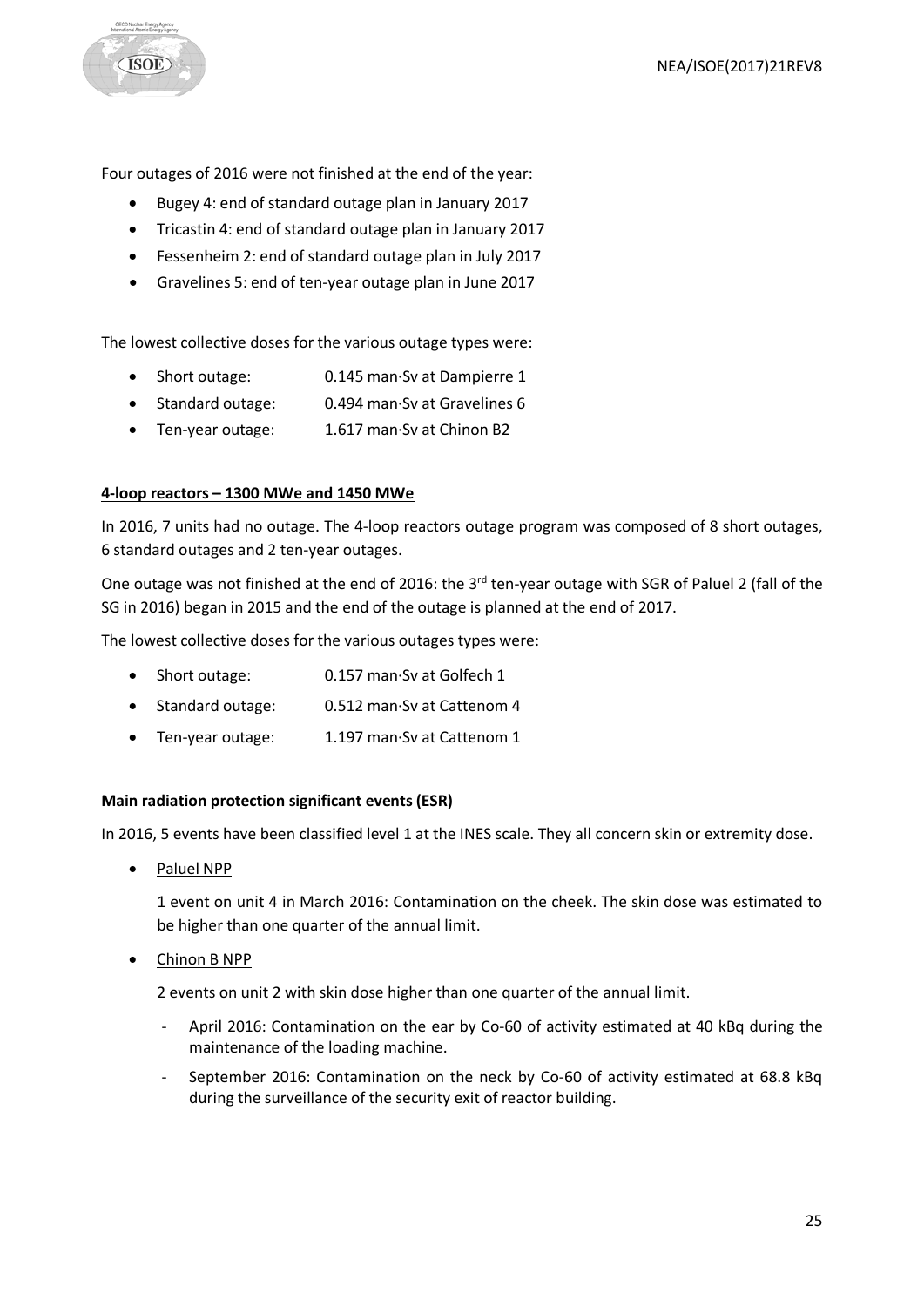Four outages of 2016 were not finished at the end of the year:

- Bugey 4: end of standard outage plan in January 2017
- Tricastin 4: end of standard outage plan in January 2017
- Fessenheim 2: end of standard outage plan in July 2017
- Gravelines 5: end of ten-year outage plan in June 2017

The lowest collective doses for the various outage types were:

- Short outage: 0.145 man·Sv at Dampierre 1
- Standard outage: 0.494 man·Sv at Gravelines 6
- Ten-year outage: 1.617 man·Sv at Chinon B2

**4-loop reactors – 1300 MWe and 1450 MWe**

In 2016, 7 units had no outage. The 4-loop reactors outage program was composed of 8 short outages, 6 standard outages and 2 ten-year outages.

One outage was not finished at the end of 2016: the 3rd ten-year outage with SGR of Paluel 2 (fall of the SG in 2016) began in 2015 and the end of the outage is planned at the end of 2017.

The lowest collective doses for the various outages types were:

- Short outage: 0.157 man·Sv at Golfech 1
- Standard outage: 0.512 man·Sv at Cattenom 4
- Ten-year outage: 1.197 man·Sv at Cattenom 1

**Main radiation protection significant events (ESR)**

In 2016, 5 events have been classified level 1 at the INES scale. They all concern skin or extremity dose.

- Paluel NPP

  1 event on unit 4 in March 2016: Contamination on the cheek. The skin dose was estimated to be higher than one quarter of the annual limit.

- Chinon B NPP

  2 events on unit 2 with skin dose higher than one quarter of the annual limit.

  - April 2016: Contamination on the ear by Co-60 of activity estimated at 40 kBq during the maintenance of the loading machine.
  - September 2016: Contamination on the neck by Co-60 of activity estimated at 68.8 kBq during the surveillance of the security exit of reactor building.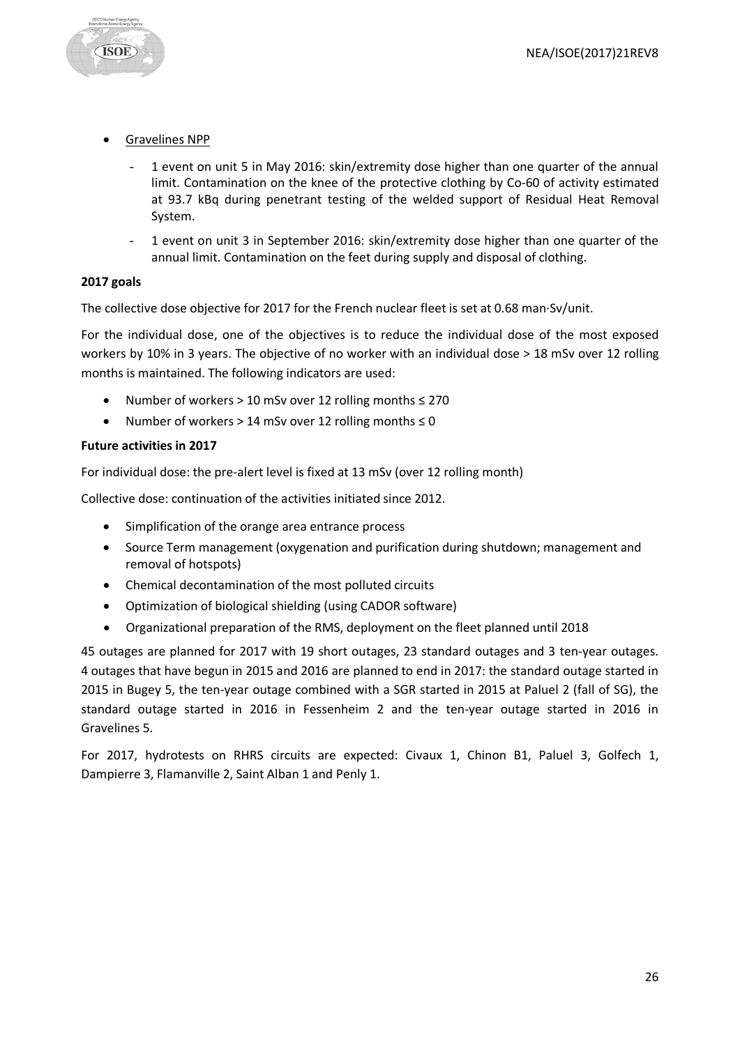- Gravelines NPP
  - 1 event on unit 5 in May 2016: skin/extremity dose higher than one quarter of the annual limit. Contamination on the knee of the protective clothing by Co-60 of activity estimated at 93.7 kBq during penetrant testing of the welded support of Residual Heat Removal System.
  - 1 event on unit 3 in September 2016: skin/extremity dose higher than one quarter of the annual limit. Contamination on the feet during supply and disposal of clothing.

**2017 goals**

The collective dose objective for 2017 for the French nuclear fleet is set at 0.68 man·Sv/unit.

For the individual dose, one of the objectives is to reduce the individual dose of the most exposed workers by 10% in 3 years. The objective of no worker with an individual dose > 18 mSv over 12 rolling months is maintained. The following indicators are used:

- Number of workers > 10 mSv over 12 rolling months ≤ 270
- Number of workers > 14 mSv over 12 rolling months ≤ 0

**Future activities in 2017**

For individual dose: the pre-alert level is fixed at 13 mSv (over 12 rolling month)

Collective dose: continuation of the activities initiated since 2012.

- Simplification of the orange area entrance process
- Source Term management (oxygenation and purification during shutdown; management and removal of hotspots)
- Chemical decontamination of the most polluted circuits
- Optimization of biological shielding (using CADOR software)
- Organizational preparation of the RMS, deployment on the fleet planned until 2018

45 outages are planned for 2017 with 19 short outages, 23 standard outages and 3 ten-year outages. 4 outages that have begun in 2015 and 2016 are planned to end in 2017: the standard outage started in 2015 in Bugey 5, the ten-year outage combined with a SGR started in 2015 at Paluel 2 (fall of SG), the standard outage started in 2016 in Fessenheim 2 and the ten-year outage started in 2016 in Gravelines 5.

For 2017, hydrotests on RHRS circuits are expected: Civaux 1, Chinon B1, Paluel 3, Golfech 1, Dampierre 3, Flamanville 2, Saint Alban 1 and Penly 1.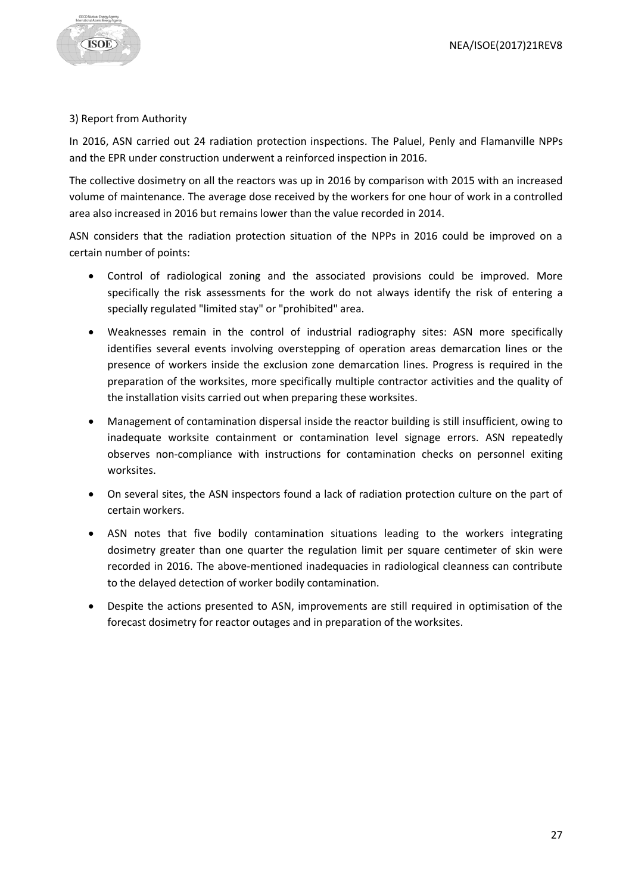3) Report from Authority

In 2016, ASN carried out 24 radiation protection inspections. The Paluel, Penly and Flamanville NPPs and the EPR under construction underwent a reinforced inspection in 2016.

The collective dosimetry on all the reactors was up in 2016 by comparison with 2015 with an increased volume of maintenance. The average dose received by the workers for one hour of work in a controlled area also increased in 2016 but remains lower than the value recorded in 2014.

ASN considers that the radiation protection situation of the NPPs in 2016 could be improved on a certain number of points:

- Control of radiological zoning and the associated provisions could be improved. More specifically the risk assessments for the work do not always identify the risk of entering a specially regulated "limited stay" or "prohibited" area.
- Weaknesses remain in the control of industrial radiography sites: ASN more specifically identifies several events involving overstepping of operation areas demarcation lines or the presence of workers inside the exclusion zone demarcation lines. Progress is required in the preparation of the worksites, more specifically multiple contractor activities and the quality of the installation visits carried out when preparing these worksites.
- Management of contamination dispersal inside the reactor building is still insufficient, owing to inadequate worksite containment or contamination level signage errors. ASN repeatedly observes non-compliance with instructions for contamination checks on personnel exiting worksites.
- On several sites, the ASN inspectors found a lack of radiation protection culture on the part of certain workers.
- ASN notes that five bodily contamination situations leading to the workers integrating dosimetry greater than one quarter the regulation limit per square centimeter of skin were recorded in 2016. The above-mentioned inadequacies in radiological cleanness can contribute to the delayed detection of worker bodily contamination.
- Despite the actions presented to ASN, improvements are still required in optimisation of the forecast dosimetry for reactor outages and in preparation of the worksites.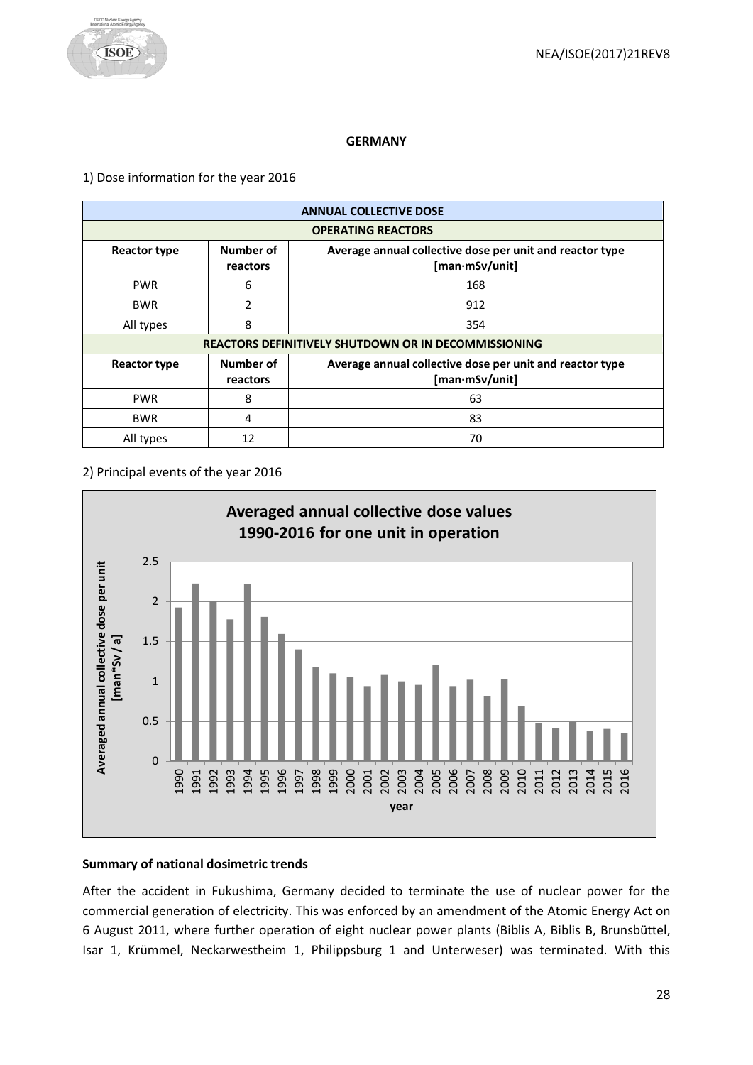# GERMANY

1) Dose information for the year 2016

| ANNUAL COLLECTIVE DOSE | | |
|---|---|---|
| **OPERATING REACTORS** | | |
| **Reactor type** | **Number of reactors** | **Average annual collective dose per unit and reactor type [man·mSv/unit]** |
| PWR | 6 | 168 |
| BWR | 2 | 912 |
| All types | 8 | 354 |
| **REACTORS DEFINITIVELY SHUTDOWN OR IN DECOMMISSIONING** | | |
| **Reactor type** | **Number of reactors** | **Average annual collective dose per unit and reactor type [man·mSv/unit]** |
| PWR | 8 | 63 |
| BWR | 4 | 83 |
| All types | 12 | 70 |

2) Principal events of the year 2016

**Averaged annual collective dose values 1990-2016 for one unit in operation**

Averaged annual collective dose per unit [man*Sv / a]

year

**Summary of national dosimetric trends**

After the accident in Fukushima, Germany decided to terminate the use of nuclear power for the commercial generation of electricity. This was enforced by an amendment of the Atomic Energy Act on 6 August 2011, where further operation of eight nuclear power plants (Biblis A, Biblis B, Brunsbüttel, Isar 1, Krümmel, Neckarwestheim 1, Philippsburg 1 and Unterweser) was terminated. With this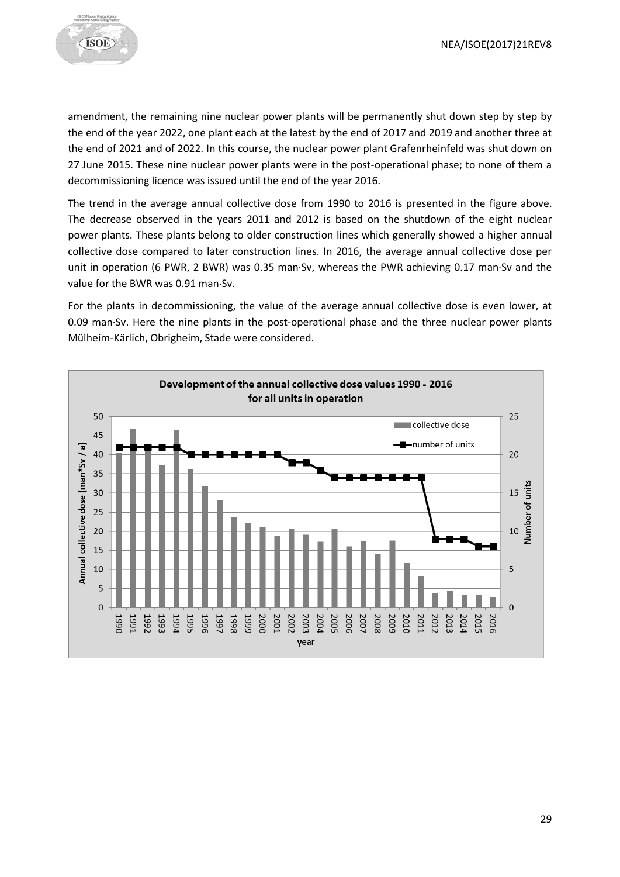amendment, the remaining nine nuclear power plants will be permanently shut down step by step by the end of the year 2022, one plant each at the latest by the end of 2017 and 2019 and another three at the end of 2021 and of 2022. In this course, the nuclear power plant Grafenrheinfeld was shut down on 27 June 2015. These nine nuclear power plants were in the post-operational phase; to none of them a decommissioning licence was issued until the end of the year 2016.

The trend in the average annual collective dose from 1990 to 2016 is presented in the figure above. The decrease observed in the years 2011 and 2012 is based on the shutdown of the eight nuclear power plants. These plants belong to older construction lines which generally showed a higher annual collective dose compared to later construction lines. In 2016, the average annual collective dose per unit in operation (6 PWR, 2 BWR) was 0.35 man·Sv, whereas the PWR achieving 0.17 man·Sv and the value for the BWR was 0.91 man·Sv.

For the plants in decommissioning, the value of the average annual collective dose is even lower, at 0.09 man·Sv. Here the nine plants in the post-operational phase and the three nuclear power plants Mülheim-Kärlich, Obrigheim, Stade were considered.

**Development of the annual collective dose values 1990 - 2016 for all units in operation**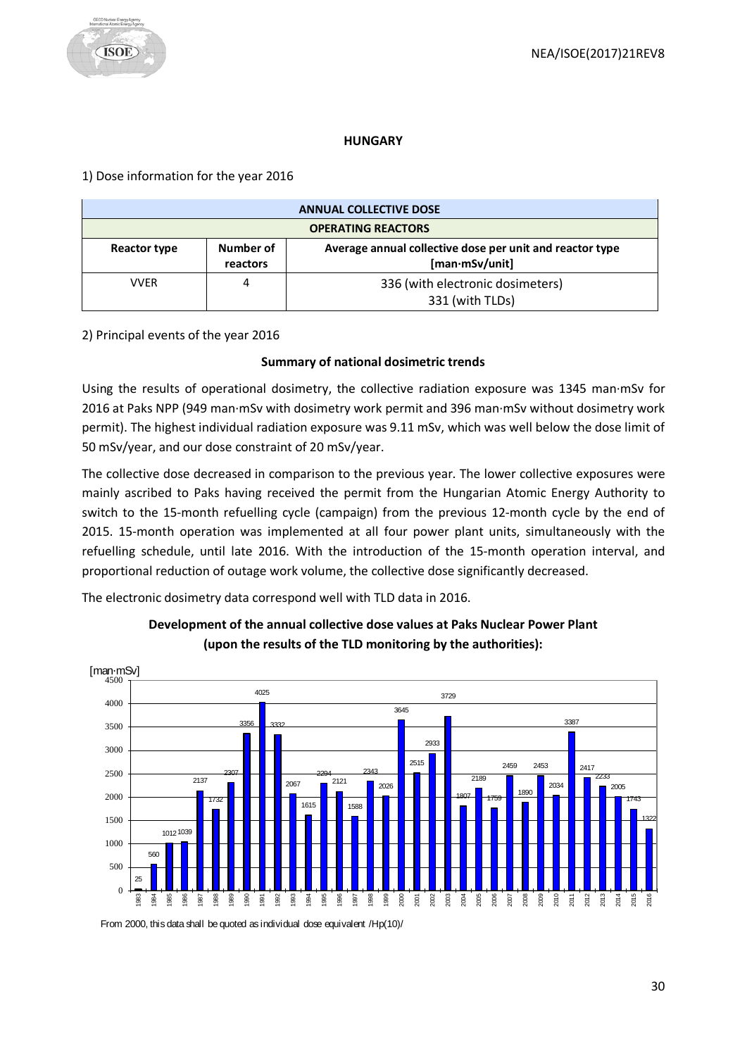# HUNGARY

1) Dose information for the year 2016

| ANNUAL COLLECTIVE DOSE | | |
|---|---|---|
| **OPERATING REACTORS** | | |
| **Reactor type** | **Number of reactors** | **Average annual collective dose per unit and reactor type [man·mSv/unit]** |
| VVER | 4 | 336 (with electronic dosimeters)<br>331 (with TLDs) |

2) Principal events of the year 2016

**Summary of national dosimetric trends**

Using the results of operational dosimetry, the collective radiation exposure was 1345 man·mSv for 2016 at Paks NPP (949 man·mSv with dosimetry work permit and 396 man·mSv without dosimetry work permit). The highest individual radiation exposure was 9.11 mSv, which was well below the dose limit of 50 mSv/year, and our dose constraint of 20 mSv/year.

The collective dose decreased in comparison to the previous year. The lower collective exposures were mainly ascribed to Paks having received the permit from the Hungarian Atomic Energy Authority to switch to the 15-month refuelling cycle (campaign) from the previous 12-month cycle by the end of 2015. 15-month operation was implemented at all four power plant units, simultaneously with the refuelling schedule, until late 2016. With the introduction of the 15-month operation interval, and proportional reduction of outage work volume, the collective dose significantly decreased.

The electronic dosimetry data correspond well with TLD data in 2016.

**Development of the annual collective dose values at Paks Nuclear Power Plant (upon the results of the TLD monitoring by the authorities):**

[man·mSv]

| Year | 1983 | 1984 | 1985 | 1986 | 1987 | 1988 | 1989 | 1990 | 1991 | 1992 | 1993 | 1994 | 1995 | 1996 | 1997 | 1998 | 1999 |
|---|---|---|---|---|---|---|---|---|---|---|---|---|---|---|---|---|---|
| Collective dose | 25 | 560 | 1012 | 1039 | 2137 | 1732 | 2307 | 3356 | 4025 | 3332 | 2067 | 1615 | 2294 | 2121 | 1588 | 2343 | 2026 |

| Year | 2000 | 2001 | 2002 | 2003 | 2004 | 2005 | 2006 | 2007 | 2008 | 2009 | 2010 | 2011 | 2012 | 2013 | 2014 | 2015 | 2016 |
|---|---|---|---|---|---|---|---|---|---|---|---|---|---|---|---|---|---|
| Collective dose | 3645 | 2515 | 2933 | 3729 | 1807 | 2189 | 1759 | 2459 | 1890 | 2453 | 2034 | 3387 | 2417 | 2233 | 2005 | 1743 | 1322 |

From 2000, this data shall be quoted as individual dose equivalent /Hp(10)/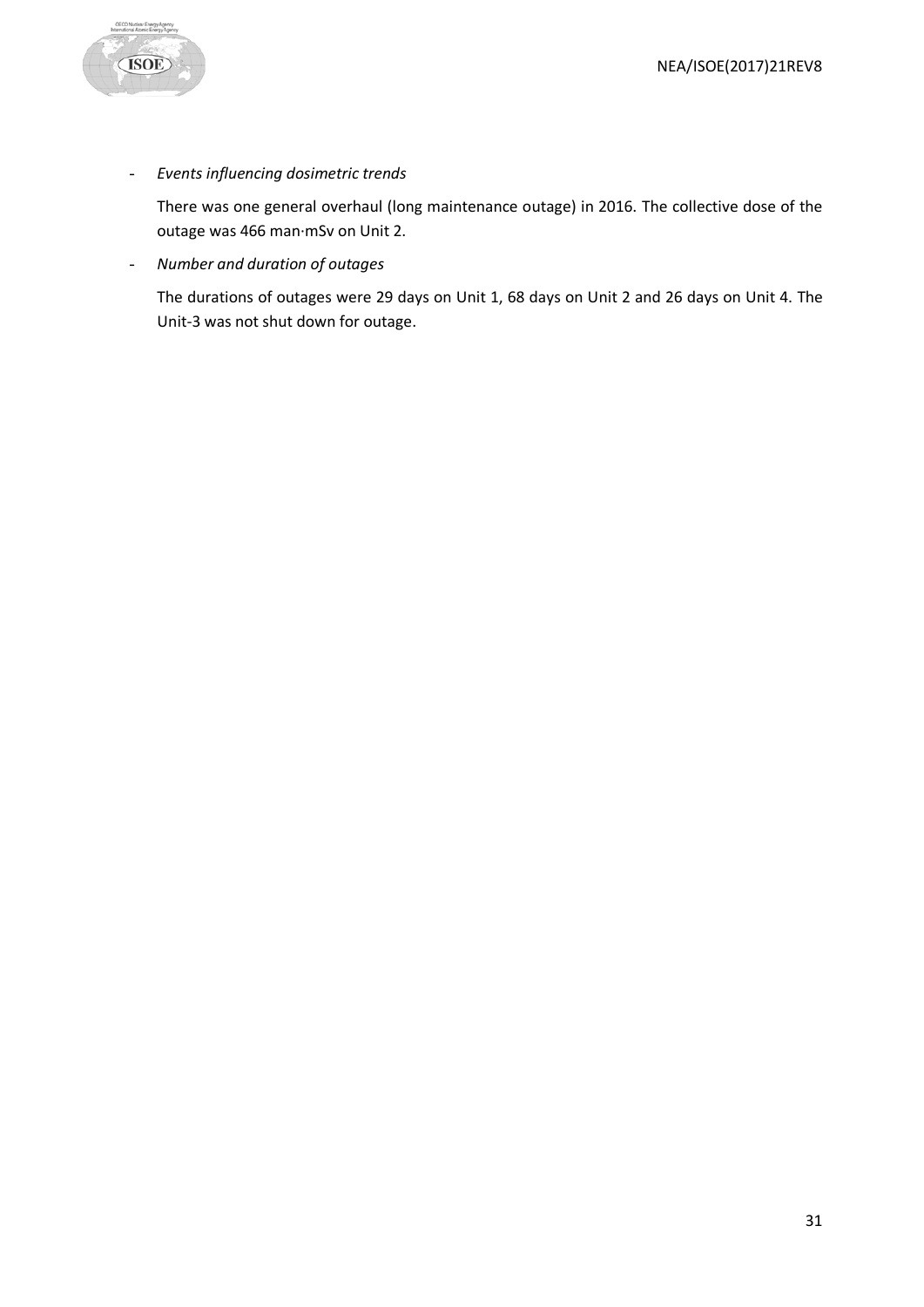- *Events influencing dosimetric trends*

  There was one general overhaul (long maintenance outage) in 2016. The collective dose of the outage was 466 man·mSv on Unit 2.

- *Number and duration of outages*

  The durations of outages were 29 days on Unit 1, 68 days on Unit 2 and 26 days on Unit 4. The Unit-3 was not shut down for outage.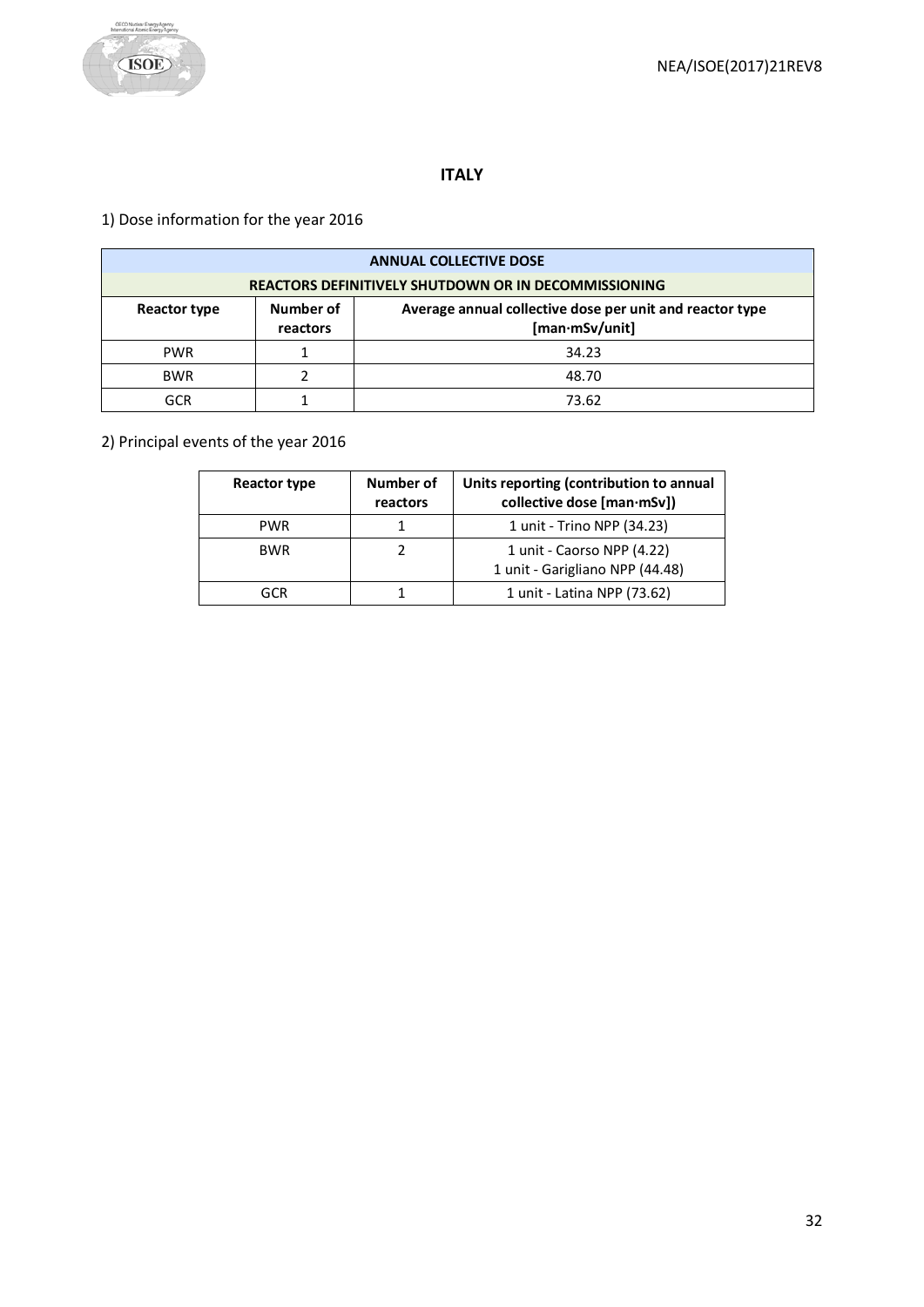## ITALY

1) Dose information for the year 2016

| ANNUAL COLLECTIVE DOSE | | |
|---|---|---|
| **REACTORS DEFINITIVELY SHUTDOWN OR IN DECOMMISSIONING** | | |
| **Reactor type** | **Number of reactors** | **Average annual collective dose per unit and reactor type [man·mSv/unit]** |
| PWR | 1 | 34.23 |
| BWR | 2 | 48.70 |
| GCR | 1 | 73.62 |

2) Principal events of the year 2016

| Reactor type | Number of reactors | Units reporting (contribution to annual collective dose [man·mSv]) |
|---|---|---|
| PWR | 1 | 1 unit - Trino NPP (34.23) |
| BWR | 2 | 1 unit - Caorso NPP (4.22)<br>1 unit - Garigliano NPP (44.48) |
| GCR | 1 | 1 unit - Latina NPP (73.62) |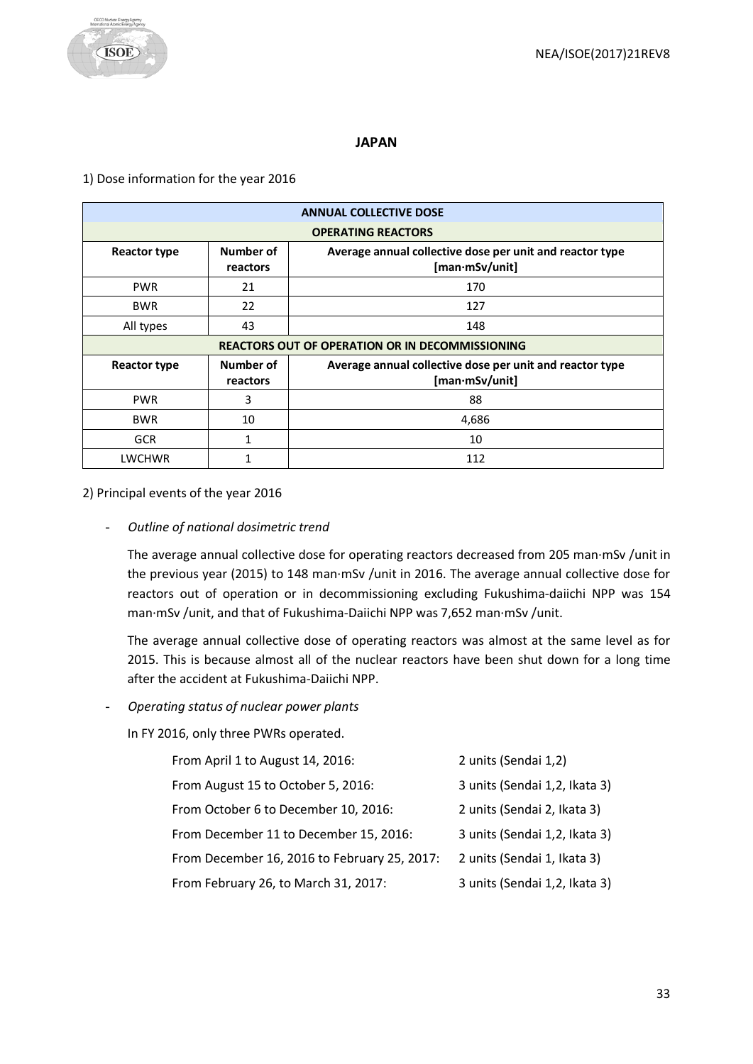## JAPAN

1) Dose information for the year 2016

| ANNUAL COLLECTIVE DOSE | | |
|---|---|---|
| **OPERATING REACTORS** | | |
| **Reactor type** | **Number of reactors** | **Average annual collective dose per unit and reactor type [man·mSv/unit]** |
| PWR | 21 | 170 |
| BWR | 22 | 127 |
| All types | 43 | 148 |
| **REACTORS OUT OF OPERATION OR IN DECOMMISSIONING** | | |
| **Reactor type** | **Number of reactors** | **Average annual collective dose per unit and reactor type [man·mSv/unit]** |
| PWR | 3 | 88 |
| BWR | 10 | 4,686 |
| GCR | 1 | 10 |
| LWCHWR | 1 | 112 |

2) Principal events of the year 2016

- *Outline of national dosimetric trend*

  The average annual collective dose for operating reactors decreased from 205 man·mSv /unit in the previous year (2015) to 148 man·mSv /unit in 2016. The average annual collective dose for reactors out of operation or in decommissioning excluding Fukushima-daiichi NPP was 154 man·mSv /unit, and that of Fukushima-Daiichi NPP was 7,652 man·mSv /unit.

  The average annual collective dose of operating reactors was almost at the same level as for 2015. This is because almost all of the nuclear reactors have been shut down for a long time after the accident at Fukushima-Daiichi NPP.

- *Operating status of nuclear power plants*

  In FY 2016, only three PWRs operated.

  | | |
  |---|---|
  | From April 1 to August 14, 2016: | 2 units (Sendai 1,2) |
  | From August 15 to October 5, 2016: | 3 units (Sendai 1,2, Ikata 3) |
  | From October 6 to December 10, 2016: | 2 units (Sendai 2, Ikata 3) |
  | From December 11 to December 15, 2016: | 3 units (Sendai 1,2, Ikata 3) |
  | From December 16, 2016 to February 25, 2017: | 2 units (Sendai 1, Ikata 3) |
  | From February 26, to March 31, 2017: | 3 units (Sendai 1,2, Ikata 3) |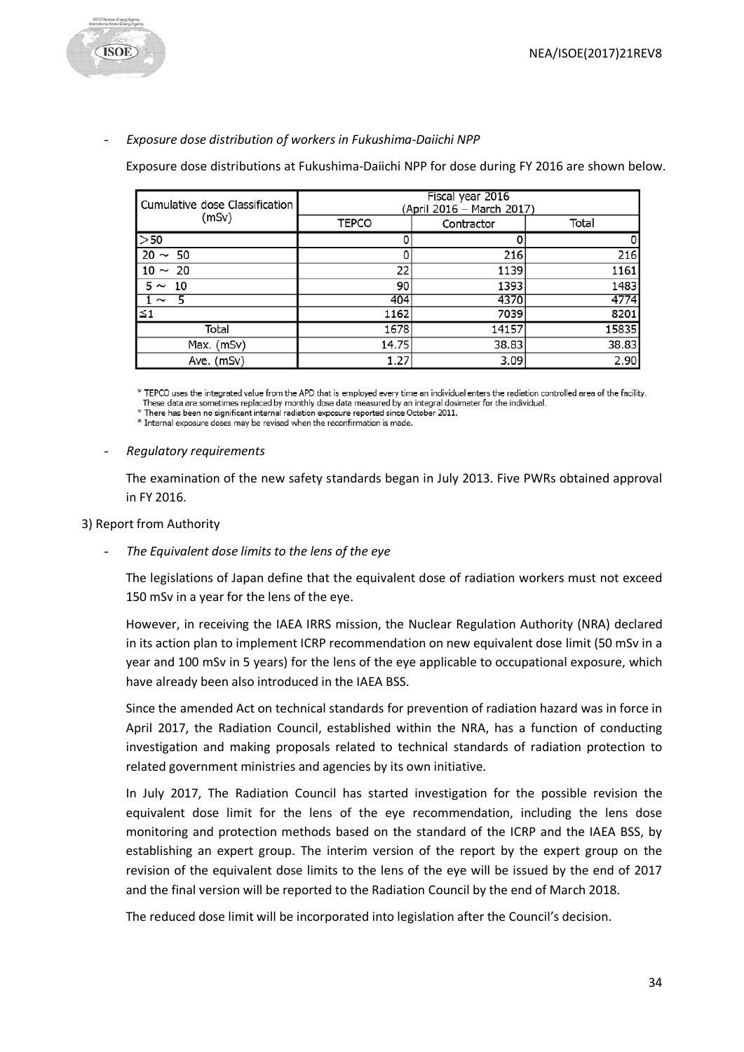- *Exposure dose distribution of workers in Fukushima-Daiichi NPP*

Exposure dose distributions at Fukushima-Daiichi NPP for dose during FY 2016 are shown below.

| Cumulative dose Classification (mSv) | Fiscal year 2016 (April 2016 – March 2017) | | |
|---|---|---|---|
| | TEPCO | Contractor | Total |
| >50 | 0 | 0 | 0 |
| 20 ～ 50 | 0 | 216 | 216 |
| 10 ～ 20 | 22 | 1139 | 1161 |
| 5 ～ 10 | 90 | 1393 | 1483 |
| 1 ～ 5 | 404 | 4370 | 4774 |
| ≦1 | 1162 | 7039 | 8201 |
| Total | 1678 | 14157 | 15835 |
| Max. (mSv) | 14.75 | 38.83 | 38.83 |
| Ave. (mSv) | 1.27 | 3.09 | 2.90 |

\* TEPCO uses the integrated value from the APD that is employed every time an individual enters the radiation controlled area of the facility. These data are sometimes replaced by monthly dose data measured by an integral dosimeter for the individual.
\* There has been no significant internal radiation exposure reported since October 2011.
\* Internal exposure doses may be revised when the reconfirmation is made.

- *Regulatory requirements*

The examination of the new safety standards began in July 2013. Five PWRs obtained approval in FY 2016.

3) Report from Authority

- *The Equivalent dose limits to the lens of the eye*

The legislations of Japan define that the equivalent dose of radiation workers must not exceed 150 mSv in a year for the lens of the eye.

However, in receiving the IAEA IRRS mission, the Nuclear Regulation Authority (NRA) declared in its action plan to implement ICRP recommendation on new equivalent dose limit (50 mSv in a year and 100 mSv in 5 years) for the lens of the eye applicable to occupational exposure, which have already been also introduced in the IAEA BSS.

Since the amended Act on technical standards for prevention of radiation hazard was in force in April 2017, the Radiation Council, established within the NRA, has a function of conducting investigation and making proposals related to technical standards of radiation protection to related government ministries and agencies by its own initiative.

In July 2017, The Radiation Council has started investigation for the possible revision the equivalent dose limit for the lens of the eye recommendation, including the lens dose monitoring and protection methods based on the standard of the ICRP and the IAEA BSS, by establishing an expert group. The interim version of the report by the expert group on the revision of the equivalent dose limits to the lens of the eye will be issued by the end of 2017 and the final version will be reported to the Radiation Council by the end of March 2018.

The reduced dose limit will be incorporated into legislation after the Council's decision.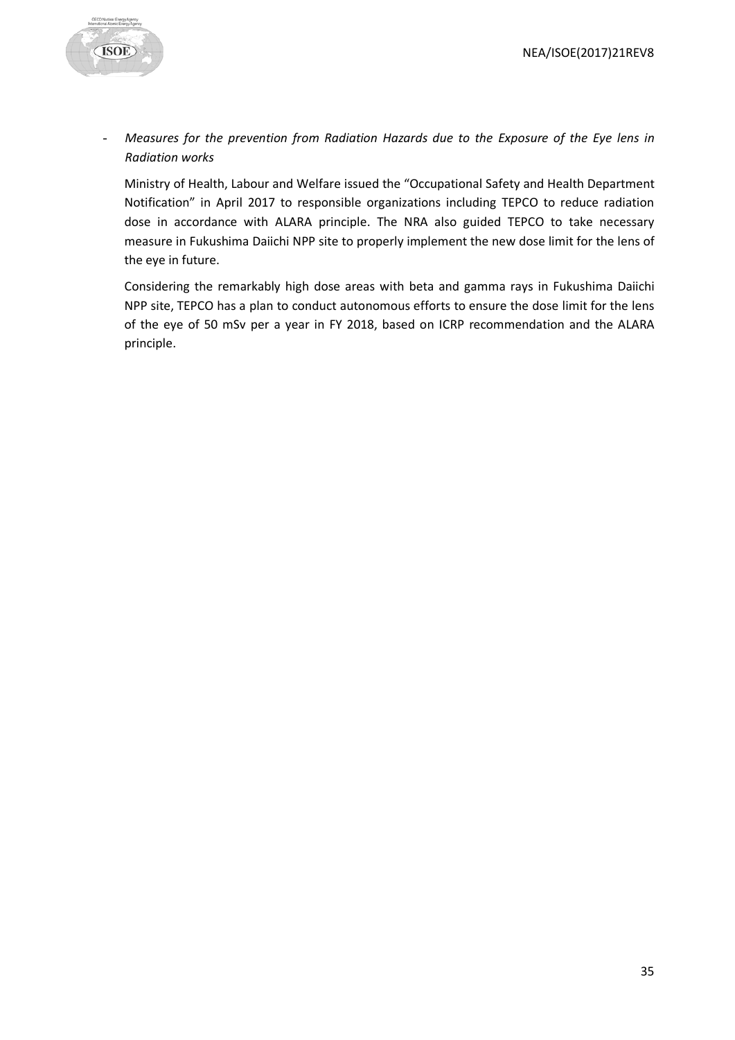- *Measures for the prevention from Radiation Hazards due to the Exposure of the Eye lens in Radiation works*

  Ministry of Health, Labour and Welfare issued the "Occupational Safety and Health Department Notification" in April 2017 to responsible organizations including TEPCO to reduce radiation dose in accordance with ALARA principle. The NRA also guided TEPCO to take necessary measure in Fukushima Daiichi NPP site to properly implement the new dose limit for the lens of the eye in future.

  Considering the remarkably high dose areas with beta and gamma rays in Fukushima Daiichi NPP site, TEPCO has a plan to conduct autonomous efforts to ensure the dose limit for the lens of the eye of 50 mSv per a year in FY 2018, based on ICRP recommendation and the ALARA principle.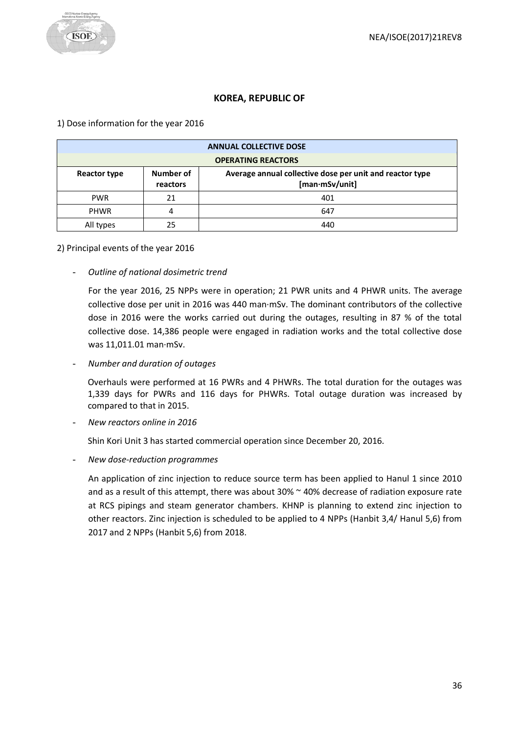## KOREA, REPUBLIC OF

1) Dose information for the year 2016

| ANNUAL COLLECTIVE DOSE | | |
|---|---|---|
| **OPERATING REACTORS** | | |
| **Reactor type** | **Number of reactors** | **Average annual collective dose per unit and reactor type [man·mSv/unit]** |
| PWR | 21 | 401 |
| PHWR | 4 | 647 |
| All types | 25 | 440 |

2) Principal events of the year 2016

- *Outline of national dosimetric trend*

  For the year 2016, 25 NPPs were in operation; 21 PWR units and 4 PHWR units. The average collective dose per unit in 2016 was 440 man·mSv. The dominant contributors of the collective dose in 2016 were the works carried out during the outages, resulting in 87 % of the total collective dose. 14,386 people were engaged in radiation works and the total collective dose was 11,011.01 man·mSv.

- *Number and duration of outages*

  Overhauls were performed at 16 PWRs and 4 PHWRs. The total duration for the outages was 1,339 days for PWRs and 116 days for PHWRs. Total outage duration was increased by compared to that in 2015.

- *New reactors online in 2016*

  Shin Kori Unit 3 has started commercial operation since December 20, 2016.

- *New dose-reduction programmes*

  An application of zinc injection to reduce source term has been applied to Hanul 1 since 2010 and as a result of this attempt, there was about 30% ~ 40% decrease of radiation exposure rate at RCS pipings and steam generator chambers. KHNP is planning to extend zinc injection to other reactors. Zinc injection is scheduled to be applied to 4 NPPs (Hanbit 3,4/ Hanul 5,6) from 2017 and 2 NPPs (Hanbit 5,6) from 2018.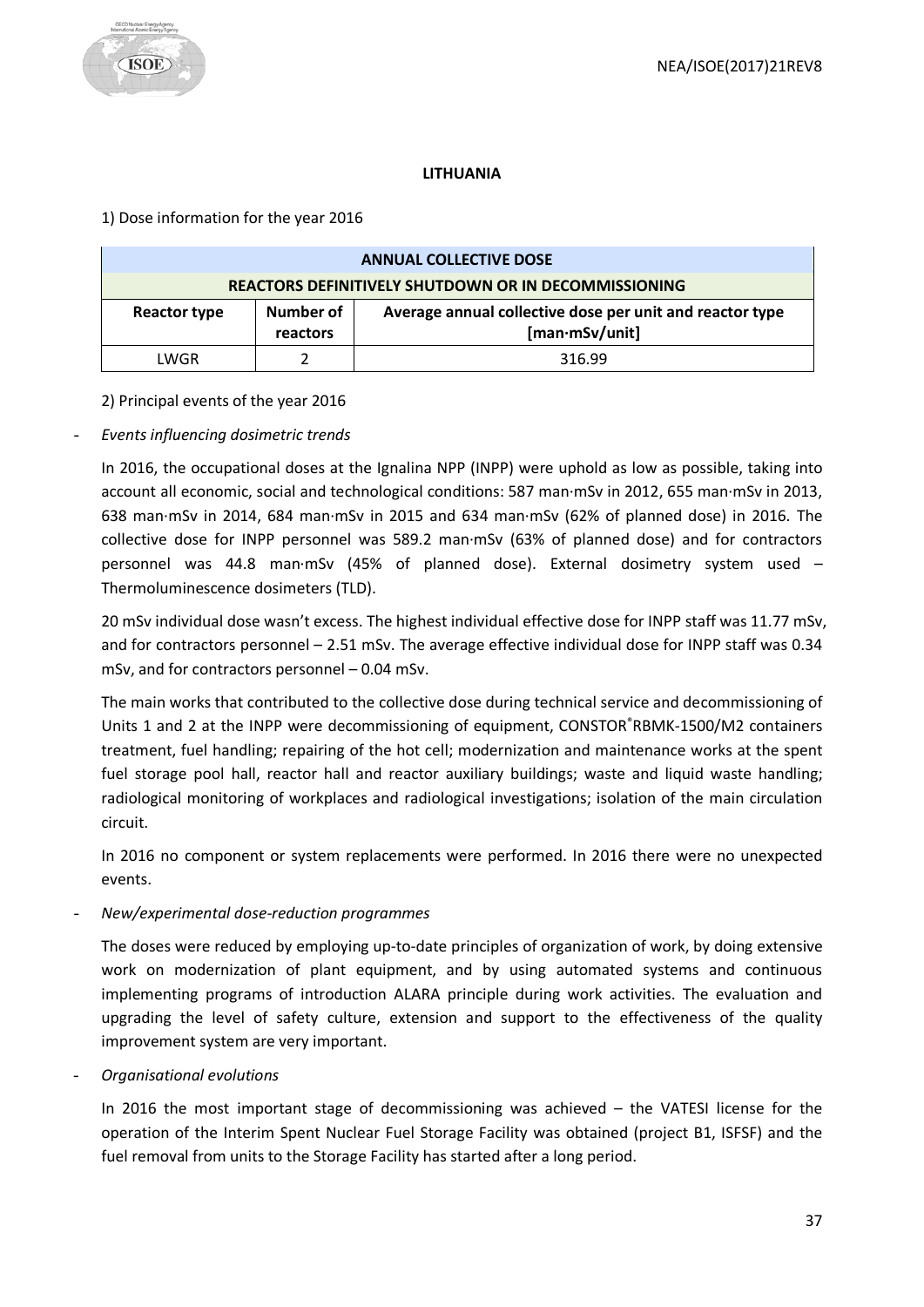## LITHUANIA

1) Dose information for the year 2016

| ANNUAL COLLECTIVE DOSE | | |
|---|---|---|
| REACTORS DEFINITIVELY SHUTDOWN OR IN DECOMMISSIONING | | |
| **Reactor type** | **Number of reactors** | **Average annual collective dose per unit and reactor type [man·mSv/unit]** |
| LWGR | 2 | 316.99 |

2) Principal events of the year 2016

- *Events influencing dosimetric trends*

In 2016, the occupational doses at the Ignalina NPP (INPP) were uphold as low as possible, taking into account all economic, social and technological conditions: 587 man·mSv in 2012, 655 man·mSv in 2013, 638 man·mSv in 2014, 684 man·mSv in 2015 and 634 man·mSv (62% of planned dose) in 2016. The collective dose for INPP personnel was 589.2 man·mSv (63% of planned dose) and for contractors personnel was 44.8 man·mSv (45% of planned dose). External dosimetry system used – Thermoluminescence dosimeters (TLD).

20 mSv individual dose wasn't excess. The highest individual effective dose for INPP staff was 11.77 mSv, and for contractors personnel – 2.51 mSv. The average effective individual dose for INPP staff was 0.34 mSv, and for contractors personnel – 0.04 mSv.

The main works that contributed to the collective dose during technical service and decommissioning of Units 1 and 2 at the INPP were decommissioning of equipment, CONSTOR®RBMK-1500/M2 containers treatment, fuel handling; repairing of the hot cell; modernization and maintenance works at the spent fuel storage pool hall, reactor hall and reactor auxiliary buildings; waste and liquid waste handling; radiological monitoring of workplaces and radiological investigations; isolation of the main circulation circuit.

In 2016 no component or system replacements were performed. In 2016 there were no unexpected events.

- *New/experimental dose-reduction programmes*

The doses were reduced by employing up-to-date principles of organization of work, by doing extensive work on modernization of plant equipment, and by using automated systems and continuous implementing programs of introduction ALARA principle during work activities. The evaluation and upgrading the level of safety culture, extension and support to the effectiveness of the quality improvement system are very important.

- *Organisational evolutions*

In 2016 the most important stage of decommissioning was achieved – the VATESI license for the operation of the Interim Spent Nuclear Fuel Storage Facility was obtained (project B1, ISFSF) and the fuel removal from units to the Storage Facility has started after a long period.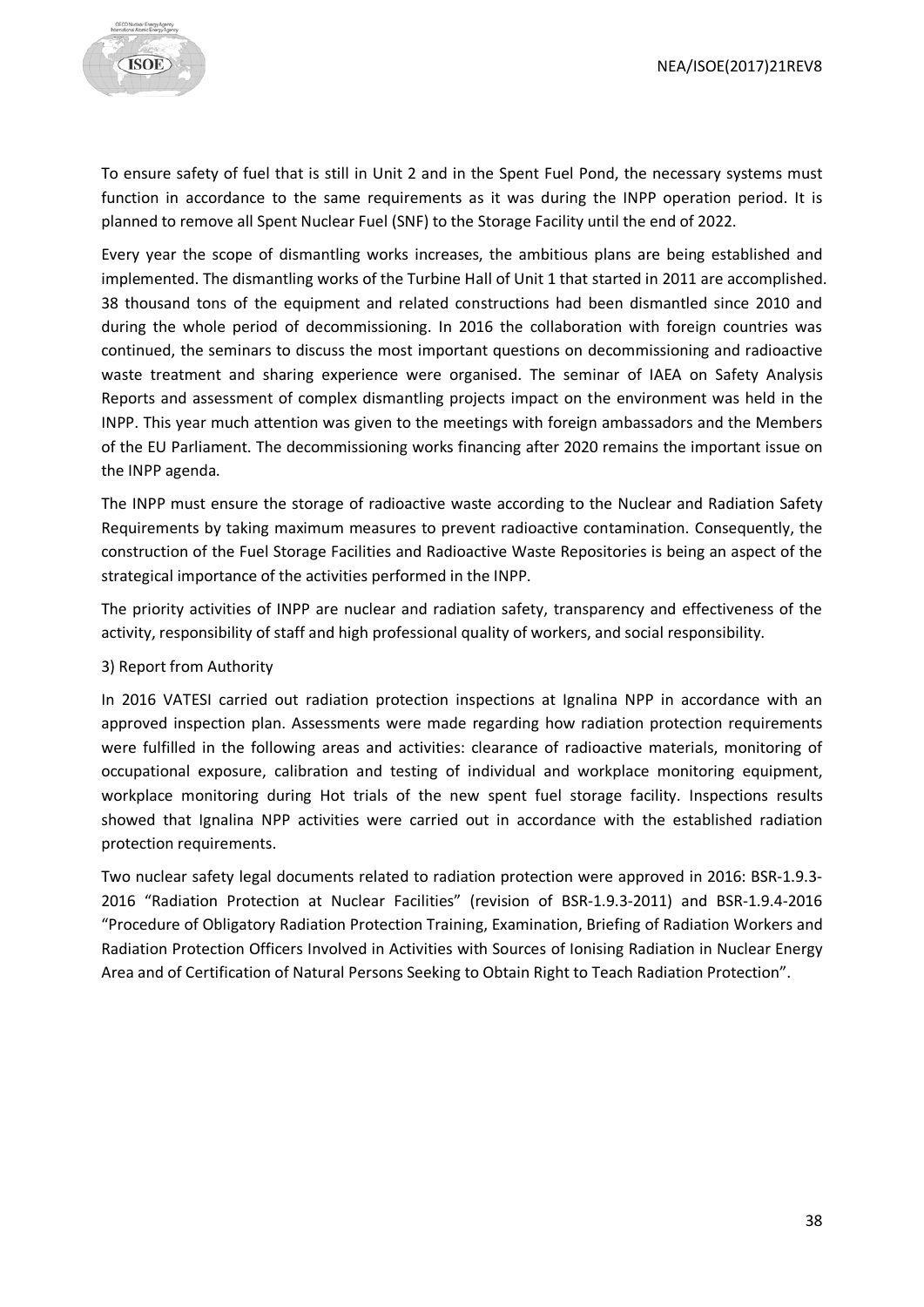To ensure safety of fuel that is still in Unit 2 and in the Spent Fuel Pond, the necessary systems must function in accordance to the same requirements as it was during the INPP operation period. It is planned to remove all Spent Nuclear Fuel (SNF) to the Storage Facility until the end of 2022.

Every year the scope of dismantling works increases, the ambitious plans are being established and implemented. The dismantling works of the Turbine Hall of Unit 1 that started in 2011 are accomplished. 38 thousand tons of the equipment and related constructions had been dismantled since 2010 and during the whole period of decommissioning. In 2016 the collaboration with foreign countries was continued, the seminars to discuss the most important questions on decommissioning and radioactive waste treatment and sharing experience were organised. The seminar of IAEA on Safety Analysis Reports and assessment of complex dismantling projects impact on the environment was held in the INPP. This year much attention was given to the meetings with foreign ambassadors and the Members of the EU Parliament. The decommissioning works financing after 2020 remains the important issue on the INPP agenda.

The INPP must ensure the storage of radioactive waste according to the Nuclear and Radiation Safety Requirements by taking maximum measures to prevent radioactive contamination. Consequently, the construction of the Fuel Storage Facilities and Radioactive Waste Repositories is being an aspect of the strategical importance of the activities performed in the INPP.

The priority activities of INPP are nuclear and radiation safety, transparency and effectiveness of the activity, responsibility of staff and high professional quality of workers, and social responsibility.

3) Report from Authority

In 2016 VATESI carried out radiation protection inspections at Ignalina NPP in accordance with an approved inspection plan. Assessments were made regarding how radiation protection requirements were fulfilled in the following areas and activities: clearance of radioactive materials, monitoring of occupational exposure, calibration and testing of individual and workplace monitoring equipment, workplace monitoring during Hot trials of the new spent fuel storage facility. Inspections results showed that Ignalina NPP activities were carried out in accordance with the established radiation protection requirements.

Two nuclear safety legal documents related to radiation protection were approved in 2016: BSR-1.9.3-2016 "Radiation Protection at Nuclear Facilities" (revision of BSR-1.9.3-2011) and BSR-1.9.4-2016 "Procedure of Obligatory Radiation Protection Training, Examination, Briefing of Radiation Workers and Radiation Protection Officers Involved in Activities with Sources of Ionising Radiation in Nuclear Energy Area and of Certification of Natural Persons Seeking to Obtain Right to Teach Radiation Protection".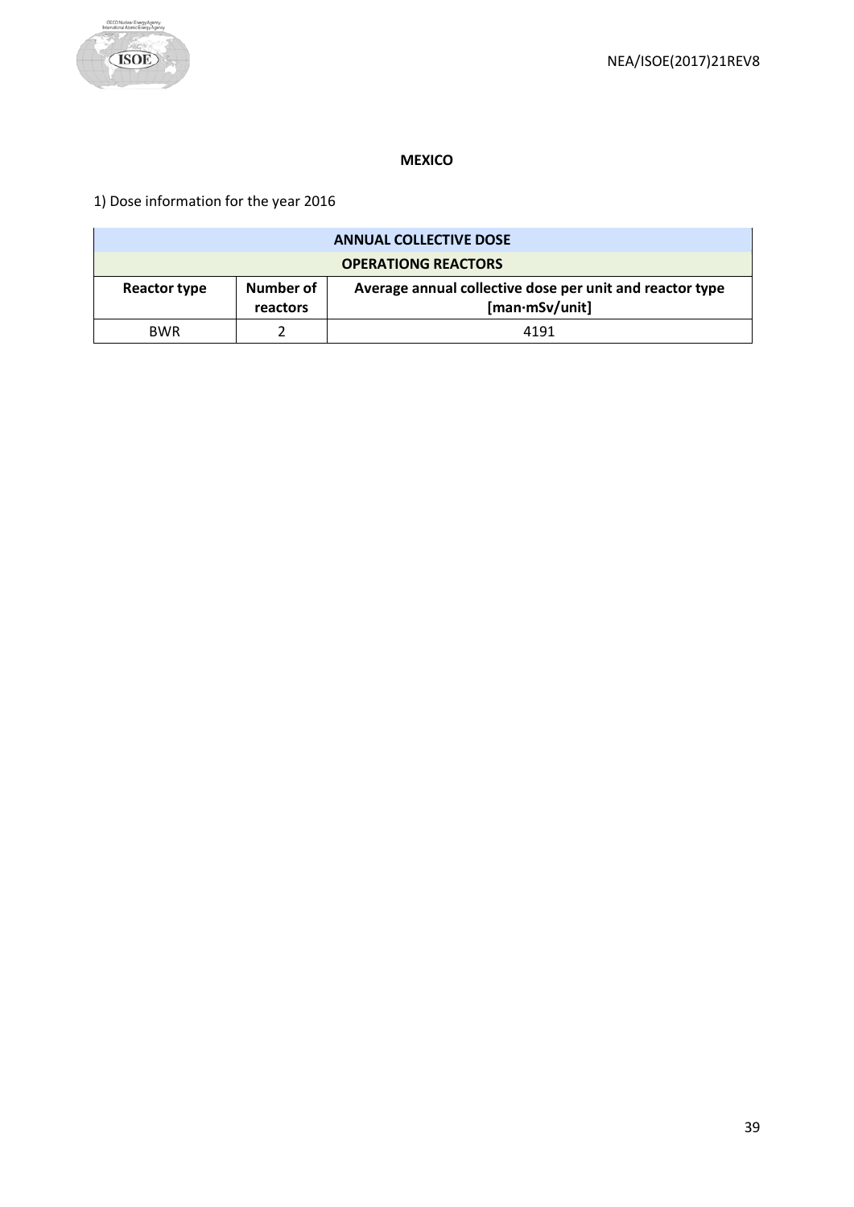**MEXICO**

1) Dose information for the year 2016

| ANNUAL COLLECTIVE DOSE | | |
|---|---|---|
| OPERATIONG REACTORS | | |
| **Reactor type** | **Number of reactors** | **Average annual collective dose per unit and reactor type [man·mSv/unit]** |
| BWR | 2 | 4191 |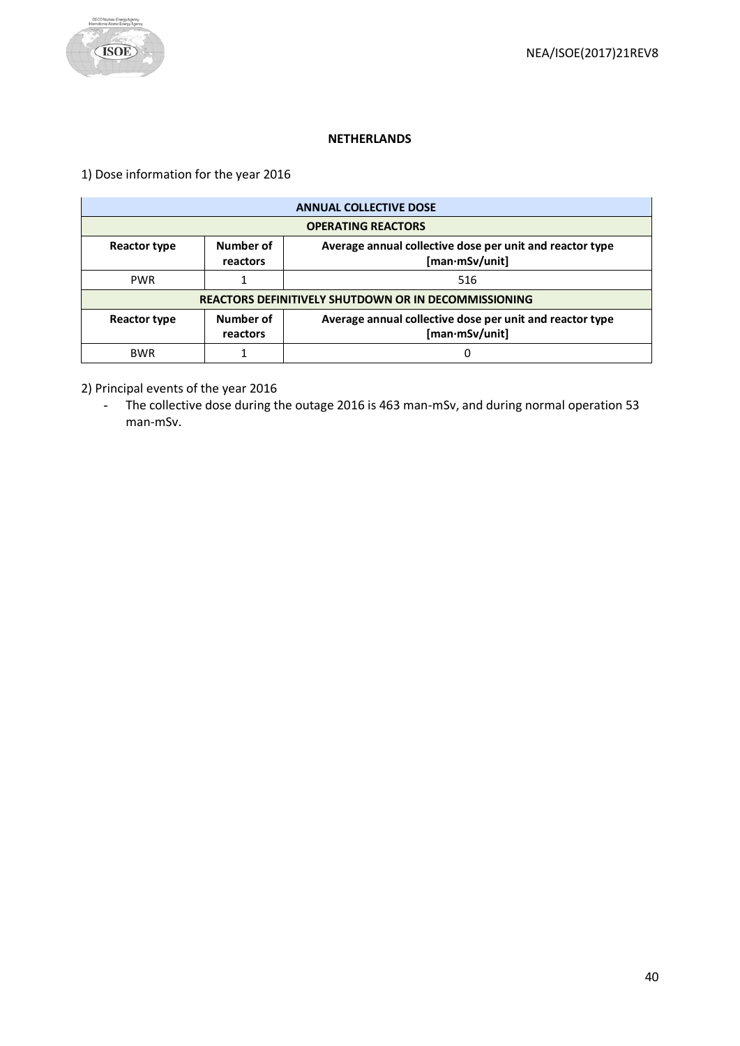**NETHERLANDS**

1) Dose information for the year 2016

| ANNUAL COLLECTIVE DOSE | | |
|---|---|---|
| **OPERATING REACTORS** | | |
| **Reactor type** | **Number of reactors** | **Average annual collective dose per unit and reactor type [man·mSv/unit]** |
| PWR | 1 | 516 |
| **REACTORS DEFINITIVELY SHUTDOWN OR IN DECOMMISSIONING** | | |
| **Reactor type** | **Number of reactors** | **Average annual collective dose per unit and reactor type [man·mSv/unit]** |
| BWR | 1 | 0 |

2) Principal events of the year 2016

- The collective dose during the outage 2016 is 463 man-mSv, and during normal operation 53 man-mSv.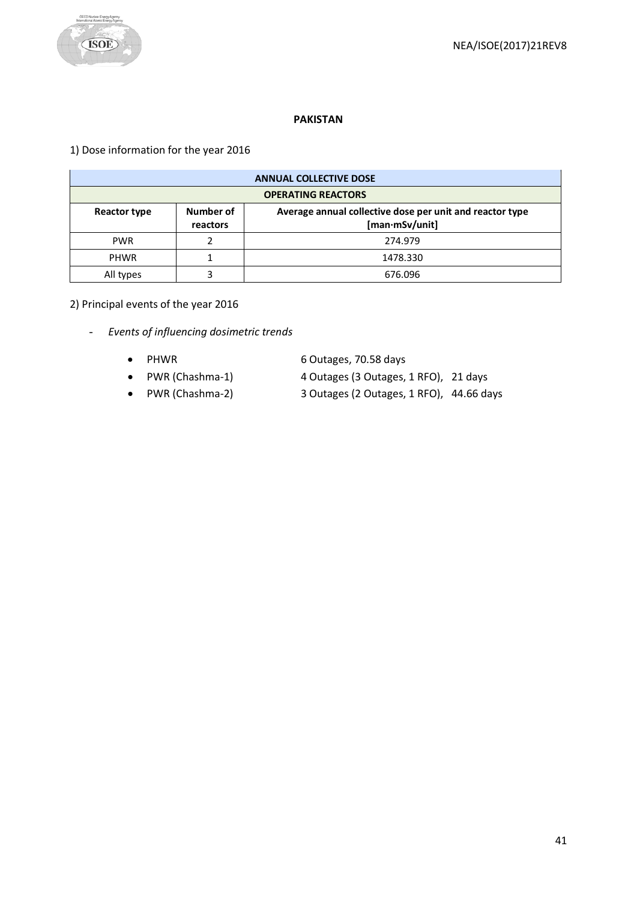## PAKISTAN

1) Dose information for the year 2016

| ANNUAL COLLECTIVE DOSE | | |
|---|---|---|
| **OPERATING REACTORS** | | |
| **Reactor type** | **Number of reactors** | **Average annual collective dose per unit and reactor type [man·mSv/unit]** |
| PWR | 2 | 274.979 |
| PHWR | 1 | 1478.330 |
| All types | 3 | 676.096 |

2) Principal events of the year 2016

- *Events of influencing dosimetric trends*
  - PHWR — 6 Outages, 70.58 days
  - PWR (Chashma-1) — 4 Outages (3 Outages, 1 RFO), 21 days
  - PWR (Chashma-2) — 3 Outages (2 Outages, 1 RFO), 44.66 days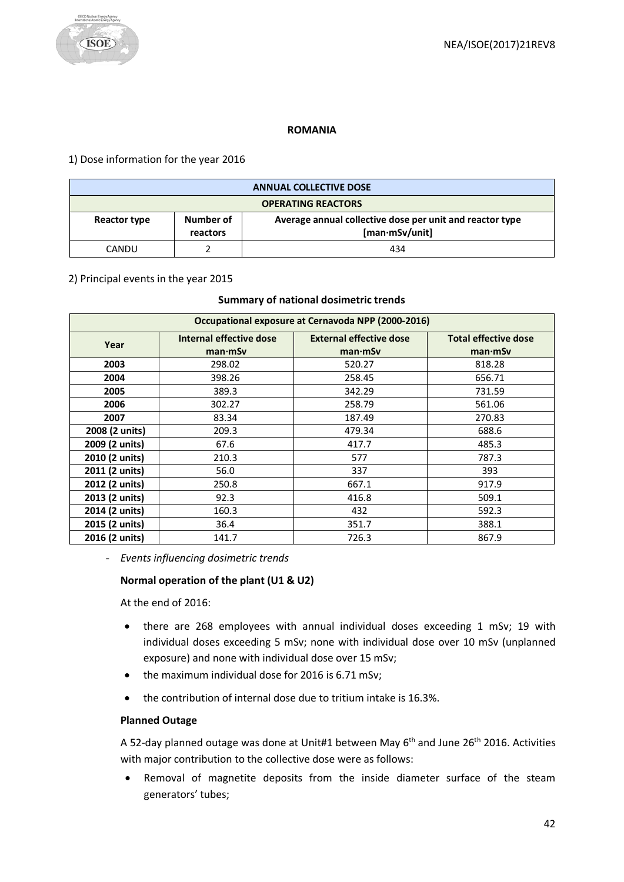## ROMANIA

1) Dose information for the year 2016

| ANNUAL COLLECTIVE DOSE | | |
|---|---|---|
| OPERATING REACTORS | | |
| Reactor type | Number of reactors | Average annual collective dose per unit and reactor type [man·mSv/unit] |
| CANDU | 2 | 434 |

2) Principal events in the year 2015

**Summary of national dosimetric trends**

| Occupational exposure at Cernavoda NPP (2000-2016) | | | |
|---|---|---|---|
| Year | Internal effective dose man·mSv | External effective dose man·mSv | Total effective dose man·mSv |
| **2003** | 298.02 | 520.27 | 818.28 |
| **2004** | 398.26 | 258.45 | 656.71 |
| **2005** | 389.3 | 342.29 | 731.59 |
| **2006** | 302.27 | 258.79 | 561.06 |
| **2007** | 83.34 | 187.49 | 270.83 |
| **2008 (2 units)** | 209.3 | 479.34 | 688.6 |
| **2009 (2 units)** | 67.6 | 417.7 | 485.3 |
| **2010 (2 units)** | 210.3 | 577 | 787.3 |
| **2011 (2 units)** | 56.0 | 337 | 393 |
| **2012 (2 units)** | 250.8 | 667.1 | 917.9 |
| **2013 (2 units)** | 92.3 | 416.8 | 509.1 |
| **2014 (2 units)** | 160.3 | 432 | 592.3 |
| **2015 (2 units)** | 36.4 | 351.7 | 388.1 |
| **2016 (2 units)** | 141.7 | 726.3 | 867.9 |

- *Events influencing dosimetric trends*

**Normal operation of the plant (U1 & U2)**

At the end of 2016:

- there are 268 employees with annual individual doses exceeding 1 mSv; 19 with individual doses exceeding 5 mSv; none with individual dose over 10 mSv (unplanned exposure) and none with individual dose over 15 mSv;
- the maximum individual dose for 2016 is 6.71 mSv;
- the contribution of internal dose due to tritium intake is 16.3%.

**Planned Outage**

A 52-day planned outage was done at Unit#1 between May 6th and June 26th 2016. Activities with major contribution to the collective dose were as follows:

- Removal of magnetite deposits from the inside diameter surface of the steam generators' tubes;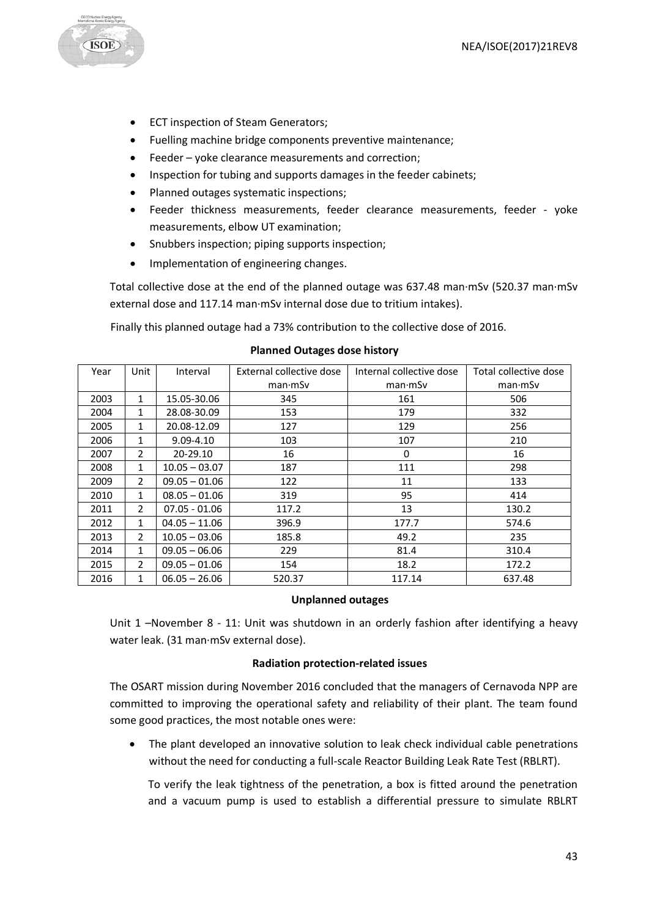- ECT inspection of Steam Generators;
- Fuelling machine bridge components preventive maintenance;
- Feeder – yoke clearance measurements and correction;
- Inspection for tubing and supports damages in the feeder cabinets;
- Planned outages systematic inspections;
- Feeder thickness measurements, feeder clearance measurements, feeder - yoke measurements, elbow UT examination;
- Snubbers inspection; piping supports inspection;
- Implementation of engineering changes.

Total collective dose at the end of the planned outage was 637.48 man·mSv (520.37 man·mSv external dose and 117.14 man·mSv internal dose due to tritium intakes).

Finally this planned outage had a 73% contribution to the collective dose of 2016.

**Planned Outages dose history**

| Year | Unit | Interval | External collective dose man·mSv | Internal collective dose man·mSv | Total collective dose man·mSv |
|---|---|---|---|---|---|
| 2003 | 1 | 15.05-30.06 | 345 | 161 | 506 |
| 2004 | 1 | 28.08-30.09 | 153 | 179 | 332 |
| 2005 | 1 | 20.08-12.09 | 127 | 129 | 256 |
| 2006 | 1 | 9.09-4.10 | 103 | 107 | 210 |
| 2007 | 2 | 20-29.10 | 16 | 0 | 16 |
| 2008 | 1 | 10.05 – 03.07 | 187 | 111 | 298 |
| 2009 | 2 | 09.05 – 01.06 | 122 | 11 | 133 |
| 2010 | 1 | 08.05 – 01.06 | 319 | 95 | 414 |
| 2011 | 2 | 07.05 - 01.06 | 117.2 | 13 | 130.2 |
| 2012 | 1 | 04.05 – 11.06 | 396.9 | 177.7 | 574.6 |
| 2013 | 2 | 10.05 – 03.06 | 185.8 | 49.2 | 235 |
| 2014 | 1 | 09.05 – 06.06 | 229 | 81.4 | 310.4 |
| 2015 | 2 | 09.05 – 01.06 | 154 | 18.2 | 172.2 |
| 2016 | 1 | 06.05 – 26.06 | 520.37 | 117.14 | 637.48 |

**Unplanned outages**

Unit 1 –November 8 - 11: Unit was shutdown in an orderly fashion after identifying a heavy water leak. (31 man·mSv external dose).

**Radiation protection-related issues**

The OSART mission during November 2016 concluded that the managers of Cernavoda NPP are committed to improving the operational safety and reliability of their plant. The team found some good practices, the most notable ones were:

- The plant developed an innovative solution to leak check individual cable penetrations without the need for conducting a full-scale Reactor Building Leak Rate Test (RBLRT).

  To verify the leak tightness of the penetration, a box is fitted around the penetration and a vacuum pump is used to establish a differential pressure to simulate RBLRT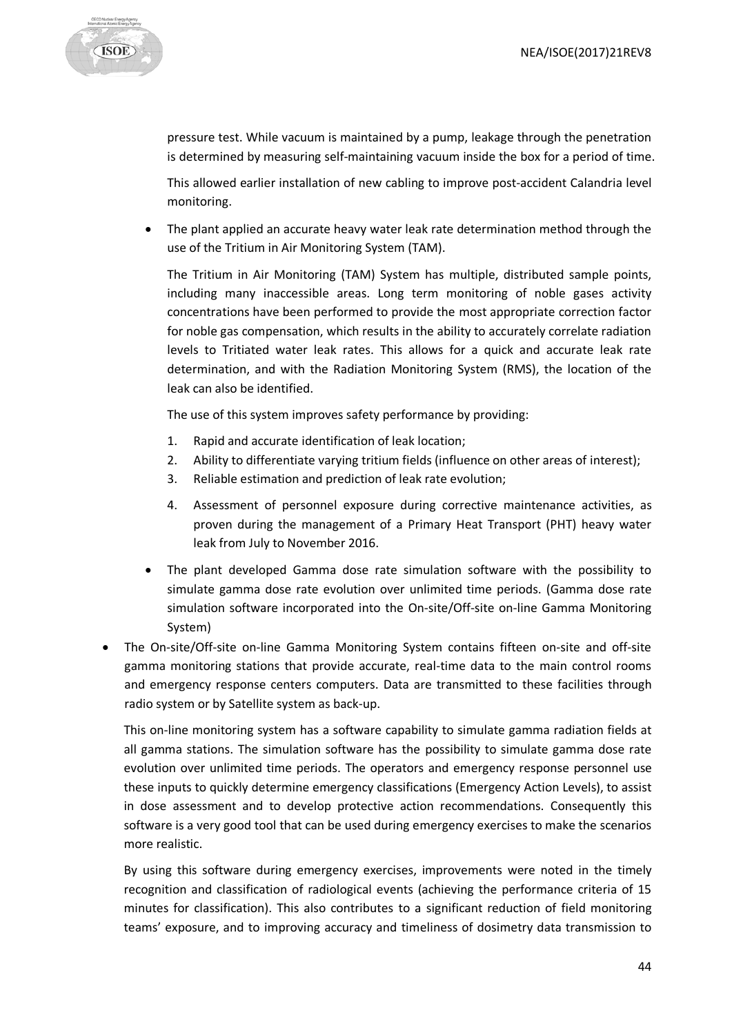pressure test. While vacuum is maintained by a pump, leakage through the penetration is determined by measuring self-maintaining vacuum inside the box for a period of time.

This allowed earlier installation of new cabling to improve post-accident Calandria level monitoring.

- The plant applied an accurate heavy water leak rate determination method through the use of the Tritium in Air Monitoring System (TAM).

  The Tritium in Air Monitoring (TAM) System has multiple, distributed sample points, including many inaccessible areas. Long term monitoring of noble gases activity concentrations have been performed to provide the most appropriate correction factor for noble gas compensation, which results in the ability to accurately correlate radiation levels to Tritiated water leak rates. This allows for a quick and accurate leak rate determination, and with the Radiation Monitoring System (RMS), the location of the leak can also be identified.

  The use of this system improves safety performance by providing:

  1. Rapid and accurate identification of leak location;
  2. Ability to differentiate varying tritium fields (influence on other areas of interest);
  3. Reliable estimation and prediction of leak rate evolution;
  4. Assessment of personnel exposure during corrective maintenance activities, as proven during the management of a Primary Heat Transport (PHT) heavy water leak from July to November 2016.

- The plant developed Gamma dose rate simulation software with the possibility to simulate gamma dose rate evolution over unlimited time periods. (Gamma dose rate simulation software incorporated into the On-site/Off-site on-line Gamma Monitoring System)

- The On-site/Off-site on-line Gamma Monitoring System contains fifteen on-site and off-site gamma monitoring stations that provide accurate, real-time data to the main control rooms and emergency response centers computers. Data are transmitted to these facilities through radio system or by Satellite system as back-up.

  This on-line monitoring system has a software capability to simulate gamma radiation fields at all gamma stations. The simulation software has the possibility to simulate gamma dose rate evolution over unlimited time periods. The operators and emergency response personnel use these inputs to quickly determine emergency classifications (Emergency Action Levels), to assist in dose assessment and to develop protective action recommendations. Consequently this software is a very good tool that can be used during emergency exercises to make the scenarios more realistic.

  By using this software during emergency exercises, improvements were noted in the timely recognition and classification of radiological events (achieving the performance criteria of 15 minutes for classification). This also contributes to a significant reduction of field monitoring teams' exposure, and to improving accuracy and timeliness of dosimetry data transmission to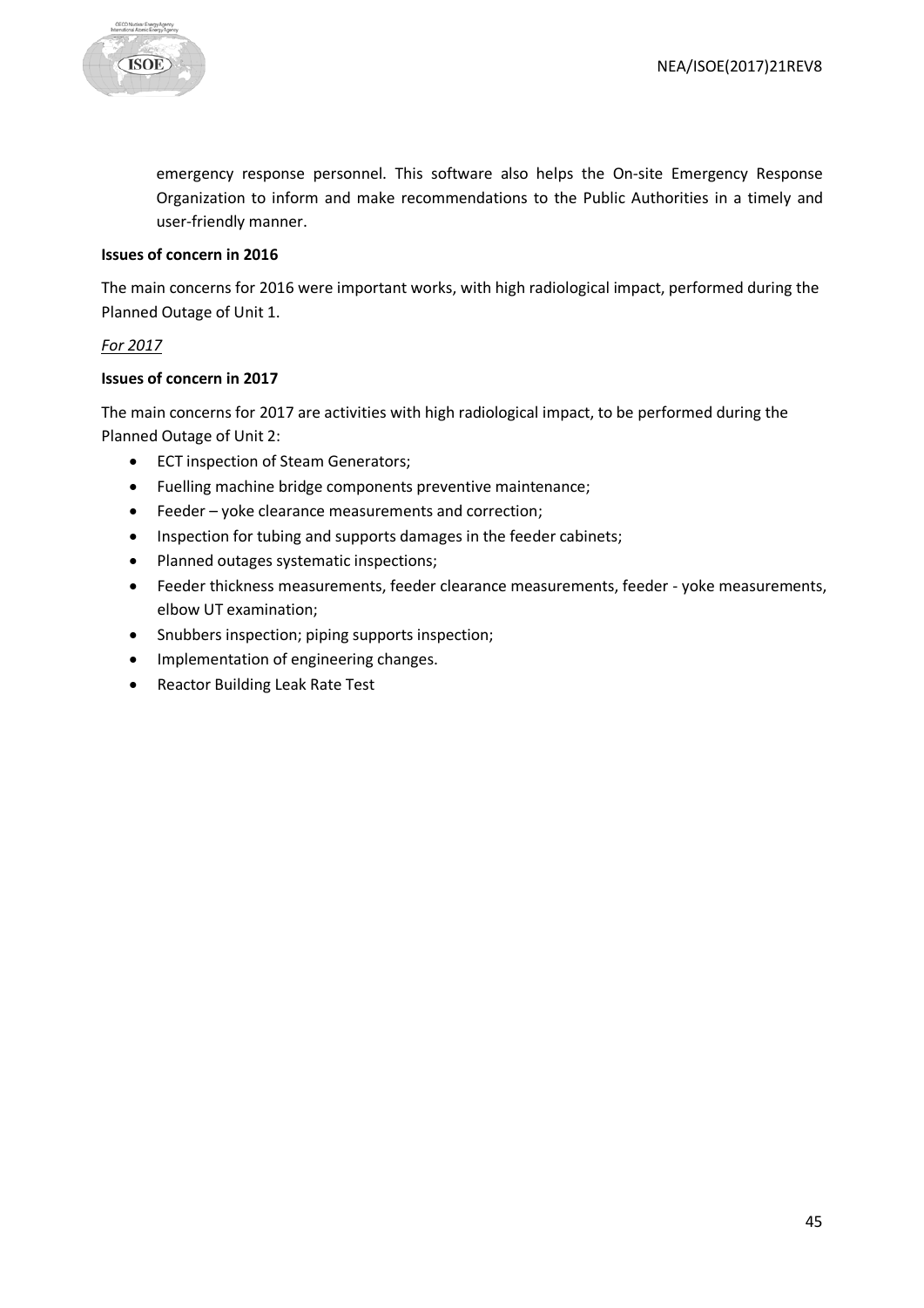emergency response personnel. This software also helps the On-site Emergency Response Organization to inform and make recommendations to the Public Authorities in a timely and user-friendly manner.

**Issues of concern in 2016**

The main concerns for 2016 were important works, with high radiological impact, performed during the Planned Outage of Unit 1.

*For 2017*

**Issues of concern in 2017**

The main concerns for 2017 are activities with high radiological impact, to be performed during the Planned Outage of Unit 2:

- ECT inspection of Steam Generators;
- Fuelling machine bridge components preventive maintenance;
- Feeder – yoke clearance measurements and correction;
- Inspection for tubing and supports damages in the feeder cabinets;
- Planned outages systematic inspections;
- Feeder thickness measurements, feeder clearance measurements, feeder - yoke measurements, elbow UT examination;
- Snubbers inspection; piping supports inspection;
- Implementation of engineering changes.
- Reactor Building Leak Rate Test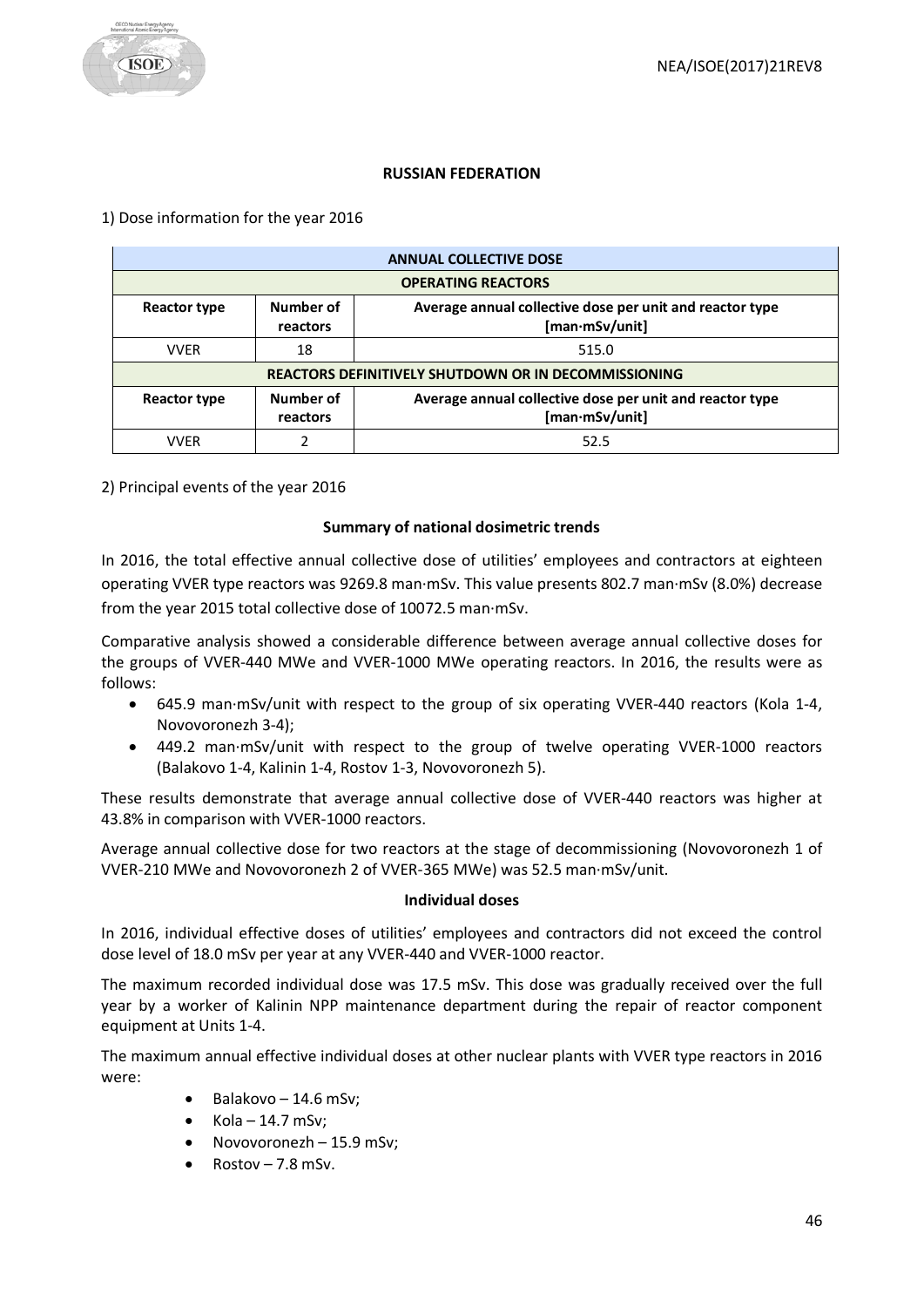**RUSSIAN FEDERATION**

1) Dose information for the year 2016

| ANNUAL COLLECTIVE DOSE | | |
|---|---|---|
| **OPERATING REACTORS** | | |
| **Reactor type** | **Number of reactors** | **Average annual collective dose per unit and reactor type [man·mSv/unit]** |
| VVER | 18 | 515.0 |
| **REACTORS DEFINITIVELY SHUTDOWN OR IN DECOMMISSIONING** | | |
| **Reactor type** | **Number of reactors** | **Average annual collective dose per unit and reactor type [man·mSv/unit]** |
| VVER | 2 | 52.5 |

2) Principal events of the year 2016

**Summary of national dosimetric trends**

In 2016, the total effective annual collective dose of utilities' employees and contractors at eighteen operating VVER type reactors was 9269.8 man·mSv. This value presents 802.7 man·mSv (8.0%) decrease from the year 2015 total collective dose of 10072.5 man·mSv.

Comparative analysis showed a considerable difference between average annual collective doses for the groups of VVER-440 MWe and VVER-1000 MWe operating reactors. In 2016, the results were as follows:

- 645.9 man·mSv/unit with respect to the group of six operating VVER-440 reactors (Kola 1-4, Novovoronezh 3-4);
- 449.2 man·mSv/unit with respect to the group of twelve operating VVER-1000 reactors (Balakovo 1-4, Kalinin 1-4, Rostov 1-3, Novovoronezh 5).

These results demonstrate that average annual collective dose of VVER-440 reactors was higher at 43.8% in comparison with VVER-1000 reactors.

Average annual collective dose for two reactors at the stage of decommissioning (Novovoronezh 1 of VVER-210 MWe and Novovoronezh 2 of VVER-365 MWe) was 52.5 man·mSv/unit.

**Individual doses**

In 2016, individual effective doses of utilities' employees and contractors did not exceed the control dose level of 18.0 mSv per year at any VVER-440 and VVER-1000 reactor.

The maximum recorded individual dose was 17.5 mSv. This dose was gradually received over the full year by a worker of Kalinin NPP maintenance department during the repair of reactor component equipment at Units 1-4.

The maximum annual effective individual doses at other nuclear plants with VVER type reactors in 2016 were:

- Balakovo – 14.6 mSv;
- Kola – 14.7 mSv;
- Novovoronezh – 15.9 mSv;
- Rostov – 7.8 mSv.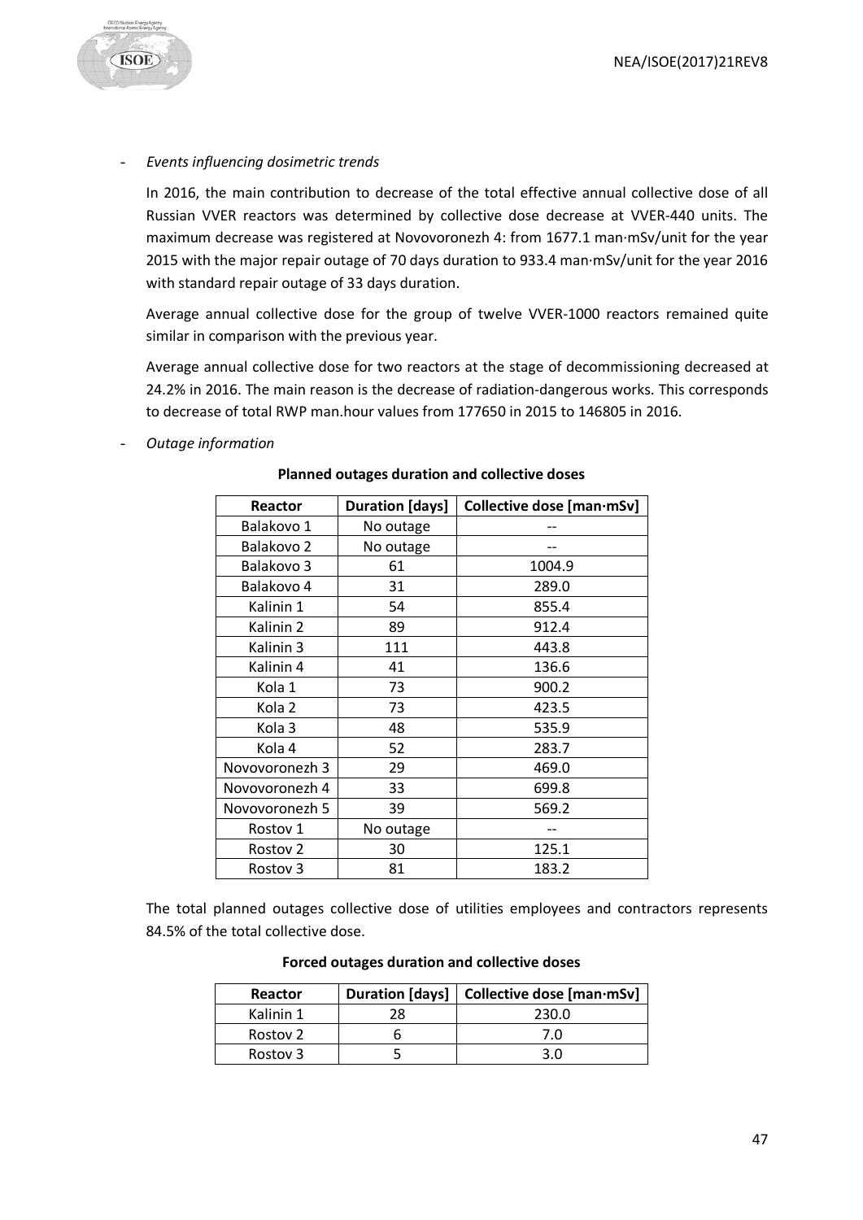- *Events influencing dosimetric trends*

  In 2016, the main contribution to decrease of the total effective annual collective dose of all Russian VVER reactors was determined by collective dose decrease at VVER-440 units. The maximum decrease was registered at Novovoronezh 4: from 1677.1 man·mSv/unit for the year 2015 with the major repair outage of 70 days duration to 933.4 man·mSv/unit for the year 2016 with standard repair outage of 33 days duration.

  Average annual collective dose for the group of twelve VVER-1000 reactors remained quite similar in comparison with the previous year.

  Average annual collective dose for two reactors at the stage of decommissioning decreased at 24.2% in 2016. The main reason is the decrease of radiation-dangerous works. This corresponds to decrease of total RWP man.hour values from 177650 in 2015 to 146805 in 2016.

- *Outage information*

**Planned outages duration and collective doses**

| Reactor | Duration [days] | Collective dose [man·mSv] |
|---|---|---|
| Balakovo 1 | No outage | -- |
| Balakovo 2 | No outage | -- |
| Balakovo 3 | 61 | 1004.9 |
| Balakovo 4 | 31 | 289.0 |
| Kalinin 1 | 54 | 855.4 |
| Kalinin 2 | 89 | 912.4 |
| Kalinin 3 | 111 | 443.8 |
| Kalinin 4 | 41 | 136.6 |
| Kola 1 | 73 | 900.2 |
| Kola 2 | 73 | 423.5 |
| Kola 3 | 48 | 535.9 |
| Kola 4 | 52 | 283.7 |
| Novovoronezh 3 | 29 | 469.0 |
| Novovoronezh 4 | 33 | 699.8 |
| Novovoronezh 5 | 39 | 569.2 |
| Rostov 1 | No outage | -- |
| Rostov 2 | 30 | 125.1 |
| Rostov 3 | 81 | 183.2 |

The total planned outages collective dose of utilities employees and contractors represents 84.5% of the total collective dose.

**Forced outages duration and collective doses**

| Reactor | Duration [days] | Collective dose [man·mSv] |
|---|---|---|
| Kalinin 1 | 28 | 230.0 |
| Rostov 2 | 6 | 7.0 |
| Rostov 3 | 5 | 3.0 |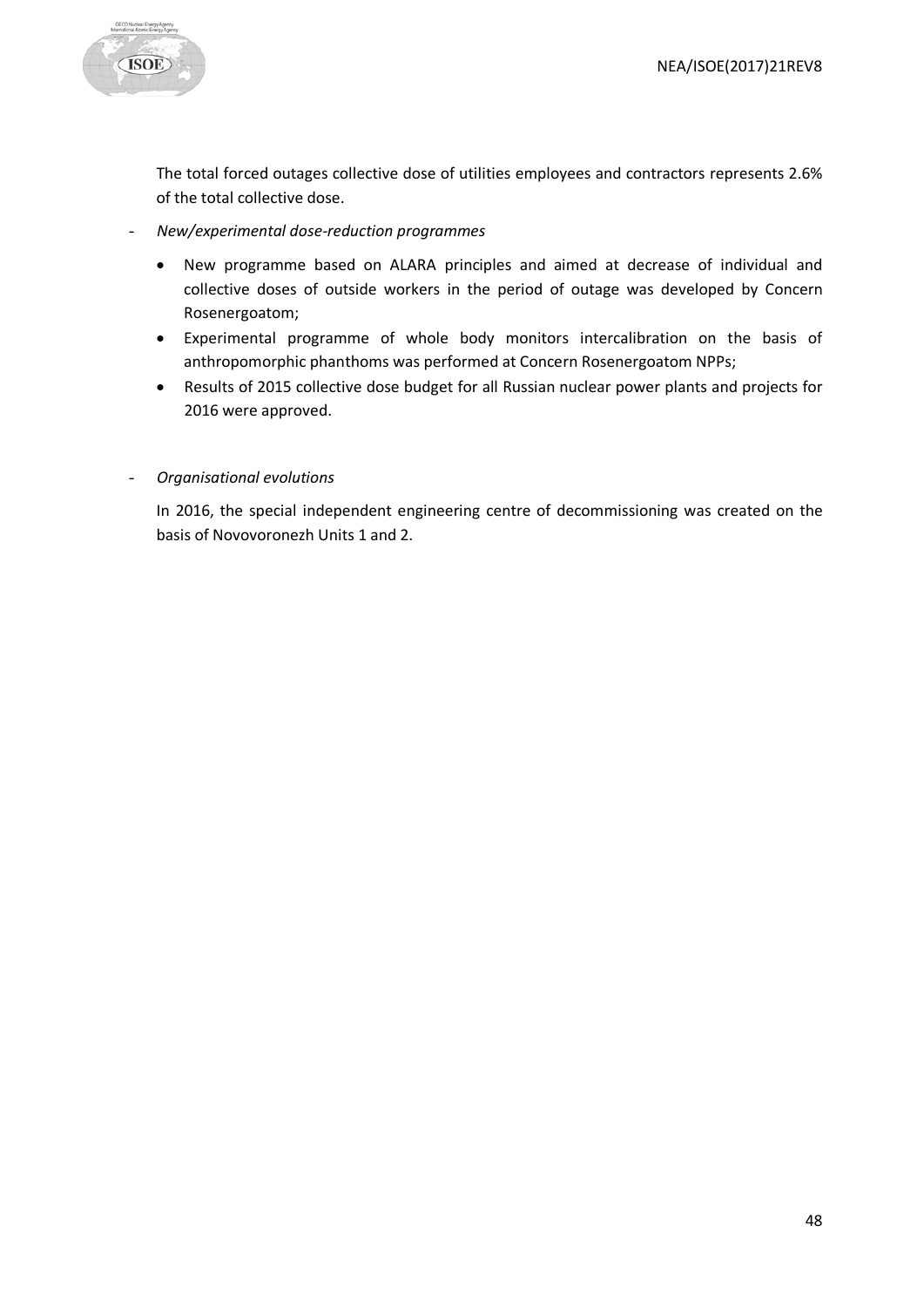The total forced outages collective dose of utilities employees and contractors represents 2.6% of the total collective dose.

- *New/experimental dose-reduction programmes*

  - New programme based on ALARA principles and aimed at decrease of individual and collective doses of outside workers in the period of outage was developed by Concern Rosenergoatom;
  - Experimental programme of whole body monitors intercalibration on the basis of anthropomorphic phanthoms was performed at Concern Rosenergoatom NPPs;
  - Results of 2015 collective dose budget for all Russian nuclear power plants and projects for 2016 were approved.

- *Organisational evolutions*

  In 2016, the special independent engineering centre of decommissioning was created on the basis of Novovoronezh Units 1 and 2.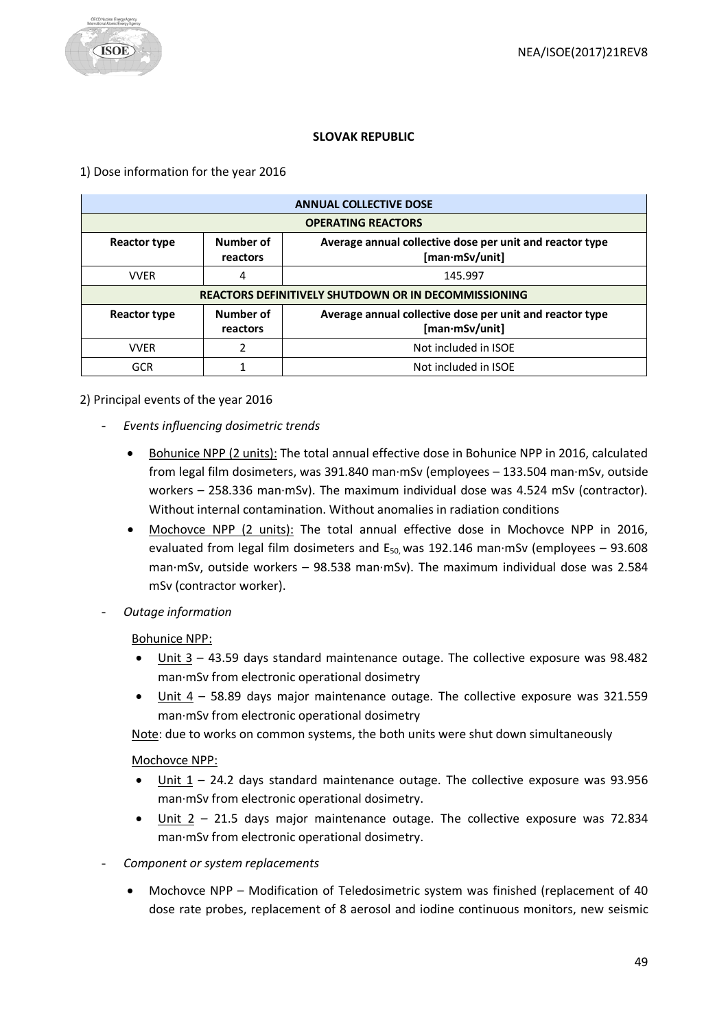## SLOVAK REPUBLIC

1) Dose information for the year 2016

| ANNUAL COLLECTIVE DOSE | | |
|---|---|---|
| **OPERATING REACTORS** | | |
| **Reactor type** | **Number of reactors** | **Average annual collective dose per unit and reactor type [man·mSv/unit]** |
| VVER | 4 | 145.997 |
| **REACTORS DEFINITIVELY SHUTDOWN OR IN DECOMMISSIONING** | | |
| **Reactor type** | **Number of reactors** | **Average annual collective dose per unit and reactor type [man·mSv/unit]** |
| VVER | 2 | Not included in ISOE |
| GCR | 1 | Not included in ISOE |

2) Principal events of the year 2016

- *Events influencing dosimetric trends*
    - Bohunice NPP (2 units): The total annual effective dose in Bohunice NPP in 2016, calculated from legal film dosimeters, was 391.840 man·mSv (employees – 133.504 man·mSv, outside workers – 258.336 man·mSv). The maximum individual dose was 4.524 mSv (contractor). Without internal contamination. Without anomalies in radiation conditions
    - Mochovce NPP (2 units): The total annual effective dose in Mochovce NPP in 2016, evaluated from legal film dosimeters and $E_{50}$, was 192.146 man·mSv (employees – 93.608 man·mSv, outside workers – 98.538 man·mSv). The maximum individual dose was 2.584 mSv (contractor worker).
- *Outage information*

  Bohunice NPP:
    - Unit 3 – 43.59 days standard maintenance outage. The collective exposure was 98.482 man·mSv from electronic operational dosimetry
    - Unit 4 – 58.89 days major maintenance outage. The collective exposure was 321.559 man·mSv from electronic operational dosimetry

  Note: due to works on common systems, the both units were shut down simultaneously

  Mochovce NPP:
    - Unit 1 – 24.2 days standard maintenance outage. The collective exposure was 93.956 man·mSv from electronic operational dosimetry.
    - Unit 2 – 21.5 days major maintenance outage. The collective exposure was 72.834 man·mSv from electronic operational dosimetry.
- *Component or system replacements*
    - Mochovce NPP – Modification of Teledosimetric system was finished (replacement of 40 dose rate probes, replacement of 8 aerosol and iodine continuous monitors, new seismic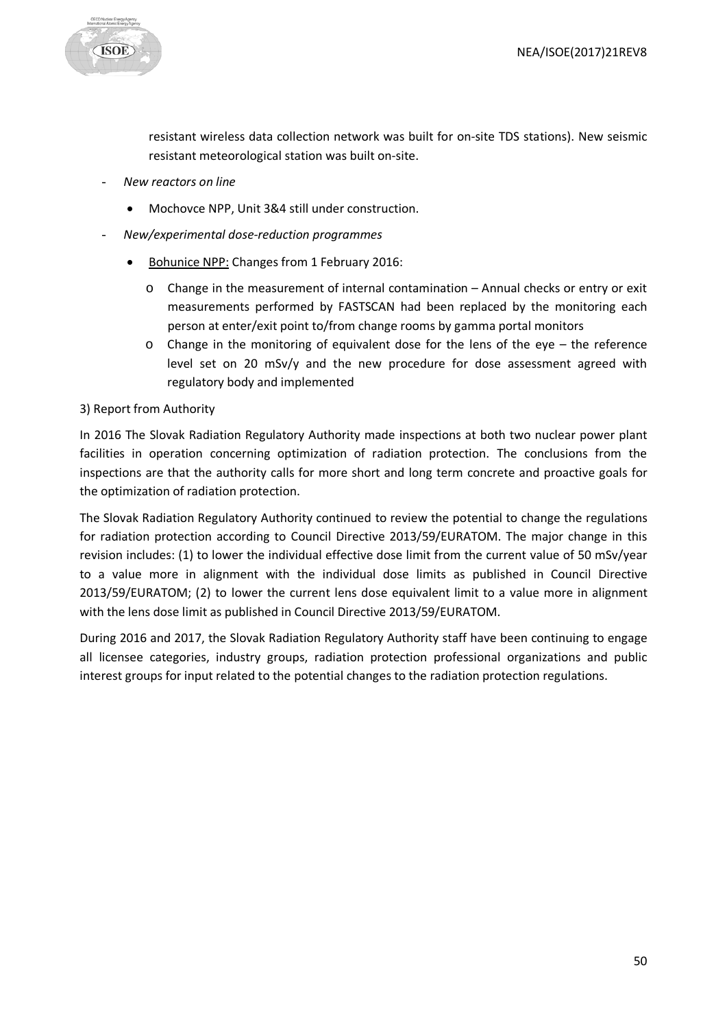resistant wireless data collection network was built for on-site TDS stations). New seismic resistant meteorological station was built on-site.

- *New reactors on line*
  - Mochovce NPP, Unit 3&4 still under construction.
- *New/experimental dose-reduction programmes*
  - Bohunice NPP: Changes from 1 February 2016:
    - Change in the measurement of internal contamination – Annual checks or entry or exit measurements performed by FASTSCAN had been replaced by the monitoring each person at enter/exit point to/from change rooms by gamma portal monitors
    - Change in the monitoring of equivalent dose for the lens of the eye – the reference level set on 20 mSv/y and the new procedure for dose assessment agreed with regulatory body and implemented

3) Report from Authority

In 2016 The Slovak Radiation Regulatory Authority made inspections at both two nuclear power plant facilities in operation concerning optimization of radiation protection. The conclusions from the inspections are that the authority calls for more short and long term concrete and proactive goals for the optimization of radiation protection.

The Slovak Radiation Regulatory Authority continued to review the potential to change the regulations for radiation protection according to Council Directive 2013/59/EURATOM. The major change in this revision includes: (1) to lower the individual effective dose limit from the current value of 50 mSv/year to a value more in alignment with the individual dose limits as published in Council Directive 2013/59/EURATOM; (2) to lower the current lens dose equivalent limit to a value more in alignment with the lens dose limit as published in Council Directive 2013/59/EURATOM.

During 2016 and 2017, the Slovak Radiation Regulatory Authority staff have been continuing to engage all licensee categories, industry groups, radiation protection professional organizations and public interest groups for input related to the potential changes to the radiation protection regulations.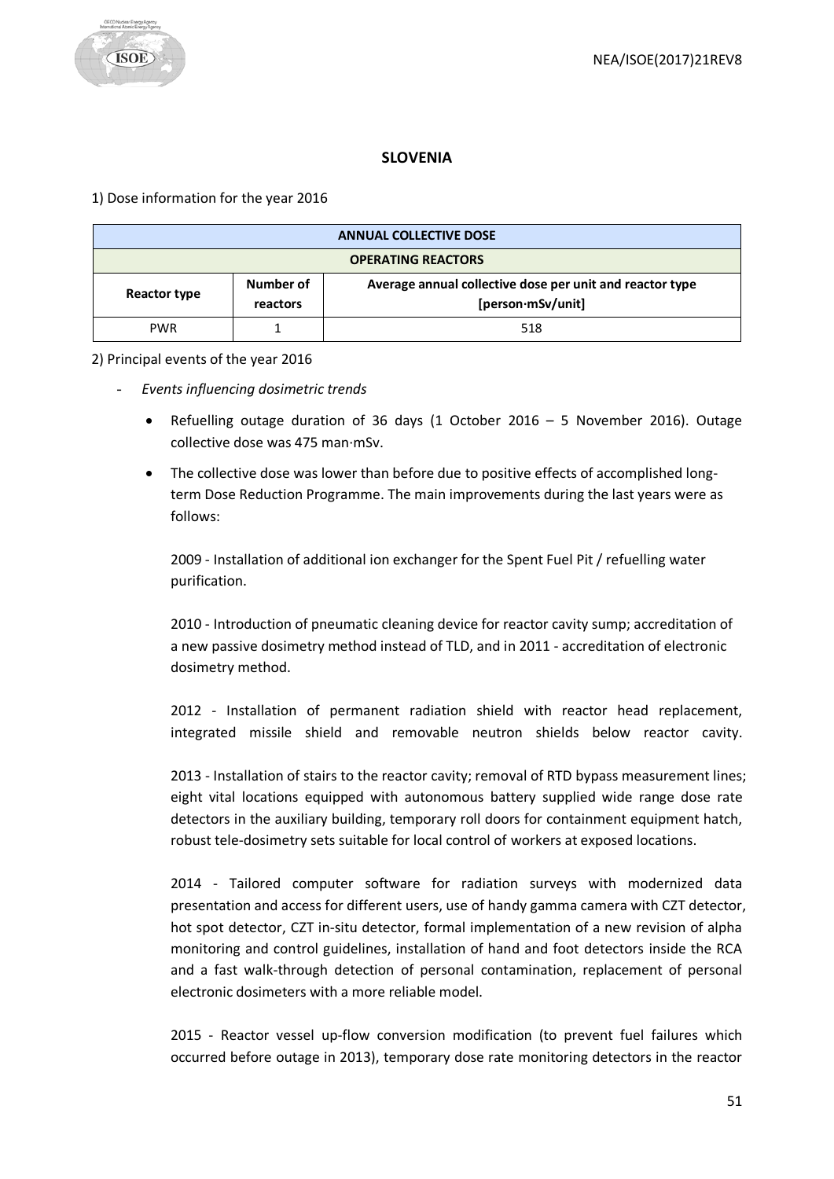## SLOVENIA

1) Dose information for the year 2016

| ANNUAL COLLECTIVE DOSE | | |
|---|---|---|
| **OPERATING REACTORS** | | |
| **Reactor type** | **Number of reactors** | **Average annual collective dose per unit and reactor type [person·mSv/unit]** |
| PWR | 1 | 518 |

2) Principal events of the year 2016

- *Events influencing dosimetric trends*
    - Refuelling outage duration of 36 days (1 October 2016 – 5 November 2016). Outage collective dose was 475 man·mSv.
    - The collective dose was lower than before due to positive effects of accomplished long-term Dose Reduction Programme. The main improvements during the last years were as follows:

      2009 - Installation of additional ion exchanger for the Spent Fuel Pit / refuelling water purification.

      2010 - Introduction of pneumatic cleaning device for reactor cavity sump; accreditation of a new passive dosimetry method instead of TLD, and in 2011 - accreditation of electronic dosimetry method.

      2012 - Installation of permanent radiation shield with reactor head replacement, integrated missile shield and removable neutron shields below reactor cavity.

      2013 - Installation of stairs to the reactor cavity; removal of RTD bypass measurement lines; eight vital locations equipped with autonomous battery supplied wide range dose rate detectors in the auxiliary building, temporary roll doors for containment equipment hatch, robust tele-dosimetry sets suitable for local control of workers at exposed locations.

      2014 - Tailored computer software for radiation surveys with modernized data presentation and access for different users, use of handy gamma camera with CZT detector, hot spot detector, CZT in-situ detector, formal implementation of a new revision of alpha monitoring and control guidelines, installation of hand and foot detectors inside the RCA and a fast walk-through detection of personal contamination, replacement of personal electronic dosimeters with a more reliable model.

      2015 - Reactor vessel up-flow conversion modification (to prevent fuel failures which occurred before outage in 2013), temporary dose rate monitoring detectors in the reactor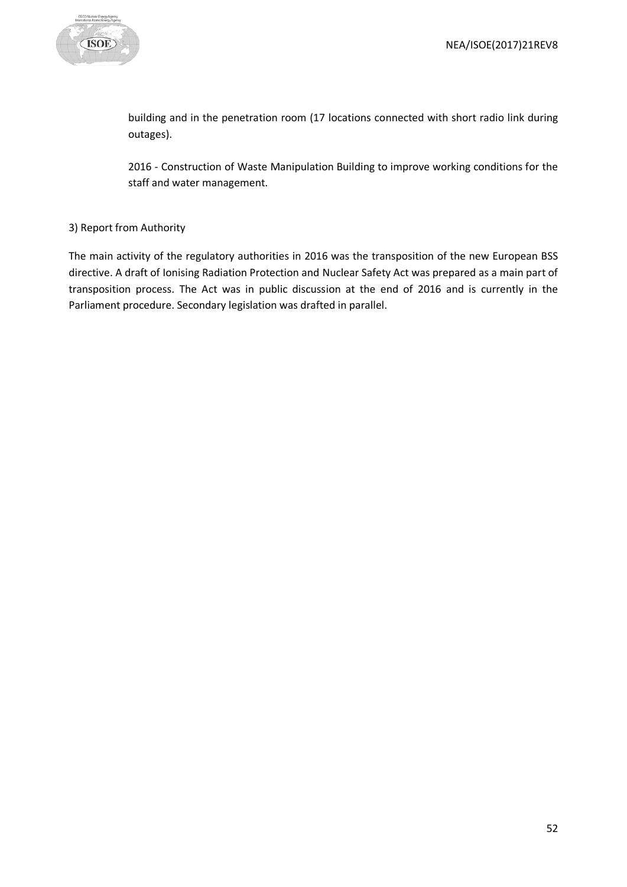building and in the penetration room (17 locations connected with short radio link during outages).

2016 - Construction of Waste Manipulation Building to improve working conditions for the staff and water management.

3) Report from Authority

The main activity of the regulatory authorities in 2016 was the transposition of the new European BSS directive. A draft of Ionising Radiation Protection and Nuclear Safety Act was prepared as a main part of transposition process. The Act was in public discussion at the end of 2016 and is currently in the Parliament procedure. Secondary legislation was drafted in parallel.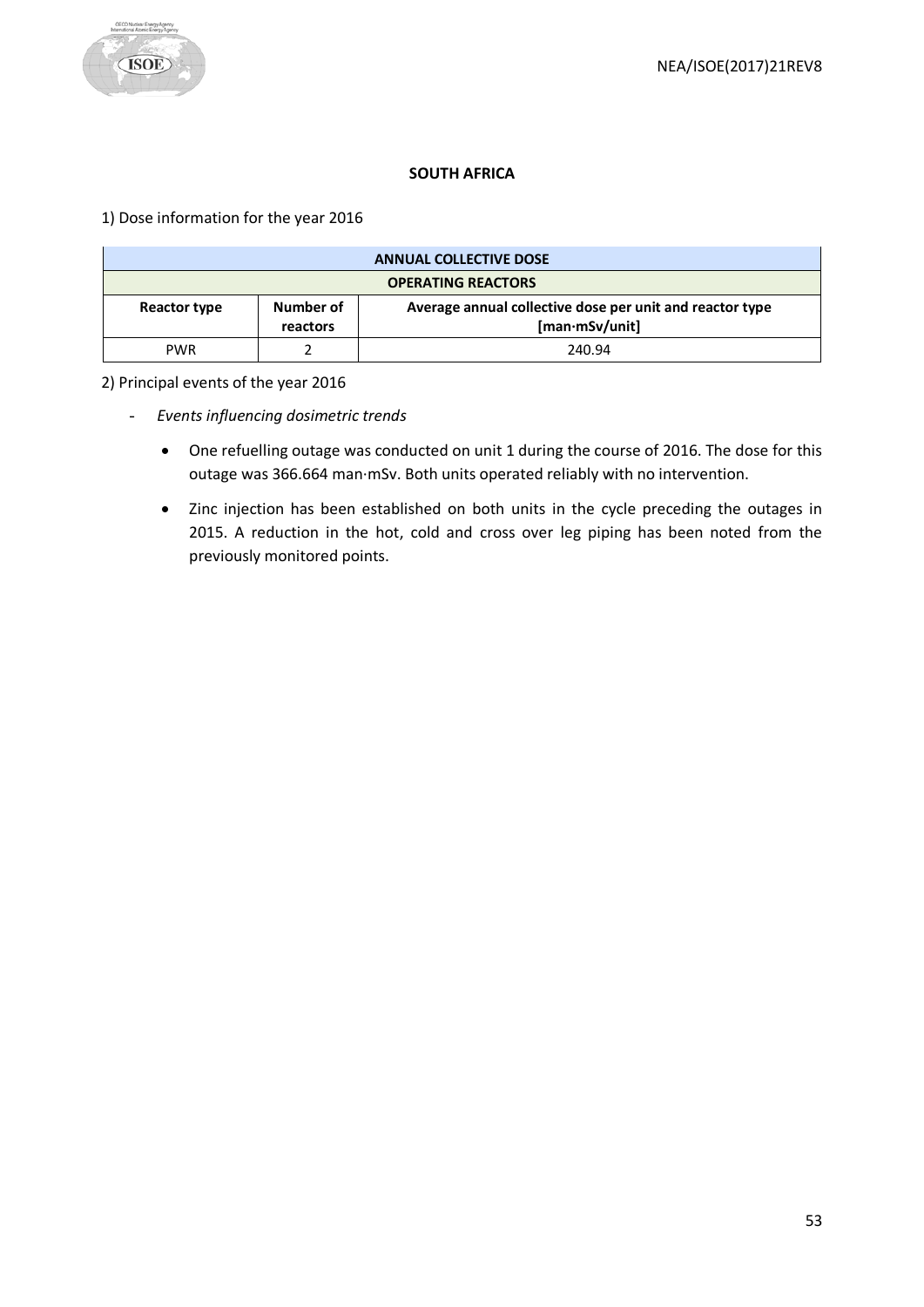**SOUTH AFRICA**

1) Dose information for the year 2016

| ANNUAL COLLECTIVE DOSE | | |
|---|---|---|
| **OPERATING REACTORS** | | |
| **Reactor type** | **Number of reactors** | **Average annual collective dose per unit and reactor type [man·mSv/unit]** |
| PWR | 2 | 240.94 |

2) Principal events of the year 2016

- *Events influencing dosimetric trends*
    - One refuelling outage was conducted on unit 1 during the course of 2016. The dose for this outage was 366.664 man·mSv. Both units operated reliably with no intervention.
    - Zinc injection has been established on both units in the cycle preceding the outages in 2015. A reduction in the hot, cold and cross over leg piping has been noted from the previously monitored points.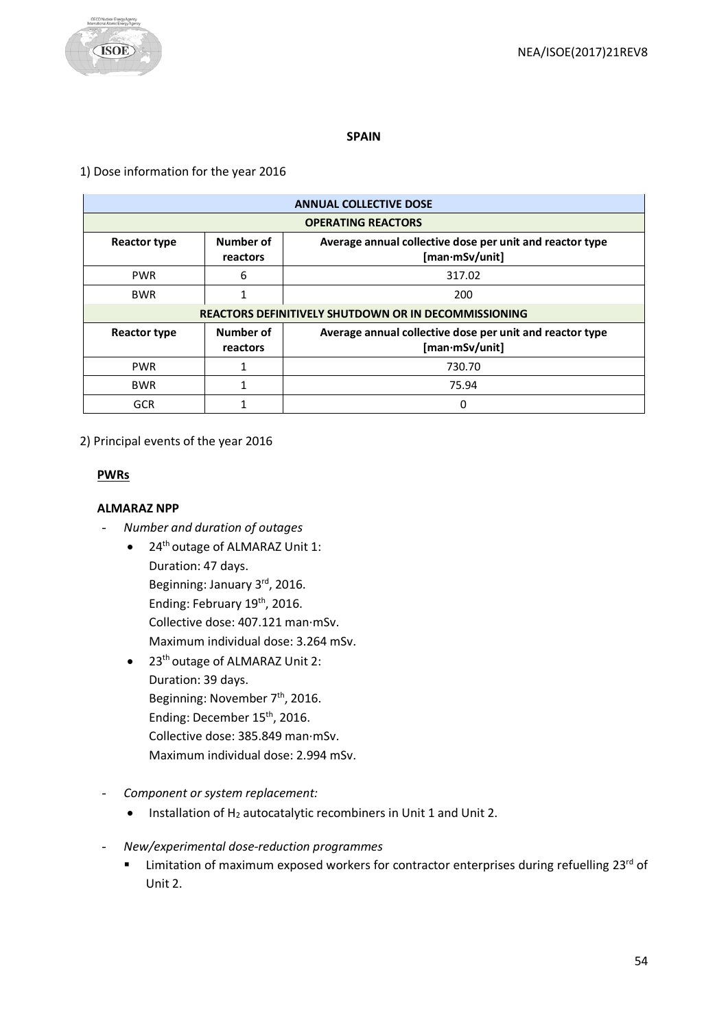**SPAIN**

1) Dose information for the year 2016

| ANNUAL COLLECTIVE DOSE | | |
|---|---|---|
| **OPERATING REACTORS** | | |
| **Reactor type** | **Number of reactors** | **Average annual collective dose per unit and reactor type [man·mSv/unit]** |
| PWR | 6 | 317.02 |
| BWR | 1 | 200 |
| **REACTORS DEFINITIVELY SHUTDOWN OR IN DECOMMISSIONING** | | |
| **Reactor type** | **Number of reactors** | **Average annual collective dose per unit and reactor type [man·mSv/unit]** |
| PWR | 1 | 730.70 |
| BWR | 1 | 75.94 |
| GCR | 1 | 0 |

2) Principal events of the year 2016

**PWRs**

**ALMARAZ NPP**

- *Number and duration of outages*
  - 24th outage of ALMARAZ Unit 1:
    Duration: 47 days.
    Beginning: January 3rd, 2016.
    Ending: February 19th, 2016.
    Collective dose: 407.121 man·mSv.
    Maximum individual dose: 3.264 mSv.
  - 23th outage of ALMARAZ Unit 2:
    Duration: 39 days.
    Beginning: November 7th, 2016.
    Ending: December 15th, 2016.
    Collective dose: 385.849 man·mSv.
    Maximum individual dose: 2.994 mSv.

- *Component or system replacement:*
  - Installation of $H_2$ autocatalytic recombiners in Unit 1 and Unit 2.

- *New/experimental dose-reduction programmes*
  - Limitation of maximum exposed workers for contractor enterprises during refuelling 23rd of Unit 2.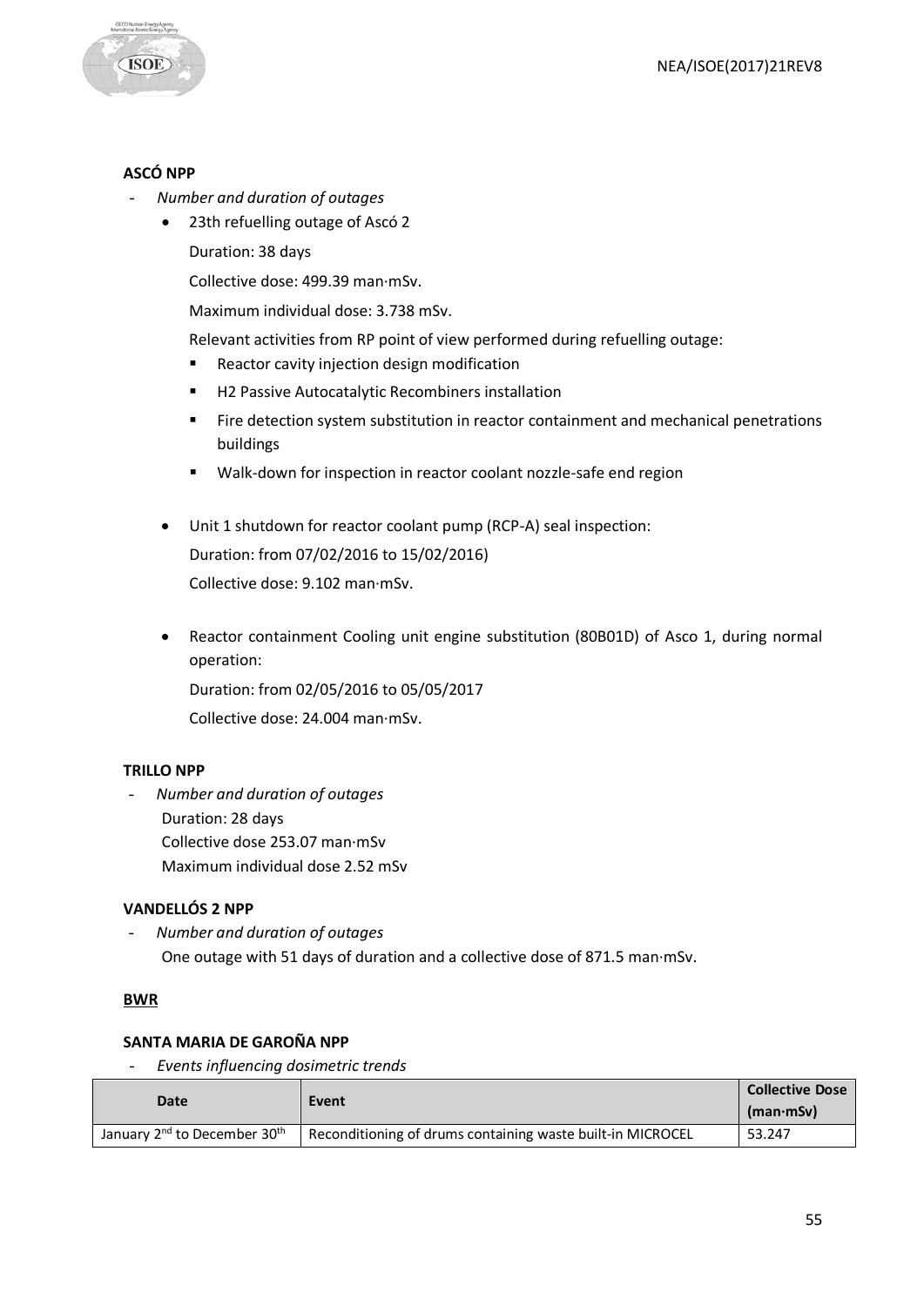**ASCÓ NPP**

- *Number and duration of outages*
    - 23th refuelling outage of Ascó 2

      Duration: 38 days

      Collective dose: 499.39 man·mSv.

      Maximum individual dose: 3.738 mSv.

      Relevant activities from RP point of view performed during refuelling outage:

        - Reactor cavity injection design modification
        - H2 Passive Autocatalytic Recombiners installation
        - Fire detection system substitution in reactor containment and mechanical penetrations buildings
        - Walk-down for inspection in reactor coolant nozzle-safe end region

    - Unit 1 shutdown for reactor coolant pump (RCP-A) seal inspection:

      Duration: from 07/02/2016 to 15/02/2016)

      Collective dose: 9.102 man·mSv.

    - Reactor containment Cooling unit engine substitution (80B01D) of Asco 1, during normal operation:

      Duration: from 02/05/2016 to 05/05/2017

      Collective dose: 24.004 man·mSv.

**TRILLO NPP**

- *Number and duration of outages*

  Duration: 28 days

  Collective dose 253.07 man·mSv

  Maximum individual dose 2.52 mSv

**VANDELLÓS 2 NPP**

- *Number and duration of outages*

  One outage with 51 days of duration and a collective dose of 871.5 man·mSv.

**BWR**

**SANTA MARIA DE GAROÑA NPP**

- *Events influencing dosimetric trends*

| Date | Event | Collective Dose (man·mSv) |
|---|---|---|
| January 2nd to December 30th | Reconditioning of drums containing waste built-in MICROCEL | 53.247 |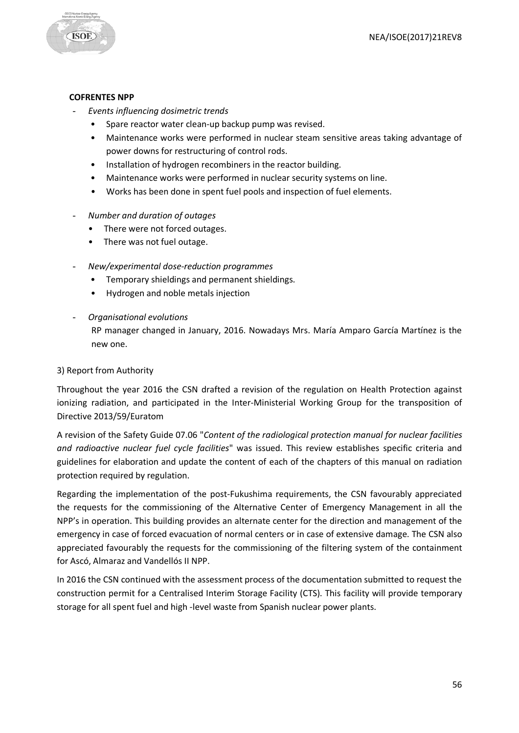**COFRENTES NPP**

- *Events influencing dosimetric trends*
  - Spare reactor water clean-up backup pump was revised.
  - Maintenance works were performed in nuclear steam sensitive areas taking advantage of power downs for restructuring of control rods.
  - Installation of hydrogen recombiners in the reactor building.
  - Maintenance works were performed in nuclear security systems on line.
  - Works has been done in spent fuel pools and inspection of fuel elements.
- *Number and duration of outages*
  - There were not forced outages.
  - There was not fuel outage.
- *New/experimental dose-reduction programmes*
  - Temporary shieldings and permanent shieldings.
  - Hydrogen and noble metals injection
- *Organisational evolutions*

  RP manager changed in January, 2016. Nowadays Mrs. María Amparo García Martínez is the new one.

3) Report from Authority

Throughout the year 2016 the CSN drafted a revision of the regulation on Health Protection against ionizing radiation, and participated in the Inter-Ministerial Working Group for the transposition of Directive 2013/59/Euratom

A revision of the Safety Guide 07.06 "*Content of the radiological protection manual for nuclear facilities and radioactive nuclear fuel cycle facilities*" was issued. This review establishes specific criteria and guidelines for elaboration and update the content of each of the chapters of this manual on radiation protection required by regulation.

Regarding the implementation of the post-Fukushima requirements, the CSN favourably appreciated the requests for the commissioning of the Alternative Center of Emergency Management in all the NPP's in operation. This building provides an alternate center for the direction and management of the emergency in case of forced evacuation of normal centers or in case of extensive damage. The CSN also appreciated favourably the requests for the commissioning of the filtering system of the containment for Ascó, Almaraz and Vandellós II NPP.

In 2016 the CSN continued with the assessment process of the documentation submitted to request the construction permit for a Centralised Interim Storage Facility (CTS). This facility will provide temporary storage for all spent fuel and high -level waste from Spanish nuclear power plants.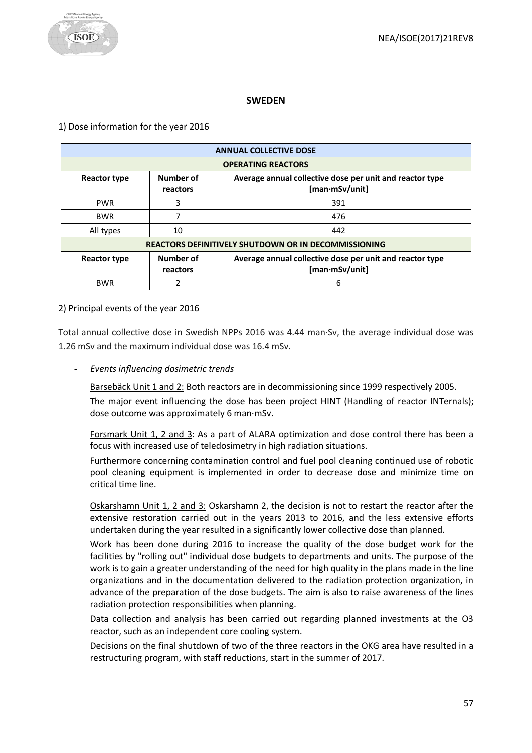# SWEDEN

1) Dose information for the year 2016

| ANNUAL COLLECTIVE DOSE | | |
|---|---|---|
| **OPERATING REACTORS** | | |
| **Reactor type** | **Number of reactors** | **Average annual collective dose per unit and reactor type [man·mSv/unit]** |
| PWR | 3 | 391 |
| BWR | 7 | 476 |
| All types | 10 | 442 |
| **REACTORS DEFINITIVELY SHUTDOWN OR IN DECOMMISSIONING** | | |
| **Reactor type** | **Number of reactors** | **Average annual collective dose per unit and reactor type [man·mSv/unit]** |
| BWR | 2 | 6 |

2) Principal events of the year 2016

Total annual collective dose in Swedish NPPs 2016 was 4.44 man·Sv, the average individual dose was 1.26 mSv and the maximum individual dose was 16.4 mSv.

- *Events influencing dosimetric trends*

  Barsebäck Unit 1 and 2: Both reactors are in decommissioning since 1999 respectively 2005.

  The major event influencing the dose has been project HINT (Handling of reactor INTernals); dose outcome was approximately 6 man·mSv.

  Forsmark Unit 1, 2 and 3: As a part of ALARA optimization and dose control there has been a focus with increased use of teledosimetry in high radiation situations.

  Furthermore concerning contamination control and fuel pool cleaning continued use of robotic pool cleaning equipment is implemented in order to decrease dose and minimize time on critical time line.

  Oskarshamn Unit 1, 2 and 3: Oskarshamn 2, the decision is not to restart the reactor after the extensive restoration carried out in the years 2013 to 2016, and the less extensive efforts undertaken during the year resulted in a significantly lower collective dose than planned.

  Work has been done during 2016 to increase the quality of the dose budget work for the facilities by "rolling out" individual dose budgets to departments and units. The purpose of the work is to gain a greater understanding of the need for high quality in the plans made in the line organizations and in the documentation delivered to the radiation protection organization, in advance of the preparation of the dose budgets. The aim is also to raise awareness of the lines radiation protection responsibilities when planning.

  Data collection and analysis has been carried out regarding planned investments at the O3 reactor, such as an independent core cooling system.

  Decisions on the final shutdown of two of the three reactors in the OKG area have resulted in a restructuring program, with staff reductions, start in the summer of 2017.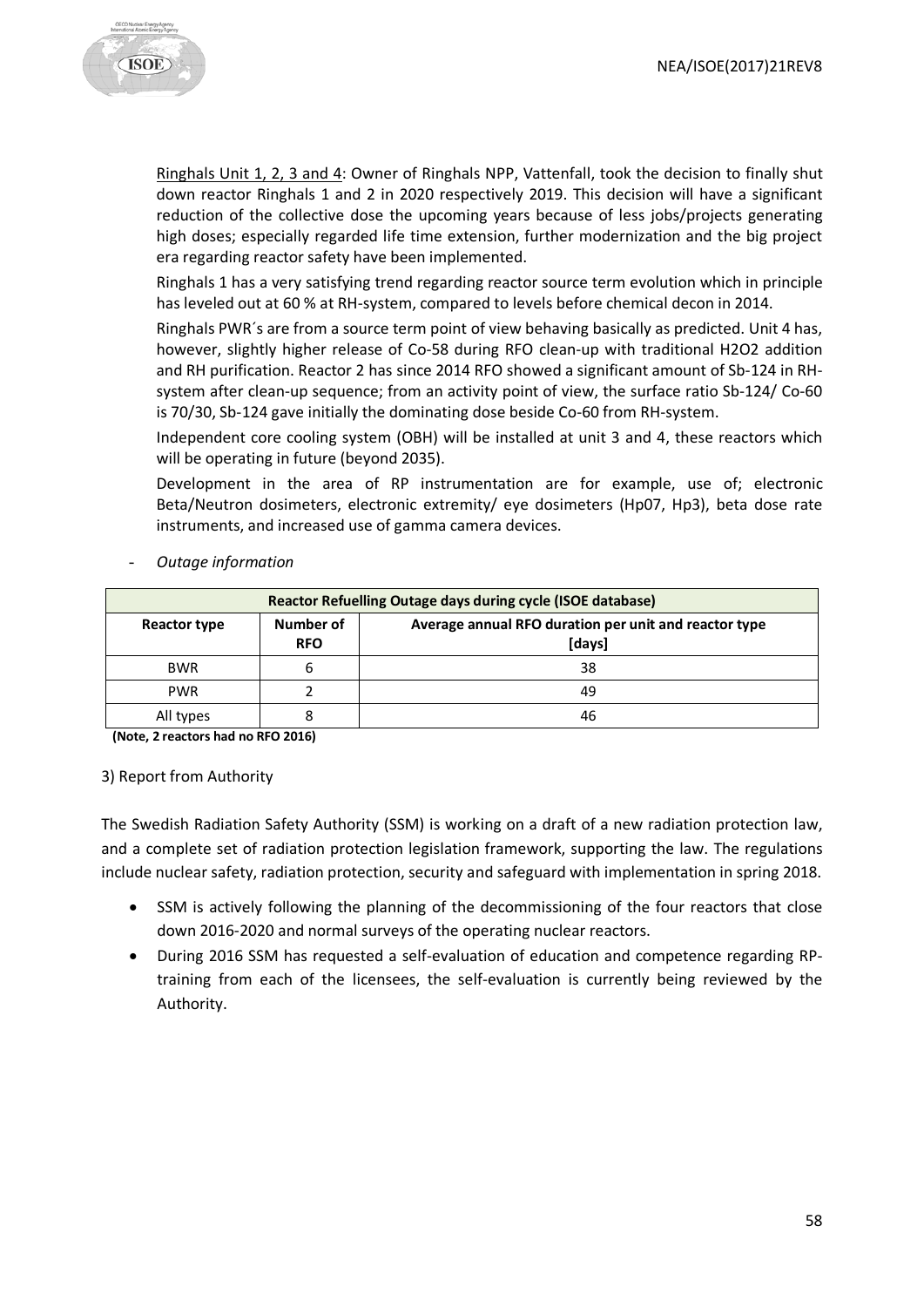Ringhals Unit 1, 2, 3 and 4: Owner of Ringhals NPP, Vattenfall, took the decision to finally shut down reactor Ringhals 1 and 2 in 2020 respectively 2019. This decision will have a significant reduction of the collective dose the upcoming years because of less jobs/projects generating high doses; especially regarded life time extension, further modernization and the big project era regarding reactor safety have been implemented.

Ringhals 1 has a very satisfying trend regarding reactor source term evolution which in principle has leveled out at 60 % at RH-system, compared to levels before chemical decon in 2014.

Ringhals PWR´s are from a source term point of view behaving basically as predicted. Unit 4 has, however, slightly higher release of Co-58 during RFO clean-up with traditional $H_2O_2$ addition and RH purification. Reactor 2 has since 2014 RFO showed a significant amount of Sb-124 in RH-system after clean-up sequence; from an activity point of view, the surface ratio Sb-124/ Co-60 is 70/30, Sb-124 gave initially the dominating dose beside Co-60 from RH-system.

Independent core cooling system (OBH) will be installed at unit 3 and 4, these reactors which will be operating in future (beyond 2035).

Development in the area of RP instrumentation are for example, use of; electronic Beta/Neutron dosimeters, electronic extremity/ eye dosimeters (Hp07, Hp3), beta dose rate instruments, and increased use of gamma camera devices.

- *Outage information*

| **Reactor Refuelling Outage days during cycle (ISOE database)** | | |
|---|---|---|
| **Reactor type** | **Number of RFO** | **Average annual RFO duration per unit and reactor type [days]** |
| BWR | 6 | 38 |
| PWR | 2 | 49 |
| All types | 8 | 46 |

**(Note, 2 reactors had no RFO 2016)**

3) Report from Authority

The Swedish Radiation Safety Authority (SSM) is working on a draft of a new radiation protection law, and a complete set of radiation protection legislation framework, supporting the law. The regulations include nuclear safety, radiation protection, security and safeguard with implementation in spring 2018.

- SSM is actively following the planning of the decommissioning of the four reactors that close down 2016-2020 and normal surveys of the operating nuclear reactors.
- During 2016 SSM has requested a self-evaluation of education and competence regarding RP-training from each of the licensees, the self-evaluation is currently being reviewed by the Authority.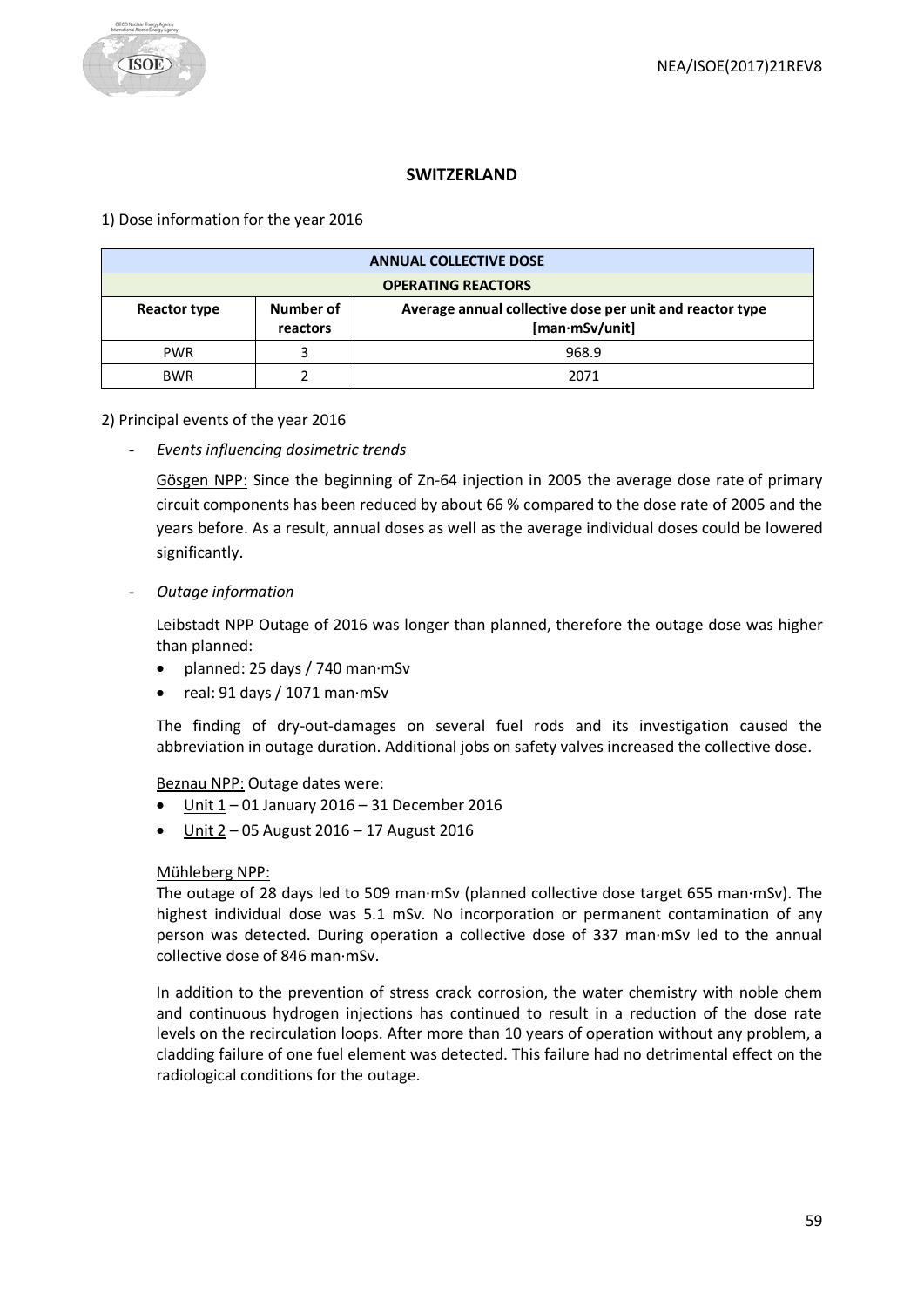## SWITZERLAND

1) Dose information for the year 2016

| ANNUAL COLLECTIVE DOSE | | |
|---|---|---|
| **OPERATING REACTORS** | | |
| **Reactor type** | **Number of reactors** | **Average annual collective dose per unit and reactor type [man·mSv/unit]** |
| PWR | 3 | 968.9 |
| BWR | 2 | 2071 |

2) Principal events of the year 2016

- *Events influencing dosimetric trends*

  Gösgen NPP: Since the beginning of Zn-64 injection in 2005 the average dose rate of primary circuit components has been reduced by about 66 % compared to the dose rate of 2005 and the years before. As a result, annual doses as well as the average individual doses could be lowered significantly.

- *Outage information*

  Leibstadt NPP Outage of 2016 was longer than planned, therefore the outage dose was higher than planned:

  - planned: 25 days / 740 man·mSv
  - real: 91 days / 1071 man·mSv

  The finding of dry-out-damages on several fuel rods and its investigation caused the abbreviation in outage duration. Additional jobs on safety valves increased the collective dose.

  Beznau NPP: Outage dates were:

  - Unit 1 – 01 January 2016 – 31 December 2016
  - Unit 2 – 05 August 2016 – 17 August 2016

  Mühleberg NPP:
  The outage of 28 days led to 509 man·mSv (planned collective dose target 655 man·mSv). The highest individual dose was 5.1 mSv. No incorporation or permanent contamination of any person was detected. During operation a collective dose of 337 man·mSv led to the annual collective dose of 846 man·mSv.

  In addition to the prevention of stress crack corrosion, the water chemistry with noble chem and continuous hydrogen injections has continued to result in a reduction of the dose rate levels on the recirculation loops. After more than 10 years of operation without any problem, a cladding failure of one fuel element was detected. This failure had no detrimental effect on the radiological conditions for the outage.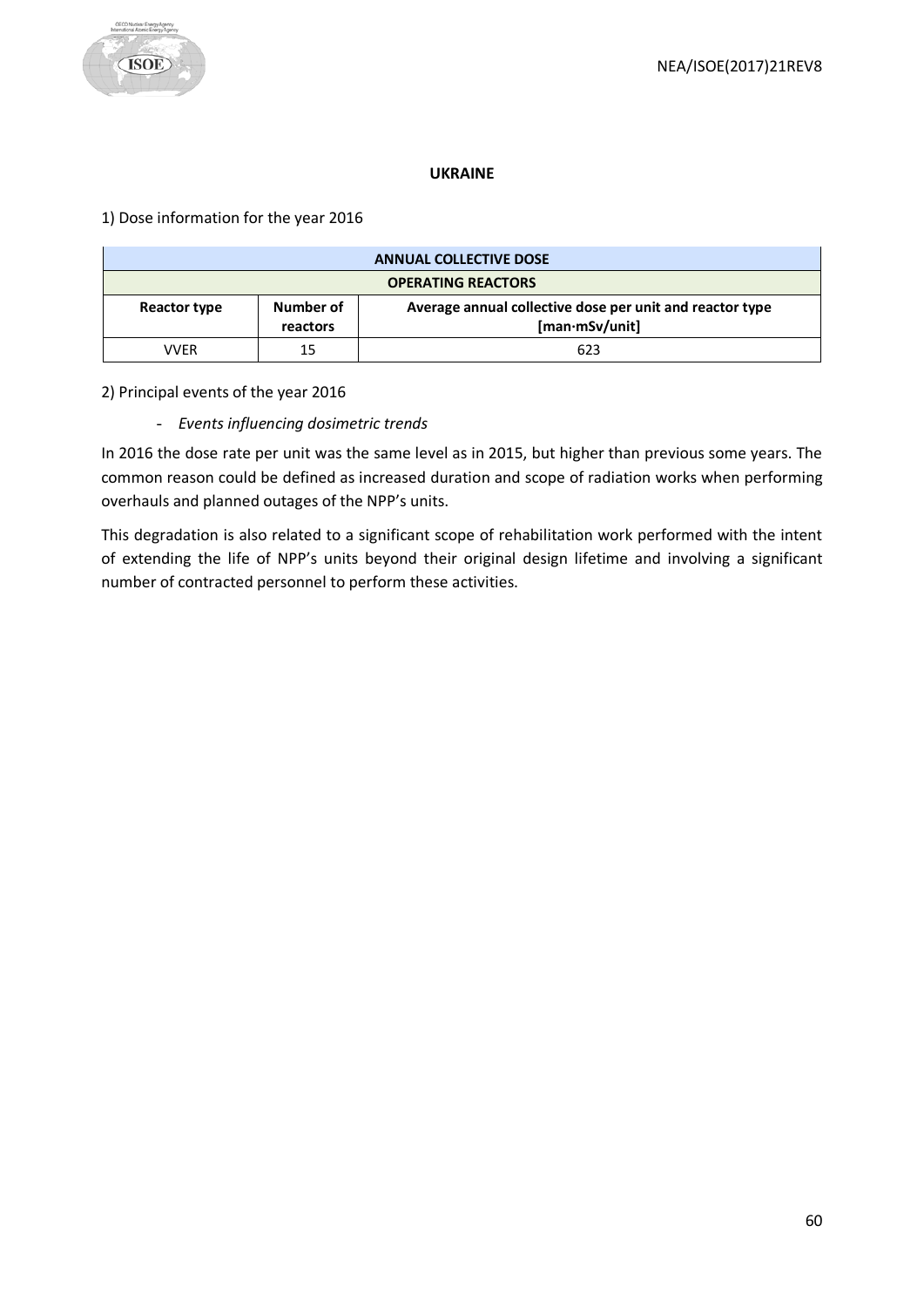## UKRAINE

1) Dose information for the year 2016

| ANNUAL COLLECTIVE DOSE | | |
|---|---|---|
| **OPERATING REACTORS** | | |
| **Reactor type** | **Number of reactors** | **Average annual collective dose per unit and reactor type [man·mSv/unit]** |
| VVER | 15 | 623 |

2) Principal events of the year 2016

- *Events influencing dosimetric trends*

In 2016 the dose rate per unit was the same level as in 2015, but higher than previous some years. The common reason could be defined as increased duration and scope of radiation works when performing overhauls and planned outages of the NPP's units.

This degradation is also related to a significant scope of rehabilitation work performed with the intent of extending the life of NPP's units beyond their original design lifetime and involving a significant number of contracted personnel to perform these activities.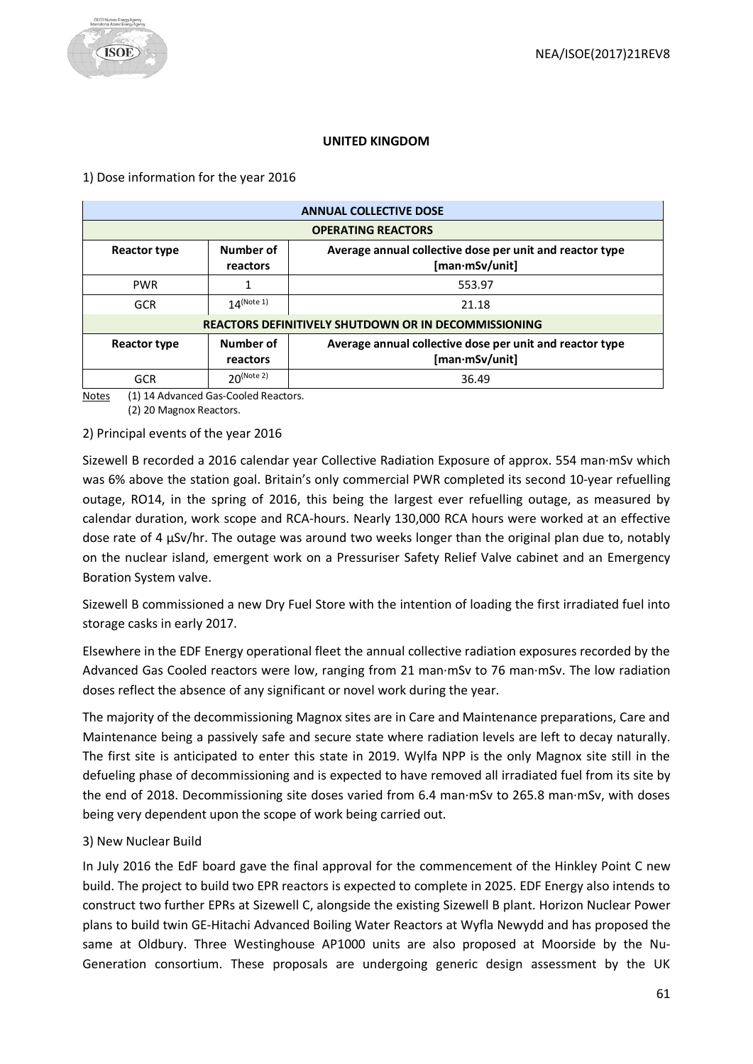**UNITED KINGDOM**

1) Dose information for the year 2016

| ANNUAL COLLECTIVE DOSE | | |
|---|---|---|
| **OPERATING REACTORS** | | |
| **Reactor type** | **Number of reactors** | **Average annual collective dose per unit and reactor type [man·mSv/unit]** |
| PWR | 1 | 553.97 |
| GCR | 14 (Note 1) | 21.18 |
| **REACTORS DEFINITIVELY SHUTDOWN OR IN DECOMMISSIONING** | | |
| **Reactor type** | **Number of reactors** | **Average annual collective dose per unit and reactor type [man·mSv/unit]** |
| GCR | 20 (Note 2) | 36.49 |

Notes (1) 14 Advanced Gas-Cooled Reactors.
(2) 20 Magnox Reactors.

2) Principal events of the year 2016

Sizewell B recorded a 2016 calendar year Collective Radiation Exposure of approx. 554 man·mSv which was 6% above the station goal. Britain's only commercial PWR completed its second 10-year refuelling outage, RO14, in the spring of 2016, this being the largest ever refuelling outage, as measured by calendar duration, work scope and RCA-hours. Nearly 130,000 RCA hours were worked at an effective dose rate of 4 µSv/hr. The outage was around two weeks longer than the original plan due to, notably on the nuclear island, emergent work on a Pressuriser Safety Relief Valve cabinet and an Emergency Boration System valve.

Sizewell B commissioned a new Dry Fuel Store with the intention of loading the first irradiated fuel into storage casks in early 2017.

Elsewhere in the EDF Energy operational fleet the annual collective radiation exposures recorded by the Advanced Gas Cooled reactors were low, ranging from 21 man·mSv to 76 man·mSv. The low radiation doses reflect the absence of any significant or novel work during the year.

The majority of the decommissioning Magnox sites are in Care and Maintenance preparations, Care and Maintenance being a passively safe and secure state where radiation levels are left to decay naturally. The first site is anticipated to enter this state in 2019. Wylfa NPP is the only Magnox site still in the defueling phase of decommissioning and is expected to have removed all irradiated fuel from its site by the end of 2018. Decommissioning site doses varied from 6.4 man·mSv to 265.8 man·mSv, with doses being very dependent upon the scope of work being carried out.

3) New Nuclear Build

In July 2016 the EdF board gave the final approval for the commencement of the Hinkley Point C new build. The project to build two EPR reactors is expected to complete in 2025. EDF Energy also intends to construct two further EPRs at Sizewell C, alongside the existing Sizewell B plant. Horizon Nuclear Power plans to build twin GE-Hitachi Advanced Boiling Water Reactors at Wyfla Newydd and has proposed the same at Oldbury. Three Westinghouse AP1000 units are also proposed at Moorside by the Nu-Generation consortium. These proposals are undergoing generic design assessment by the UK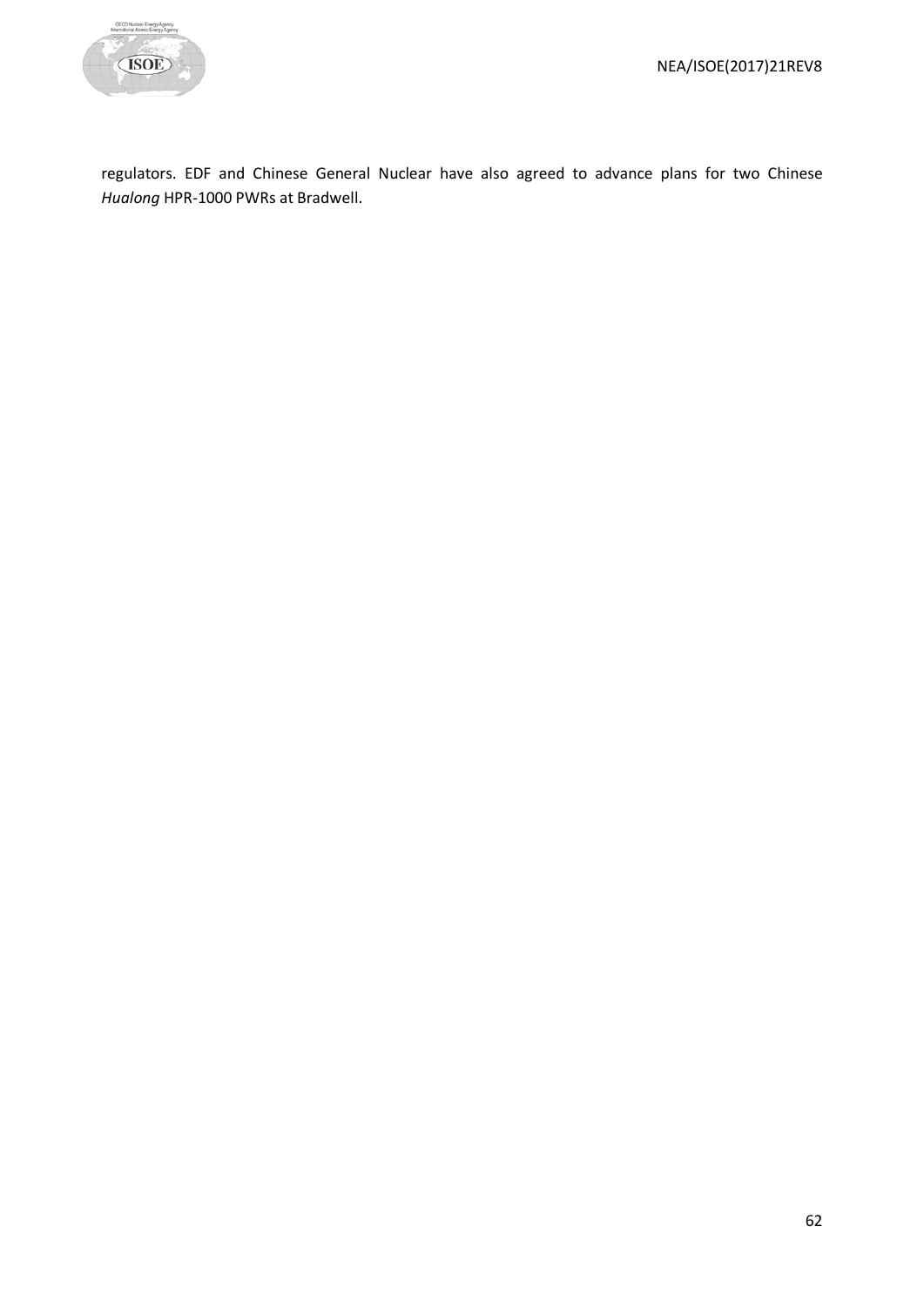regulators. EDF and Chinese General Nuclear have also agreed to advance plans for two Chinese *Hualong* HPR-1000 PWRs at Bradwell.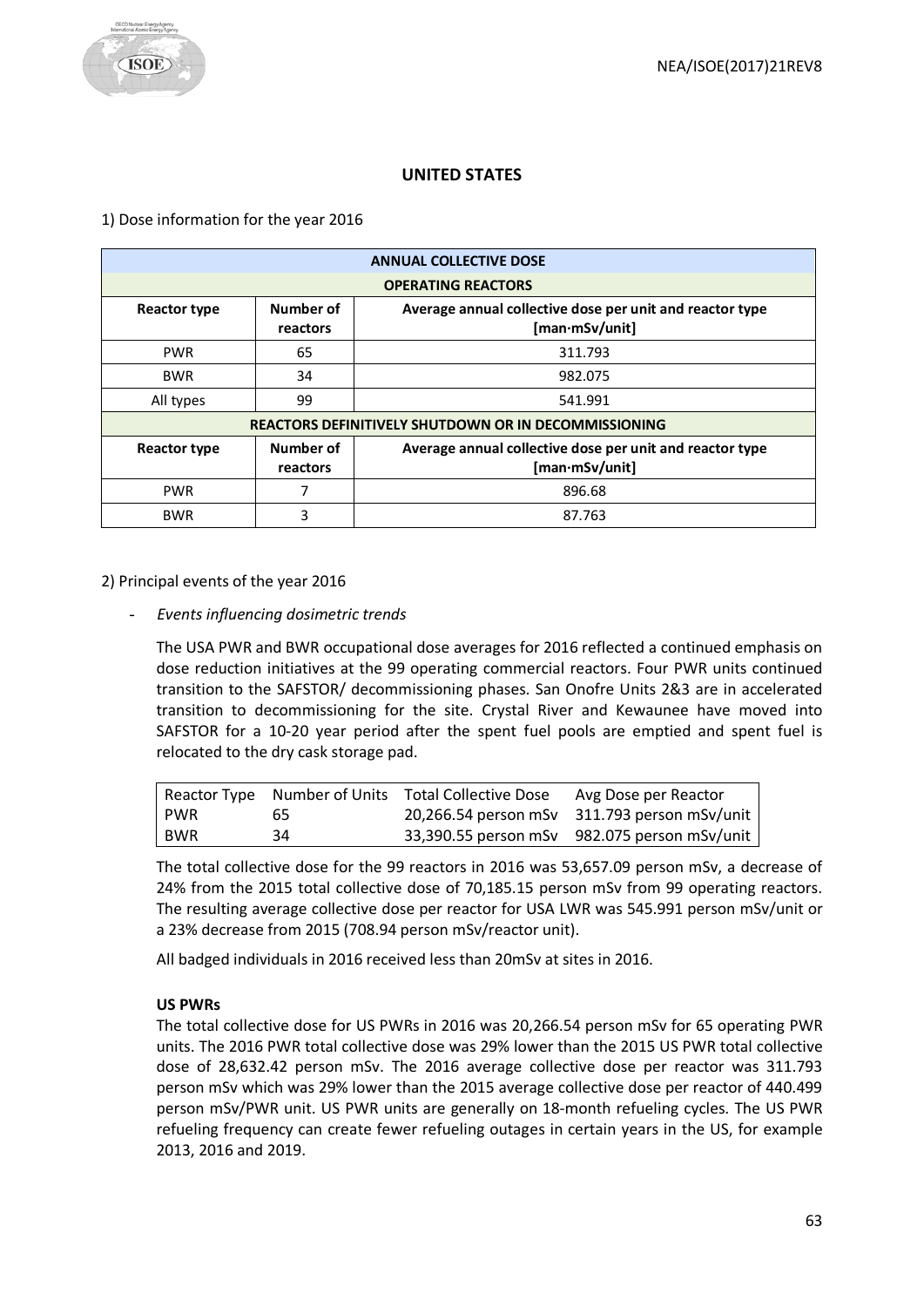## UNITED STATES

1) Dose information for the year 2016

| ANNUAL COLLECTIVE DOSE | | |
|---|---|---|
| **OPERATING REACTORS** | | |
| **Reactor type** | **Number of reactors** | **Average annual collective dose per unit and reactor type [man·mSv/unit]** |
| PWR | 65 | 311.793 |
| BWR | 34 | 982.075 |
| All types | 99 | 541.991 |
| **REACTORS DEFINITIVELY SHUTDOWN OR IN DECOMMISSIONING** | | |
| **Reactor type** | **Number of reactors** | **Average annual collective dose per unit and reactor type [man·mSv/unit]** |
| PWR | 7 | 896.68 |
| BWR | 3 | 87.763 |

2) Principal events of the year 2016

- *Events influencing dosimetric trends*

The USA PWR and BWR occupational dose averages for 2016 reflected a continued emphasis on dose reduction initiatives at the 99 operating commercial reactors. Four PWR units continued transition to the SAFSTOR/ decommissioning phases. San Onofre Units 2&3 are in accelerated transition to decommissioning for the site. Crystal River and Kewaunee have moved into SAFSTOR for a 10-20 year period after the spent fuel pools are emptied and spent fuel is relocated to the dry cask storage pad.

| Reactor Type | Number of Units | Total Collective Dose | Avg Dose per Reactor |
|---|---|---|---|
| PWR | 65 | 20,266.54 person mSv | 311.793 person mSv/unit |
| BWR | 34 | 33,390.55 person mSv | 982.075 person mSv/unit |

The total collective dose for the 99 reactors in 2016 was 53,657.09 person mSv, a decrease of 24% from the 2015 total collective dose of 70,185.15 person mSv from 99 operating reactors. The resulting average collective dose per reactor for USA LWR was 545.991 person mSv/unit or a 23% decrease from 2015 (708.94 person mSv/reactor unit).

All badged individuals in 2016 received less than 20mSv at sites in 2016.

**US PWRs**

The total collective dose for US PWRs in 2016 was 20,266.54 person mSv for 65 operating PWR units. The 2016 PWR total collective dose was 29% lower than the 2015 US PWR total collective dose of 28,632.42 person mSv. The 2016 average collective dose per reactor was 311.793 person mSv which was 29% lower than the 2015 average collective dose per reactor of 440.499 person mSv/PWR unit. US PWR units are generally on 18-month refueling cycles. The US PWR refueling frequency can create fewer refueling outages in certain years in the US, for example 2013, 2016 and 2019.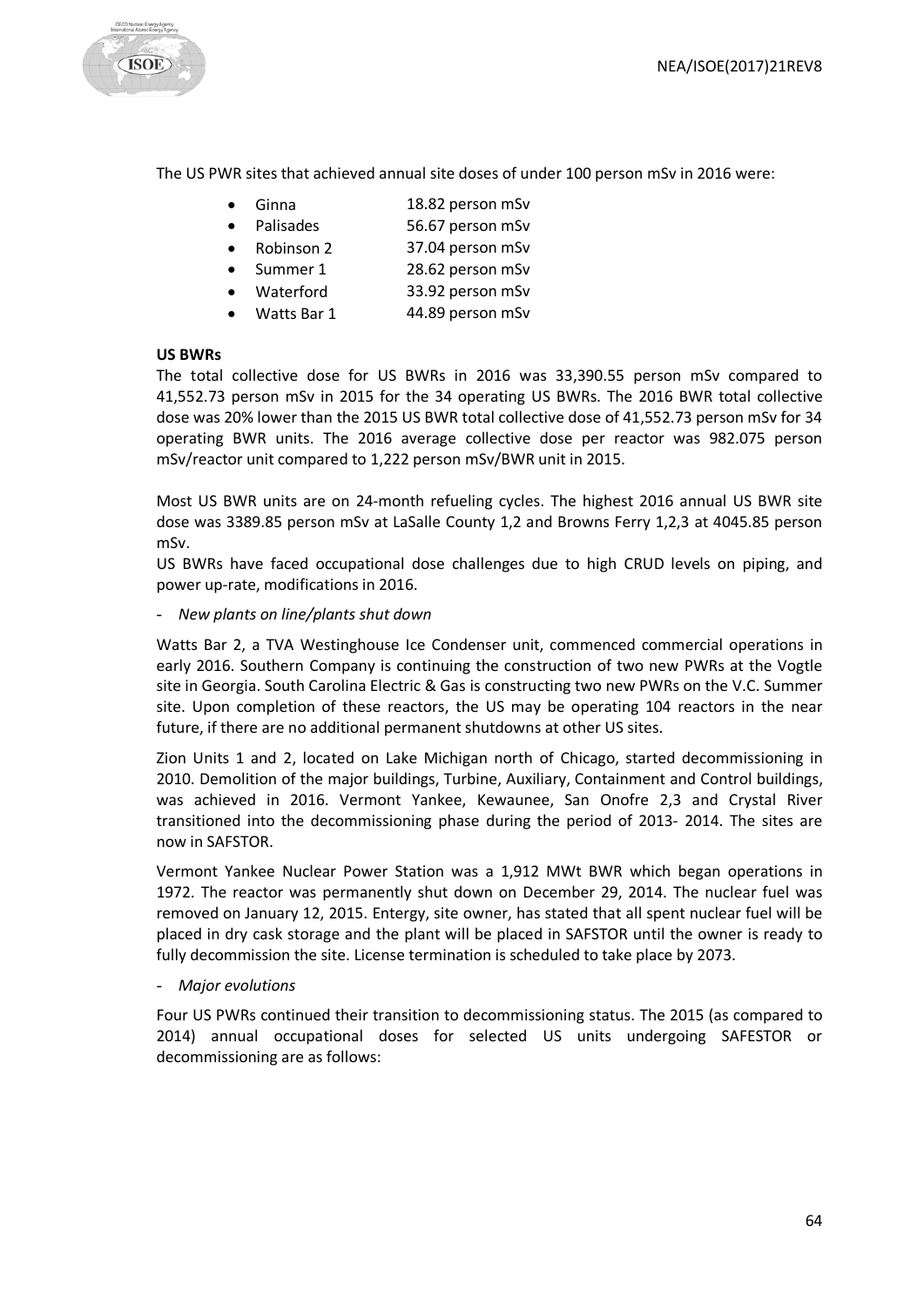The US PWR sites that achieved annual site doses of under 100 person mSv in 2016 were:

- Ginna 18.82 person mSv
- Palisades 56.67 person mSv
- Robinson 2 37.04 person mSv
- Summer 1 28.62 person mSv
- Waterford 33.92 person mSv
- Watts Bar 1 44.89 person mSv

**US BWRs**

The total collective dose for US BWRs in 2016 was 33,390.55 person mSv compared to 41,552.73 person mSv in 2015 for the 34 operating US BWRs. The 2016 BWR total collective dose was 20% lower than the 2015 US BWR total collective dose of 41,552.73 person mSv for 34 operating BWR units. The 2016 average collective dose per reactor was 982.075 person mSv/reactor unit compared to 1,222 person mSv/BWR unit in 2015.

Most US BWR units are on 24-month refueling cycles. The highest 2016 annual US BWR site dose was 3389.85 person mSv at LaSalle County 1,2 and Browns Ferry 1,2,3 at 4045.85 person mSv.

US BWRs have faced occupational dose challenges due to high CRUD levels on piping, and power up-rate, modifications in 2016.

- *New plants on line/plants shut down*

Watts Bar 2, a TVA Westinghouse Ice Condenser unit, commenced commercial operations in early 2016. Southern Company is continuing the construction of two new PWRs at the Vogtle site in Georgia. South Carolina Electric & Gas is constructing two new PWRs on the V.C. Summer site. Upon completion of these reactors, the US may be operating 104 reactors in the near future, if there are no additional permanent shutdowns at other US sites.

Zion Units 1 and 2, located on Lake Michigan north of Chicago, started decommissioning in 2010. Demolition of the major buildings, Turbine, Auxiliary, Containment and Control buildings, was achieved in 2016. Vermont Yankee, Kewaunee, San Onofre 2,3 and Crystal River transitioned into the decommissioning phase during the period of 2013- 2014. The sites are now in SAFSTOR.

Vermont Yankee Nuclear Power Station was a 1,912 MWt BWR which began operations in 1972. The reactor was permanently shut down on December 29, 2014. The nuclear fuel was removed on January 12, 2015. Entergy, site owner, has stated that all spent nuclear fuel will be placed in dry cask storage and the plant will be placed in SAFSTOR until the owner is ready to fully decommission the site. License termination is scheduled to take place by 2073.

- *Major evolutions*

Four US PWRs continued their transition to decommissioning status. The 2015 (as compared to 2014) annual occupational doses for selected US units undergoing SAFESTOR or decommissioning are as follows: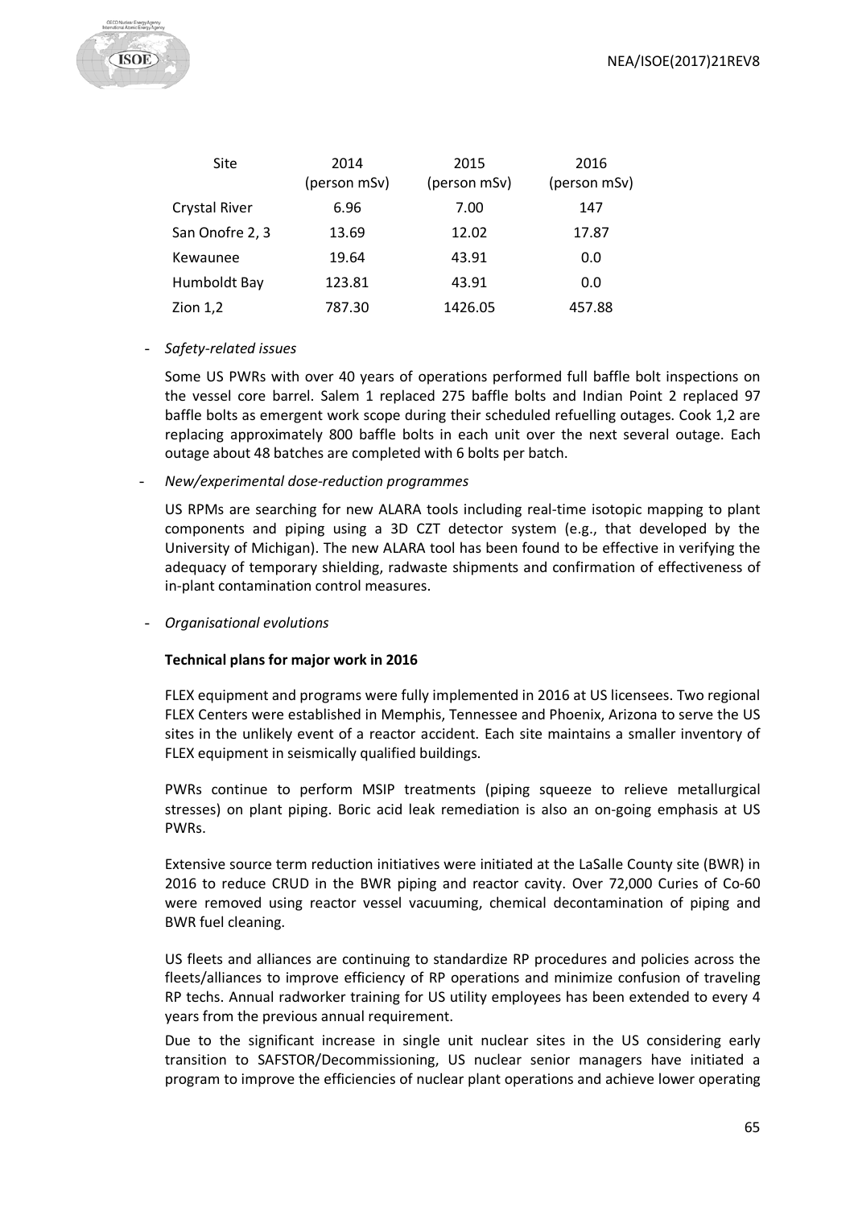| Site | 2014 (person mSv) | 2015 (person mSv) | 2016 (person mSv) |
|---|---|---|---|
| Crystal River | 6.96 | 7.00 | 147 |
| San Onofre 2, 3 | 13.69 | 12.02 | 17.87 |
| Kewaunee | 19.64 | 43.91 | 0.0 |
| Humboldt Bay | 123.81 | 43.91 | 0.0 |
| Zion 1,2 | 787.30 | 1426.05 | 457.88 |

- *Safety-related issues*

  Some US PWRs with over 40 years of operations performed full baffle bolt inspections on the vessel core barrel. Salem 1 replaced 275 baffle bolts and Indian Point 2 replaced 97 baffle bolts as emergent work scope during their scheduled refuelling outages. Cook 1,2 are replacing approximately 800 baffle bolts in each unit over the next several outage. Each outage about 48 batches are completed with 6 bolts per batch.

- *New/experimental dose-reduction programmes*

  US RPMs are searching for new ALARA tools including real-time isotopic mapping to plant components and piping using a 3D CZT detector system (e.g., that developed by the University of Michigan). The new ALARA tool has been found to be effective in verifying the adequacy of temporary shielding, radwaste shipments and confirmation of effectiveness of in-plant contamination control measures.

- *Organisational evolutions*

  **Technical plans for major work in 2016**

  FLEX equipment and programs were fully implemented in 2016 at US licensees. Two regional FLEX Centers were established in Memphis, Tennessee and Phoenix, Arizona to serve the US sites in the unlikely event of a reactor accident. Each site maintains a smaller inventory of FLEX equipment in seismically qualified buildings.

  PWRs continue to perform MSIP treatments (piping squeeze to relieve metallurgical stresses) on plant piping. Boric acid leak remediation is also an on-going emphasis at US PWRs.

  Extensive source term reduction initiatives were initiated at the LaSalle County site (BWR) in 2016 to reduce CRUD in the BWR piping and reactor cavity. Over 72,000 Curies of Co-60 were removed using reactor vessel vacuuming, chemical decontamination of piping and BWR fuel cleaning.

  US fleets and alliances are continuing to standardize RP procedures and policies across the fleets/alliances to improve efficiency of RP operations and minimize confusion of traveling RP techs. Annual radworker training for US utility employees has been extended to every 4 years from the previous annual requirement.

  Due to the significant increase in single unit nuclear sites in the US considering early transition to SAFSTOR/Decommissioning, US nuclear senior managers have initiated a program to improve the efficiencies of nuclear plant operations and achieve lower operating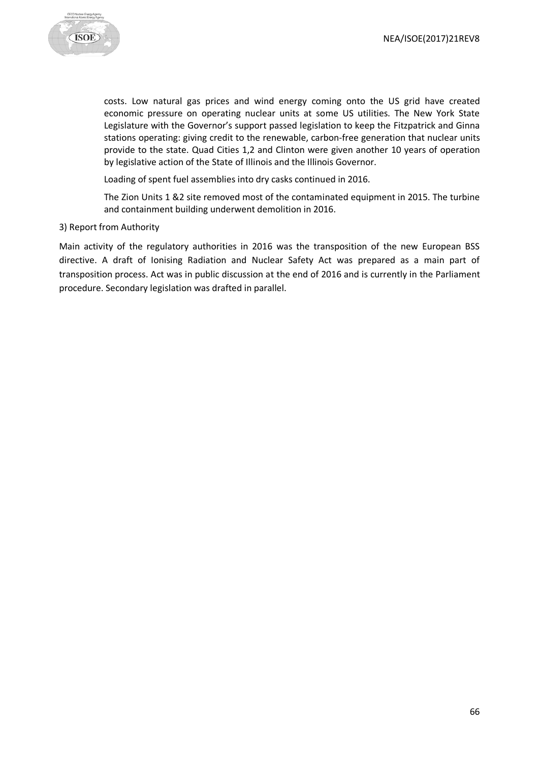costs. Low natural gas prices and wind energy coming onto the US grid have created economic pressure on operating nuclear units at some US utilities. The New York State Legislature with the Governor's support passed legislation to keep the Fitzpatrick and Ginna stations operating: giving credit to the renewable, carbon-free generation that nuclear units provide to the state. Quad Cities 1,2 and Clinton were given another 10 years of operation by legislative action of the State of Illinois and the Illinois Governor.

Loading of spent fuel assemblies into dry casks continued in 2016.

The Zion Units 1 &2 site removed most of the contaminated equipment in 2015. The turbine and containment building underwent demolition in 2016.

3) Report from Authority

Main activity of the regulatory authorities in 2016 was the transposition of the new European BSS directive. A draft of Ionising Radiation and Nuclear Safety Act was prepared as a main part of transposition process. Act was in public discussion at the end of 2016 and is currently in the Parliament procedure. Secondary legislation was drafted in parallel.